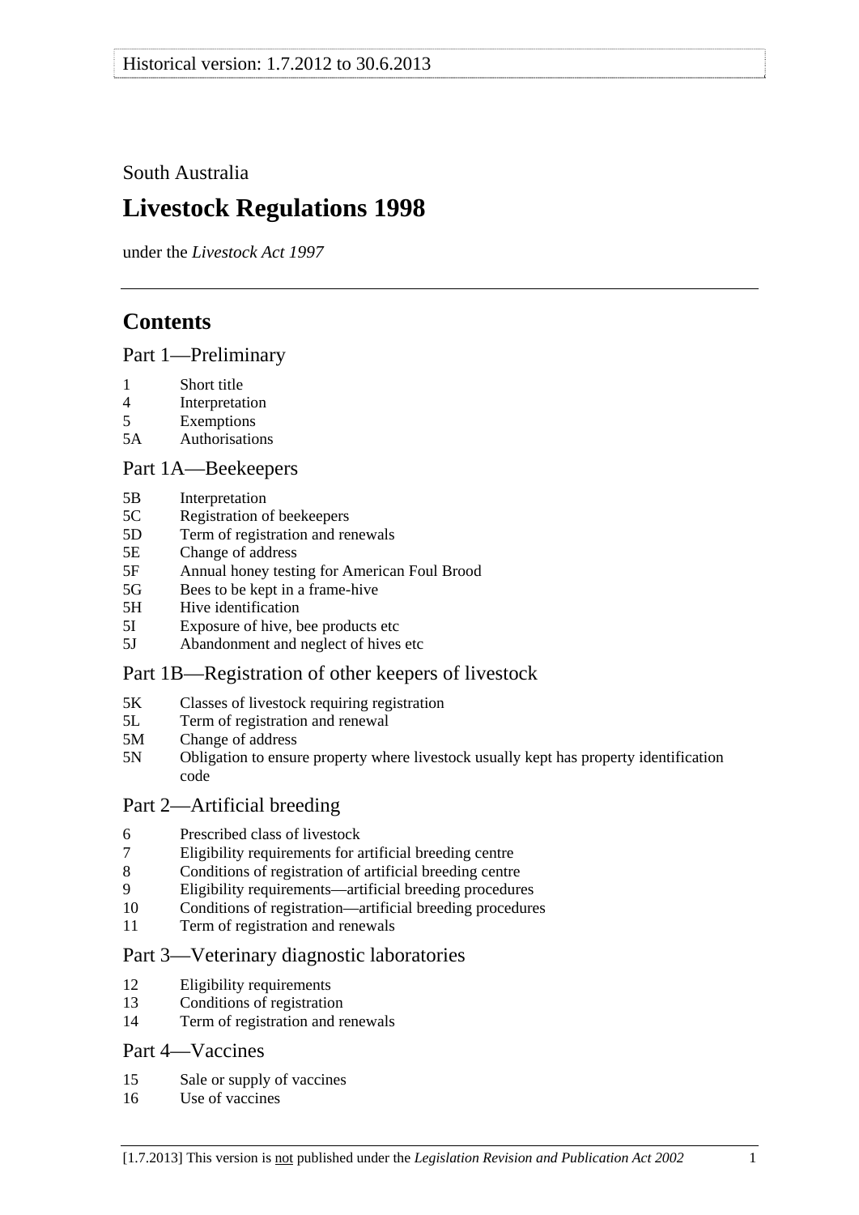Historical version: 1.7.2012 to 30.6.2013

South Australia

# Livestock Regulations 1998

under the *Livestock Act 1997*

## Contents

### Part 1—Preliminary

1 Short title
4 Interpretation
5 Exemptions
5A Authorisations

### Part 1A—Beekeepers

5B Interpretation
5C Registration of beekeepers
5D Term of registration and renewals
5E Change of address
5F Annual honey testing for American Foul Brood
5G Bees to be kept in a frame-hive
5H Hive identification
5I Exposure of hive, bee products etc
5J Abandonment and neglect of hives etc

### Part 1B—Registration of other keepers of livestock

5K Classes of livestock requiring registration
5L Term of registration and renewal
5M Change of address
5N Obligation to ensure property where livestock usually kept has property identification code

### Part 2—Artificial breeding

6 Prescribed class of livestock
7 Eligibility requirements for artificial breeding centre
8 Conditions of registration of artificial breeding centre
9 Eligibility requirements—artificial breeding procedures
10 Conditions of registration—artificial breeding procedures
11 Term of registration and renewals

### Part 3—Veterinary diagnostic laboratories

12 Eligibility requirements
13 Conditions of registration
14 Term of registration and renewals

### Part 4—Vaccines

15 Sale or supply of vaccines
16 Use of vaccines

[1.7.2013] This version is not published under the *Legislation Revision and Publication Act 2002*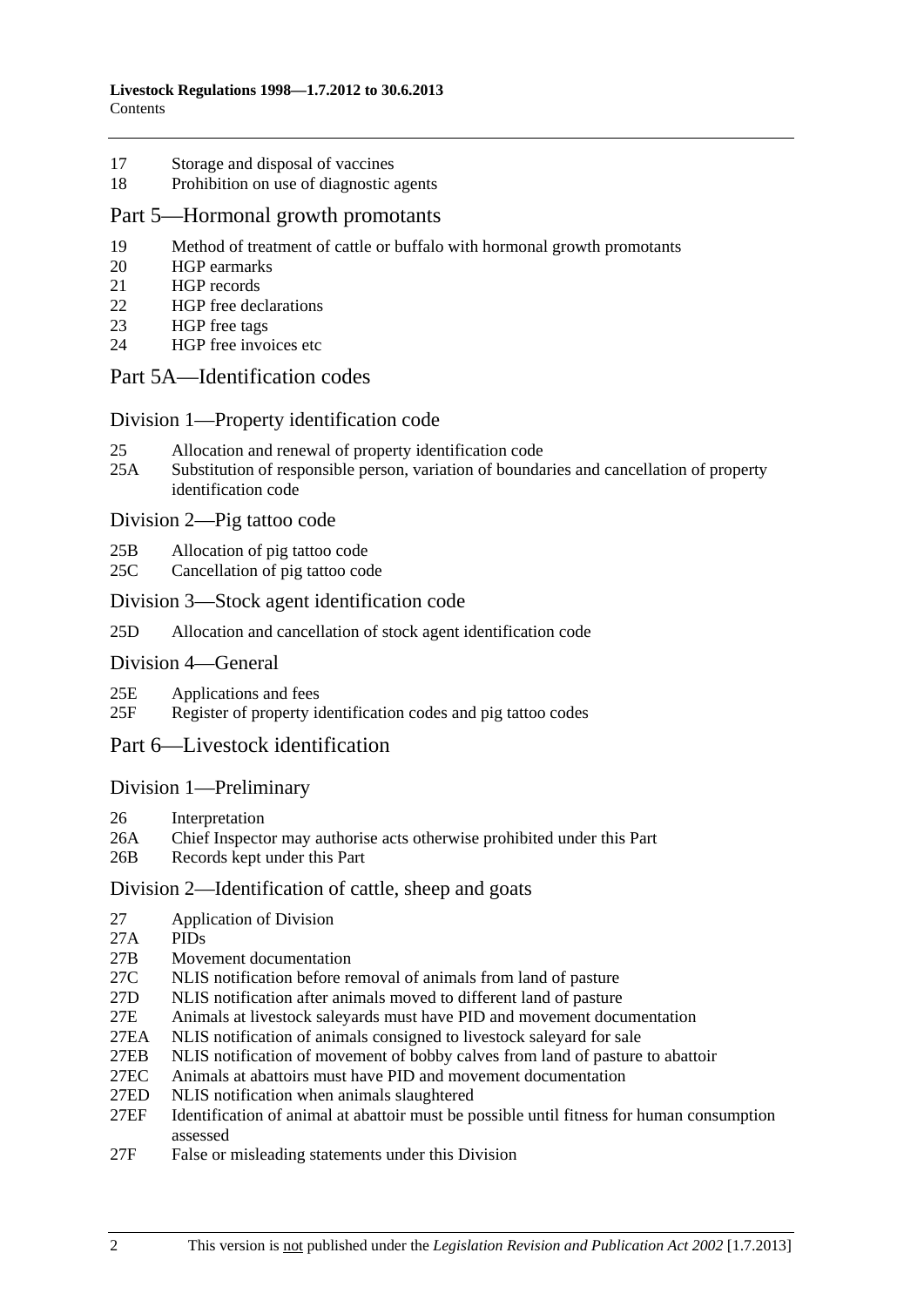17 Storage and disposal of vaccines
18 Prohibition on use of diagnostic agents

## Part 5—Hormonal growth promotants

19 Method of treatment of cattle or buffalo with hormonal growth promotants
20 HGP earmarks
21 HGP records
22 HGP free declarations
23 HGP free tags
24 HGP free invoices etc

## Part 5A—Identification codes

### Division 1—Property identification code

25 Allocation and renewal of property identification code
25A Substitution of responsible person, variation of boundaries and cancellation of property identification code

### Division 2—Pig tattoo code

25B Allocation of pig tattoo code
25C Cancellation of pig tattoo code

### Division 3—Stock agent identification code

25D Allocation and cancellation of stock agent identification code

### Division 4—General

25E Applications and fees
25F Register of property identification codes and pig tattoo codes

## Part 6—Livestock identification

### Division 1—Preliminary

26 Interpretation
26A Chief Inspector may authorise acts otherwise prohibited under this Part
26B Records kept under this Part

### Division 2—Identification of cattle, sheep and goats

27 Application of Division
27A PIDs
27B Movement documentation
27C NLIS notification before removal of animals from land of pasture
27D NLIS notification after animals moved to different land of pasture
27E Animals at livestock saleyards must have PID and movement documentation
27EA NLIS notification of animals consigned to livestock saleyard for sale
27EB NLIS notification of movement of bobby calves from land of pasture to abattoir
27EC Animals at abattoirs must have PID and movement documentation
27ED NLIS notification when animals slaughtered
27EF Identification of animal at abattoir must be possible until fitness for human consumption assessed
27F False or misleading statements under this Division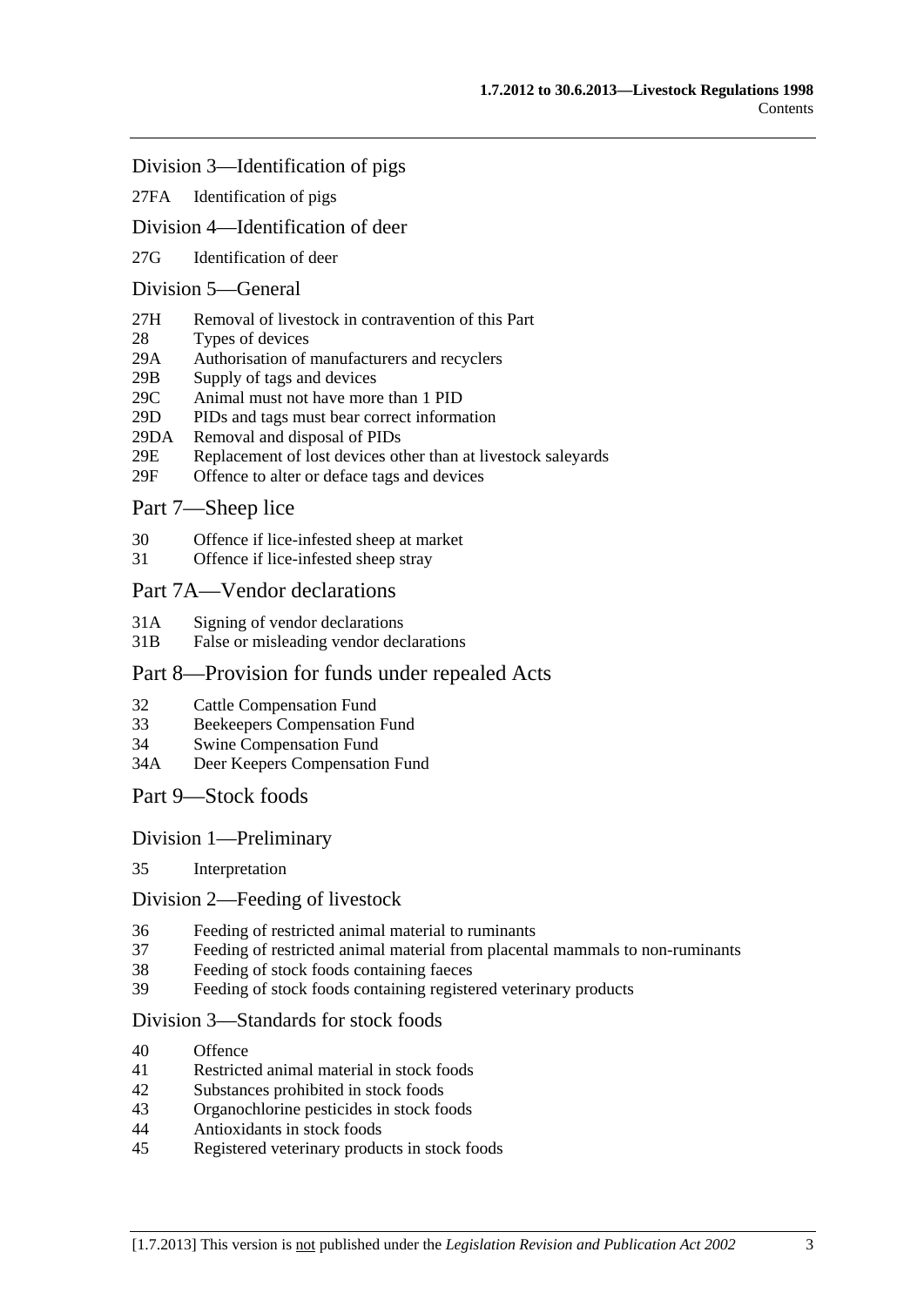## Division 3—Identification of pigs

27FA Identification of pigs

## Division 4—Identification of deer

27G Identification of deer

## Division 5—General

27H Removal of livestock in contravention of this Part
28 Types of devices
29A Authorisation of manufacturers and recyclers
29B Supply of tags and devices
29C Animal must not have more than 1 PID
29D PIDs and tags must bear correct information
29DA Removal and disposal of PIDs
29E Replacement of lost devices other than at livestock saleyards
29F Offence to alter or deface tags and devices

## Part 7—Sheep lice

30 Offence if lice-infested sheep at market
31 Offence if lice-infested sheep stray

## Part 7A—Vendor declarations

31A Signing of vendor declarations
31B False or misleading vendor declarations

## Part 8—Provision for funds under repealed Acts

32 Cattle Compensation Fund
33 Beekeepers Compensation Fund
34 Swine Compensation Fund
34A Deer Keepers Compensation Fund

## Part 9—Stock foods

## Division 1—Preliminary

35 Interpretation

## Division 2—Feeding of livestock

36 Feeding of restricted animal material to ruminants
37 Feeding of restricted animal material from placental mammals to non-ruminants
38 Feeding of stock foods containing faeces
39 Feeding of stock foods containing registered veterinary products

## Division 3—Standards for stock foods

40 Offence
41 Restricted animal material in stock foods
42 Substances prohibited in stock foods
43 Organochlorine pesticides in stock foods
44 Antioxidants in stock foods
45 Registered veterinary products in stock foods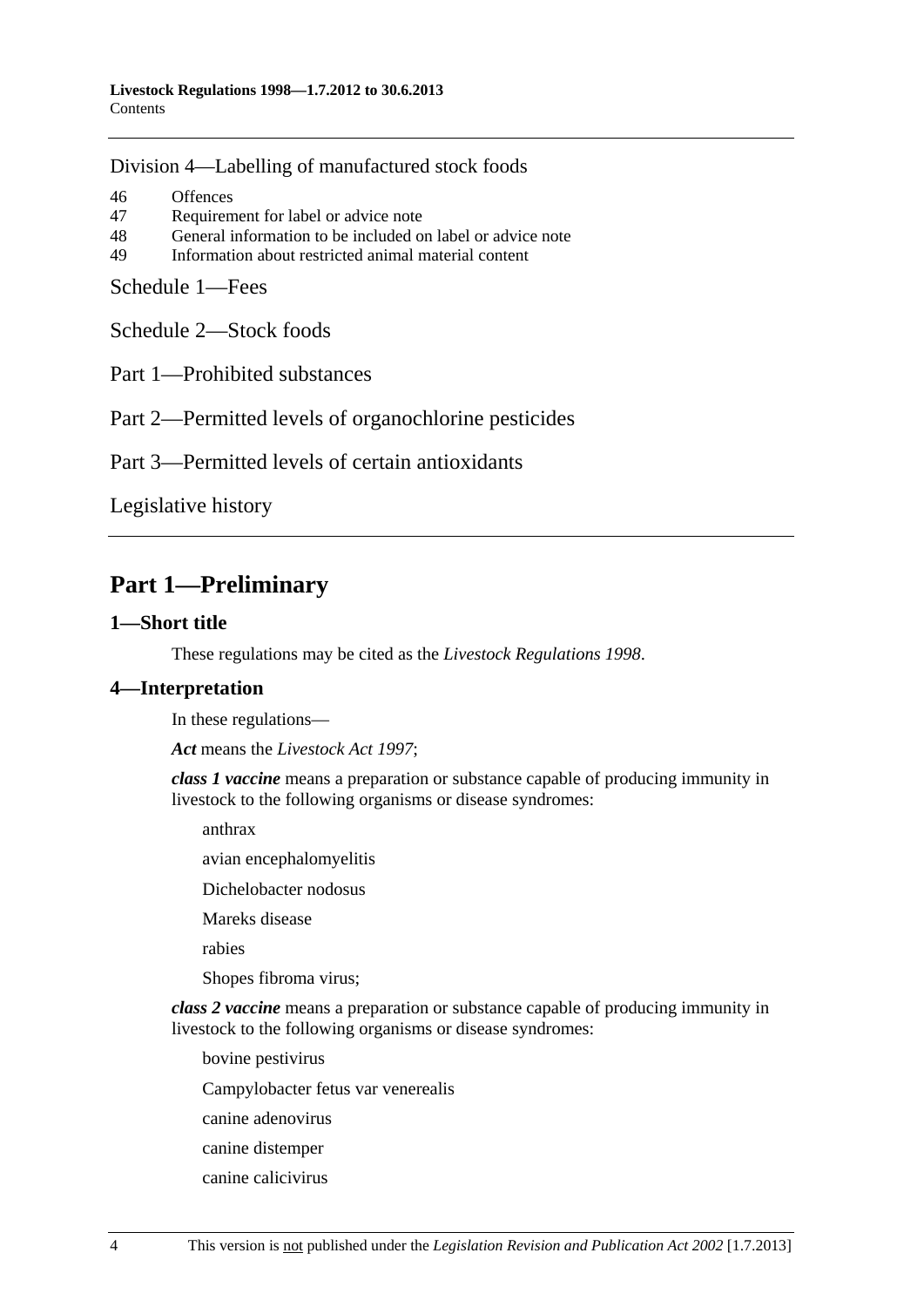Division 4—Labelling of manufactured stock foods

46 Offences
47 Requirement for label or advice note
48 General information to be included on label or advice note
49 Information about restricted animal material content

Schedule 1—Fees

Schedule 2—Stock foods

Part 1—Prohibited substances

Part 2—Permitted levels of organochlorine pesticides

Part 3—Permitted levels of certain antioxidants

Legislative history

# Part 1—Preliminary

## 1—Short title

These regulations may be cited as the *Livestock Regulations 1998*.

## 4—Interpretation

In these regulations—

***Act*** means the *Livestock Act 1997*;

***class 1 vaccine*** means a preparation or substance capable of producing immunity in livestock to the following organisms or disease syndromes:

anthrax

avian encephalomyelitis

Dichelobacter nodosus

Mareks disease

rabies

Shopes fibroma virus;

***class 2 vaccine*** means a preparation or substance capable of producing immunity in livestock to the following organisms or disease syndromes:

bovine pestivirus

Campylobacter fetus var venerealis

canine adenovirus

canine distemper

canine calicivirus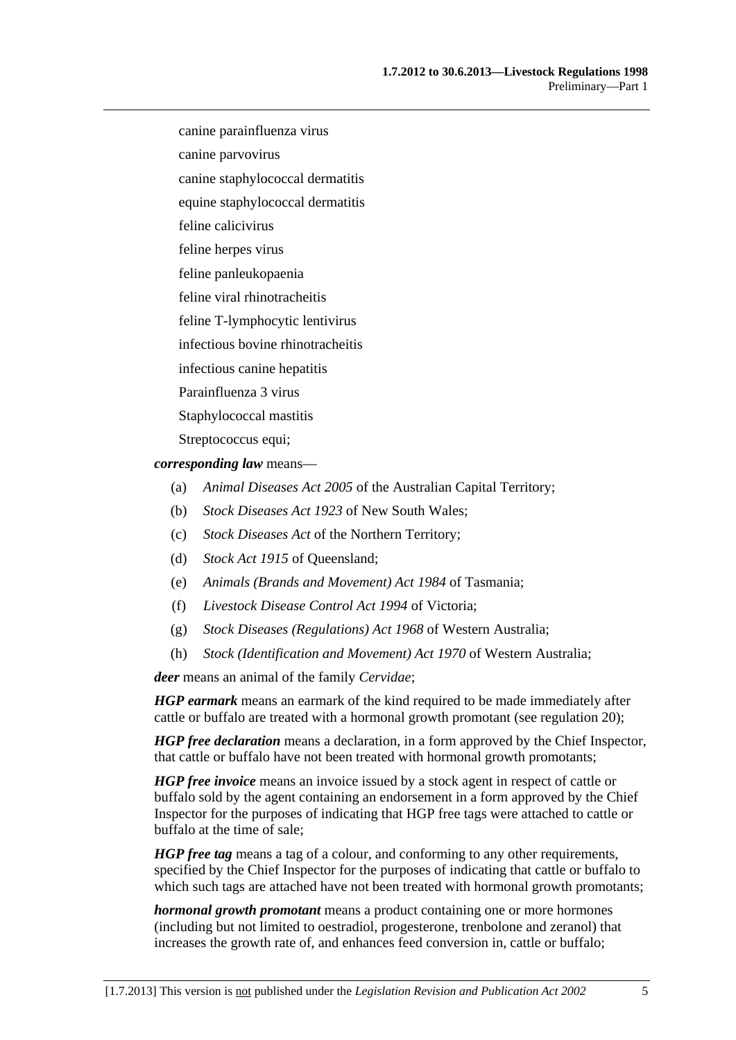canine parainfluenza virus

canine parvovirus

canine staphylococcal dermatitis

equine staphylococcal dermatitis

feline calicivirus

feline herpes virus

feline panleukopaenia

feline viral rhinotracheitis

feline T-lymphocytic lentivirus

infectious bovine rhinotracheitis

infectious canine hepatitis

Parainfluenza 3 virus

Staphylococcal mastitis

Streptococcus equi;

***corresponding law*** means—

(a) *Animal Diseases Act 2005* of the Australian Capital Territory;

(b) *Stock Diseases Act 1923* of New South Wales;

(c) *Stock Diseases Act* of the Northern Territory;

(d) *Stock Act 1915* of Queensland;

(e) *Animals (Brands and Movement) Act 1984* of Tasmania;

(f) *Livestock Disease Control Act 1994* of Victoria;

(g) *Stock Diseases (Regulations) Act 1968* of Western Australia;

(h) *Stock (Identification and Movement) Act 1970* of Western Australia;

***deer*** means an animal of the family *Cervidae*;

***HGP earmark*** means an earmark of the kind required to be made immediately after cattle or buffalo are treated with a hormonal growth promotant (see regulation 20);

***HGP free declaration*** means a declaration, in a form approved by the Chief Inspector, that cattle or buffalo have not been treated with hormonal growth promotants;

***HGP free invoice*** means an invoice issued by a stock agent in respect of cattle or buffalo sold by the agent containing an endorsement in a form approved by the Chief Inspector for the purposes of indicating that HGP free tags were attached to cattle or buffalo at the time of sale;

***HGP free tag*** means a tag of a colour, and conforming to any other requirements, specified by the Chief Inspector for the purposes of indicating that cattle or buffalo to which such tags are attached have not been treated with hormonal growth promotants;

***hormonal growth promotant*** means a product containing one or more hormones (including but not limited to oestradiol, progesterone, trenbolone and zeranol) that increases the growth rate of, and enhances feed conversion in, cattle or buffalo;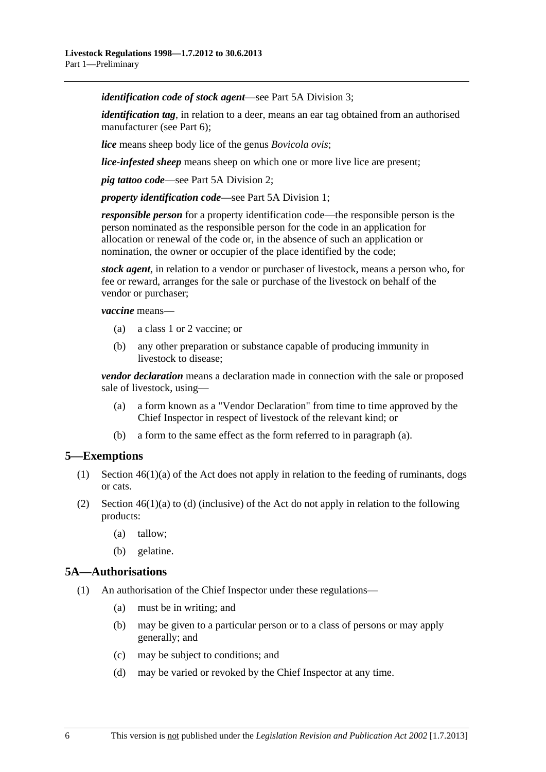***identification code of stock agent***—see Part 5A Division 3;

***identification tag***, in relation to a deer, means an ear tag obtained from an authorised manufacturer (see Part 6);

***lice*** means sheep body lice of the genus *Bovicola ovis*;

***lice-infested sheep*** means sheep on which one or more live lice are present;

***pig tattoo code***—see Part 5A Division 2;

***property identification code***—see Part 5A Division 1;

***responsible person*** for a property identification code—the responsible person is the person nominated as the responsible person for the code in an application for allocation or renewal of the code or, in the absence of such an application or nomination, the owner or occupier of the place identified by the code;

***stock agent***, in relation to a vendor or purchaser of livestock, means a person who, for fee or reward, arranges for the sale or purchase of the livestock on behalf of the vendor or purchaser;

***vaccine*** means—

(a) a class 1 or 2 vaccine; or

(b) any other preparation or substance capable of producing immunity in livestock to disease;

***vendor declaration*** means a declaration made in connection with the sale or proposed sale of livestock, using—

(a) a form known as a "Vendor Declaration" from time to time approved by the Chief Inspector in respect of livestock of the relevant kind; or

(b) a form to the same effect as the form referred to in paragraph (a).

## 5—Exemptions

(1) Section 46(1)(a) of the Act does not apply in relation to the feeding of ruminants, dogs or cats.

(2) Section 46(1)(a) to (d) (inclusive) of the Act do not apply in relation to the following products:

(a) tallow;

(b) gelatine.

## 5A—Authorisations

(1) An authorisation of the Chief Inspector under these regulations—

(a) must be in writing; and

(b) may be given to a particular person or to a class of persons or may apply generally; and

(c) may be subject to conditions; and

(d) may be varied or revoked by the Chief Inspector at any time.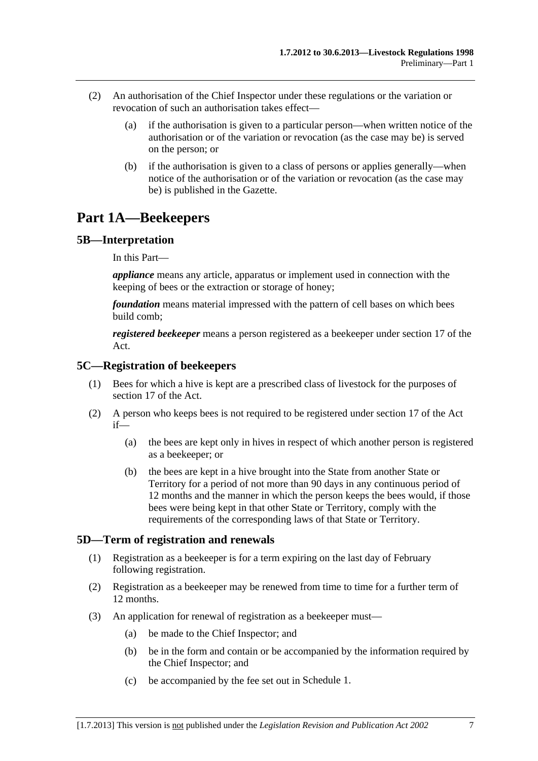(2) An authorisation of the Chief Inspector under these regulations or the variation or revocation of such an authorisation takes effect—

(a) if the authorisation is given to a particular person—when written notice of the authorisation or of the variation or revocation (as the case may be) is served on the person; or

(b) if the authorisation is given to a class of persons or applies generally—when notice of the authorisation or of the variation or revocation (as the case may be) is published in the Gazette.

# Part 1A—Beekeepers

## 5B—Interpretation

In this Part—

***appliance*** means any article, apparatus or implement used in connection with the keeping of bees or the extraction or storage of honey;

***foundation*** means material impressed with the pattern of cell bases on which bees build comb;

***registered beekeeper*** means a person registered as a beekeeper under section 17 of the Act.

## 5C—Registration of beekeepers

(1) Bees for which a hive is kept are a prescribed class of livestock for the purposes of section 17 of the Act.

(2) A person who keeps bees is not required to be registered under section 17 of the Act if—

(a) the bees are kept only in hives in respect of which another person is registered as a beekeeper; or

(b) the bees are kept in a hive brought into the State from another State or Territory for a period of not more than 90 days in any continuous period of 12 months and the manner in which the person keeps the bees would, if those bees were being kept in that other State or Territory, comply with the requirements of the corresponding laws of that State or Territory.

## 5D—Term of registration and renewals

(1) Registration as a beekeeper is for a term expiring on the last day of February following registration.

(2) Registration as a beekeeper may be renewed from time to time for a further term of 12 months.

(3) An application for renewal of registration as a beekeeper must—

(a) be made to the Chief Inspector; and

(b) be in the form and contain or be accompanied by the information required by the Chief Inspector; and

(c) be accompanied by the fee set out in Schedule 1.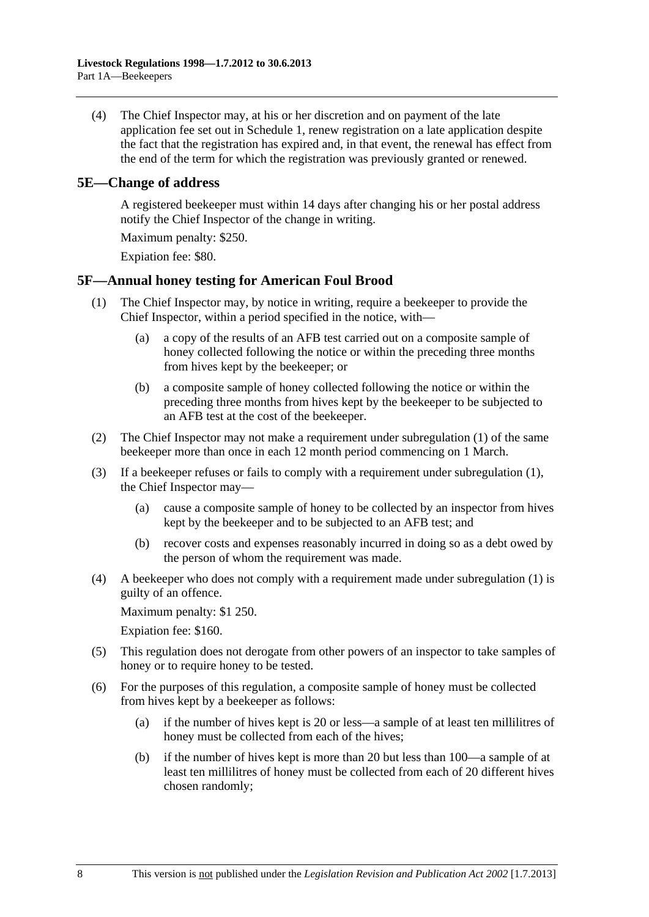(4) The Chief Inspector may, at his or her discretion and on payment of the late application fee set out in Schedule 1, renew registration on a late application despite the fact that the registration has expired and, in that event, the renewal has effect from the end of the term for which the registration was previously granted or renewed.

## 5E—Change of address

A registered beekeeper must within 14 days after changing his or her postal address notify the Chief Inspector of the change in writing.

Maximum penalty: $250.

Expiation fee: $80.

## 5F—Annual honey testing for American Foul Brood

(1) The Chief Inspector may, by notice in writing, require a beekeeper to provide the Chief Inspector, within a period specified in the notice, with—

(a) a copy of the results of an AFB test carried out on a composite sample of honey collected following the notice or within the preceding three months from hives kept by the beekeeper; or

(b) a composite sample of honey collected following the notice or within the preceding three months from hives kept by the beekeeper to be subjected to an AFB test at the cost of the beekeeper.

(2) The Chief Inspector may not make a requirement under subregulation (1) of the same beekeeper more than once in each 12 month period commencing on 1 March.

(3) If a beekeeper refuses or fails to comply with a requirement under subregulation (1), the Chief Inspector may—

(a) cause a composite sample of honey to be collected by an inspector from hives kept by the beekeeper and to be subjected to an AFB test; and

(b) recover costs and expenses reasonably incurred in doing so as a debt owed by the person of whom the requirement was made.

(4) A beekeeper who does not comply with a requirement made under subregulation (1) is guilty of an offence.

Maximum penalty: $1 250.

Expiation fee: $160.

(5) This regulation does not derogate from other powers of an inspector to take samples of honey or to require honey to be tested.

(6) For the purposes of this regulation, a composite sample of honey must be collected from hives kept by a beekeeper as follows:

(a) if the number of hives kept is 20 or less—a sample of at least ten millilitres of honey must be collected from each of the hives;

(b) if the number of hives kept is more than 20 but less than 100—a sample of at least ten millilitres of honey must be collected from each of 20 different hives chosen randomly;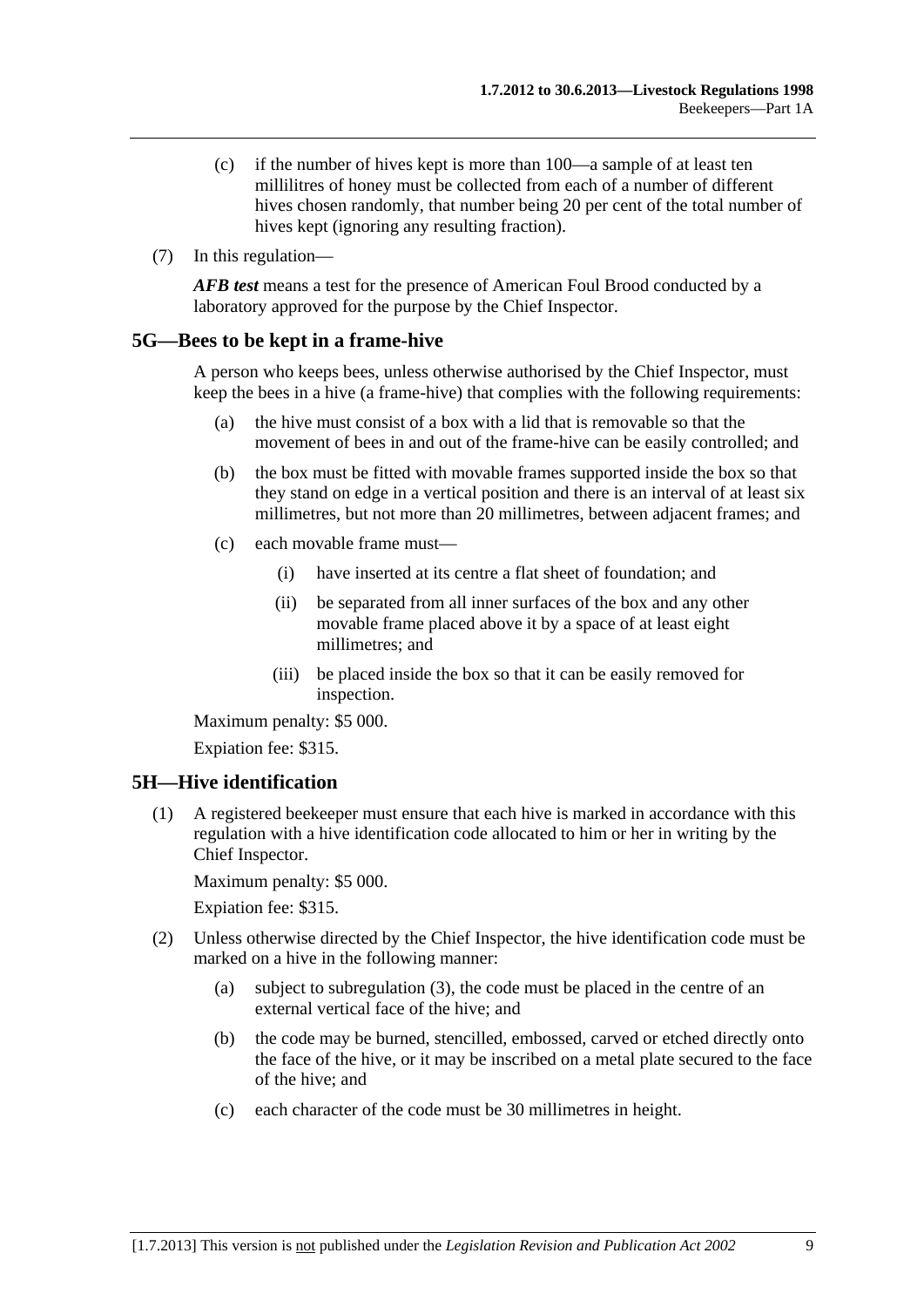(c) if the number of hives kept is more than 100—a sample of at least ten millilitres of honey must be collected from each of a number of different hives chosen randomly, that number being 20 per cent of the total number of hives kept (ignoring any resulting fraction).

(7) In this regulation—

***AFB test*** means a test for the presence of American Foul Brood conducted by a laboratory approved for the purpose by the Chief Inspector.

## 5G—Bees to be kept in a frame-hive

A person who keeps bees, unless otherwise authorised by the Chief Inspector, must keep the bees in a hive (a frame-hive) that complies with the following requirements:

(a) the hive must consist of a box with a lid that is removable so that the movement of bees in and out of the frame-hive can be easily controlled; and

(b) the box must be fitted with movable frames supported inside the box so that they stand on edge in a vertical position and there is an interval of at least six millimetres, but not more than 20 millimetres, between adjacent frames; and

(c) each movable frame must—

(i) have inserted at its centre a flat sheet of foundation; and

(ii) be separated from all inner surfaces of the box and any other movable frame placed above it by a space of at least eight millimetres; and

(iii) be placed inside the box so that it can be easily removed for inspection.

Maximum penalty: $5 000.

Expiation fee: $315.

## 5H—Hive identification

(1) A registered beekeeper must ensure that each hive is marked in accordance with this regulation with a hive identification code allocated to him or her in writing by the Chief Inspector.

Maximum penalty: $5 000.

Expiation fee: $315.

(2) Unless otherwise directed by the Chief Inspector, the hive identification code must be marked on a hive in the following manner:

(a) subject to subregulation (3), the code must be placed in the centre of an external vertical face of the hive; and

(b) the code may be burned, stencilled, embossed, carved or etched directly onto the face of the hive, or it may be inscribed on a metal plate secured to the face of the hive; and

(c) each character of the code must be 30 millimetres in height.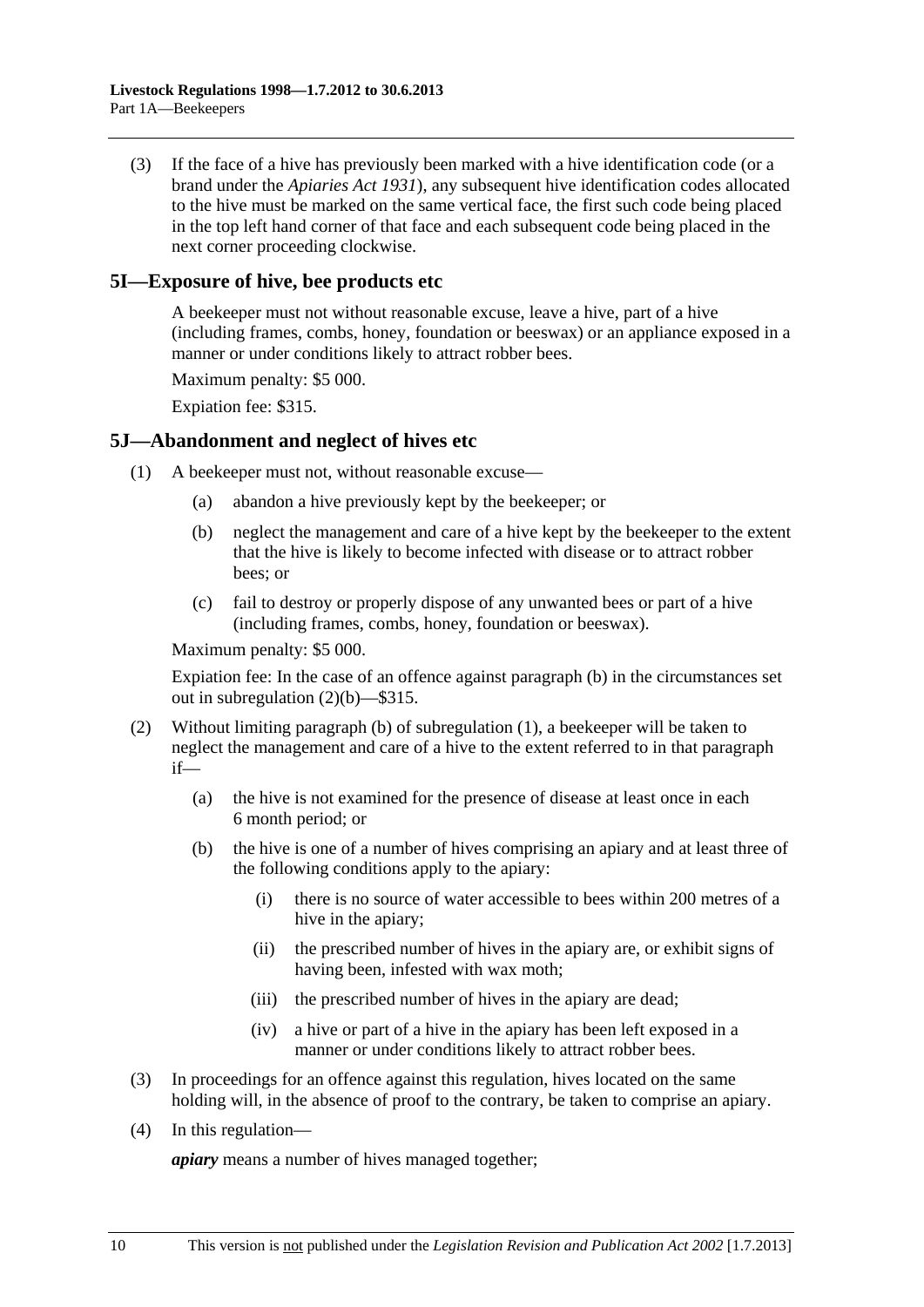(3) If the face of a hive has previously been marked with a hive identification code (or a brand under the *Apiaries Act 1931*), any subsequent hive identification codes allocated to the hive must be marked on the same vertical face, the first such code being placed in the top left hand corner of that face and each subsequent code being placed in the next corner proceeding clockwise.

## 5I—Exposure of hive, bee products etc

A beekeeper must not without reasonable excuse, leave a hive, part of a hive (including frames, combs, honey, foundation or beeswax) or an appliance exposed in a manner or under conditions likely to attract robber bees.

Maximum penalty: $5 000.

Expiation fee: $315.

## 5J—Abandonment and neglect of hives etc

(1) A beekeeper must not, without reasonable excuse—

- (a) abandon a hive previously kept by the beekeeper; or
- (b) neglect the management and care of a hive kept by the beekeeper to the extent that the hive is likely to become infected with disease or to attract robber bees; or
- (c) fail to destroy or properly dispose of any unwanted bees or part of a hive (including frames, combs, honey, foundation or beeswax).

Maximum penalty: $5 000.

Expiation fee: In the case of an offence against paragraph (b) in the circumstances set out in subregulation (2)(b)—$315.

(2) Without limiting paragraph (b) of subregulation (1), a beekeeper will be taken to neglect the management and care of a hive to the extent referred to in that paragraph if—

- (a) the hive is not examined for the presence of disease at least once in each 6 month period; or
- (b) the hive is one of a number of hives comprising an apiary and at least three of the following conditions apply to the apiary:
  - (i) there is no source of water accessible to bees within 200 metres of a hive in the apiary;
  - (ii) the prescribed number of hives in the apiary are, or exhibit signs of having been, infested with wax moth;
  - (iii) the prescribed number of hives in the apiary are dead;
  - (iv) a hive or part of a hive in the apiary has been left exposed in a manner or under conditions likely to attract robber bees.

(3) In proceedings for an offence against this regulation, hives located on the same holding will, in the absence of proof to the contrary, be taken to comprise an apiary.

(4) In this regulation—

***apiary*** means a number of hives managed together;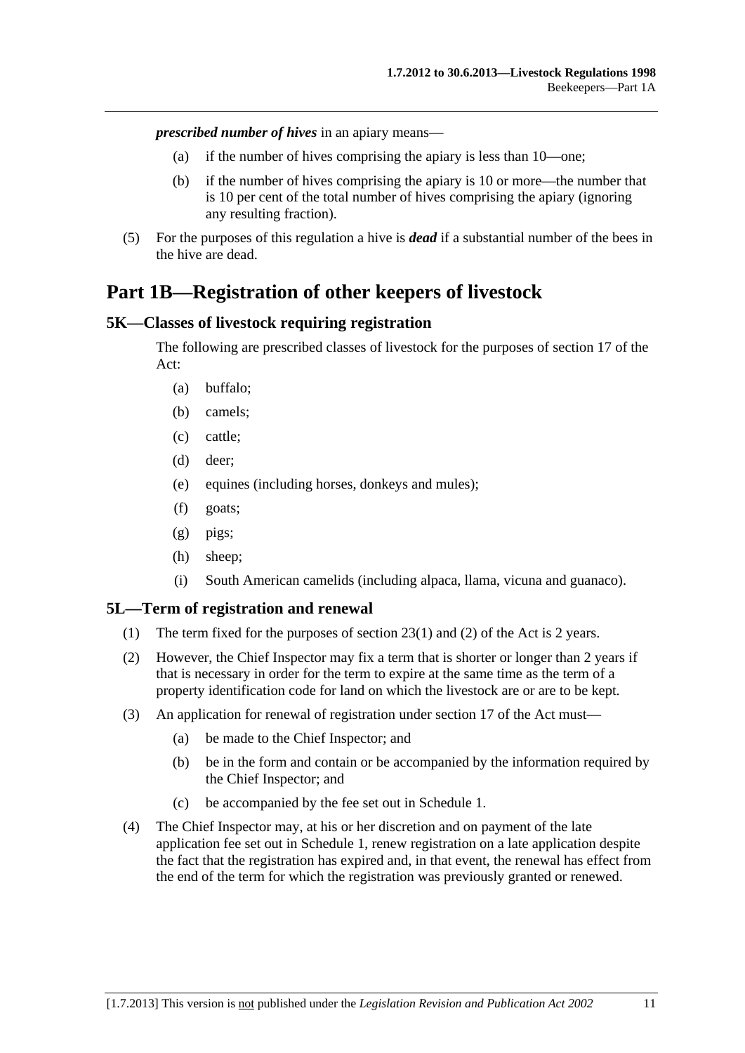***prescribed number of hives*** in an apiary means—

(a) if the number of hives comprising the apiary is less than 10—one;

(b) if the number of hives comprising the apiary is 10 or more—the number that is 10 per cent of the total number of hives comprising the apiary (ignoring any resulting fraction).

(5) For the purposes of this regulation a hive is ***dead*** if a substantial number of the bees in the hive are dead.

# Part 1B—Registration of other keepers of livestock

## 5K—Classes of livestock requiring registration

The following are prescribed classes of livestock for the purposes of section 17 of the Act:

(a) buffalo;

(b) camels;

(c) cattle;

(d) deer;

(e) equines (including horses, donkeys and mules);

(f) goats;

(g) pigs;

(h) sheep;

(i) South American camelids (including alpaca, llama, vicuna and guanaco).

## 5L—Term of registration and renewal

(1) The term fixed for the purposes of section 23(1) and (2) of the Act is 2 years.

(2) However, the Chief Inspector may fix a term that is shorter or longer than 2 years if that is necessary in order for the term to expire at the same time as the term of a property identification code for land on which the livestock are or are to be kept.

(3) An application for renewal of registration under section 17 of the Act must—

(a) be made to the Chief Inspector; and

(b) be in the form and contain or be accompanied by the information required by the Chief Inspector; and

(c) be accompanied by the fee set out in Schedule 1.

(4) The Chief Inspector may, at his or her discretion and on payment of the late application fee set out in Schedule 1, renew registration on a late application despite the fact that the registration has expired and, in that event, the renewal has effect from the end of the term for which the registration was previously granted or renewed.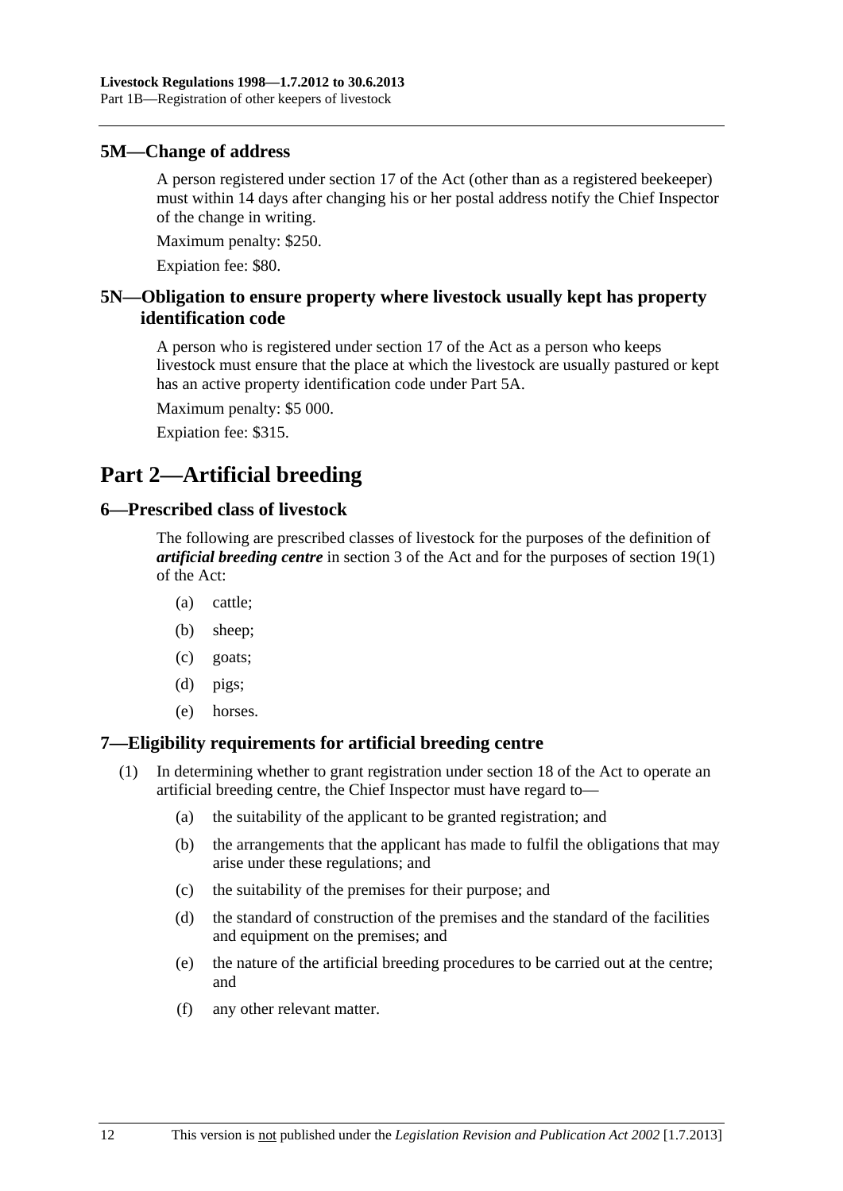### 5M—Change of address

A person registered under section 17 of the Act (other than as a registered beekeeper) must within 14 days after changing his or her postal address notify the Chief Inspector of the change in writing.

Maximum penalty: $250.

Expiation fee: $80.

### 5N—Obligation to ensure property where livestock usually kept has property identification code

A person who is registered under section 17 of the Act as a person who keeps livestock must ensure that the place at which the livestock are usually pastured or kept has an active property identification code under Part 5A.

Maximum penalty: $5 000.

Expiation fee: $315.

## Part 2—Artificial breeding

### 6—Prescribed class of livestock

The following are prescribed classes of livestock for the purposes of the definition of ***artificial breeding centre*** in section 3 of the Act and for the purposes of section 19(1) of the Act:

- (a) cattle;
- (b) sheep;
- (c) goats;
- (d) pigs;
- (e) horses.

### 7—Eligibility requirements for artificial breeding centre

(1) In determining whether to grant registration under section 18 of the Act to operate an artificial breeding centre, the Chief Inspector must have regard to—

- (a) the suitability of the applicant to be granted registration; and
- (b) the arrangements that the applicant has made to fulfil the obligations that may arise under these regulations; and
- (c) the suitability of the premises for their purpose; and
- (d) the standard of construction of the premises and the standard of the facilities and equipment on the premises; and
- (e) the nature of the artificial breeding procedures to be carried out at the centre; and
- (f) any other relevant matter.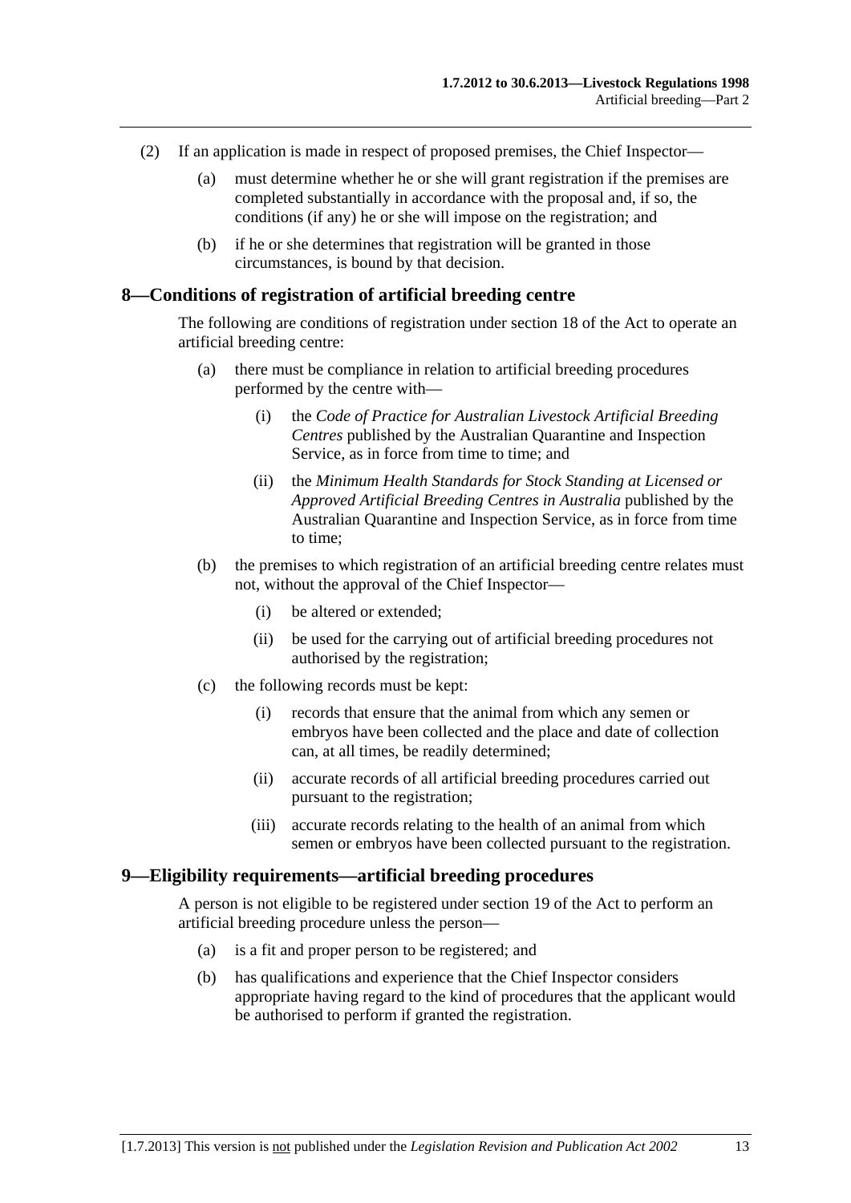(2) If an application is made in respect of proposed premises, the Chief Inspector—

(a) must determine whether he or she will grant registration if the premises are completed substantially in accordance with the proposal and, if so, the conditions (if any) he or she will impose on the registration; and

(b) if he or she determines that registration will be granted in those circumstances, is bound by that decision.

## 8—Conditions of registration of artificial breeding centre

The following are conditions of registration under section 18 of the Act to operate an artificial breeding centre:

(a) there must be compliance in relation to artificial breeding procedures performed by the centre with—

(i) the *Code of Practice for Australian Livestock Artificial Breeding Centres* published by the Australian Quarantine and Inspection Service, as in force from time to time; and

(ii) the *Minimum Health Standards for Stock Standing at Licensed or Approved Artificial Breeding Centres in Australia* published by the Australian Quarantine and Inspection Service, as in force from time to time;

(b) the premises to which registration of an artificial breeding centre relates must not, without the approval of the Chief Inspector—

(i) be altered or extended;

(ii) be used for the carrying out of artificial breeding procedures not authorised by the registration;

(c) the following records must be kept:

(i) records that ensure that the animal from which any semen or embryos have been collected and the place and date of collection can, at all times, be readily determined;

(ii) accurate records of all artificial breeding procedures carried out pursuant to the registration;

(iii) accurate records relating to the health of an animal from which semen or embryos have been collected pursuant to the registration.

## 9—Eligibility requirements—artificial breeding procedures

A person is not eligible to be registered under section 19 of the Act to perform an artificial breeding procedure unless the person—

(a) is a fit and proper person to be registered; and

(b) has qualifications and experience that the Chief Inspector considers appropriate having regard to the kind of procedures that the applicant would be authorised to perform if granted the registration.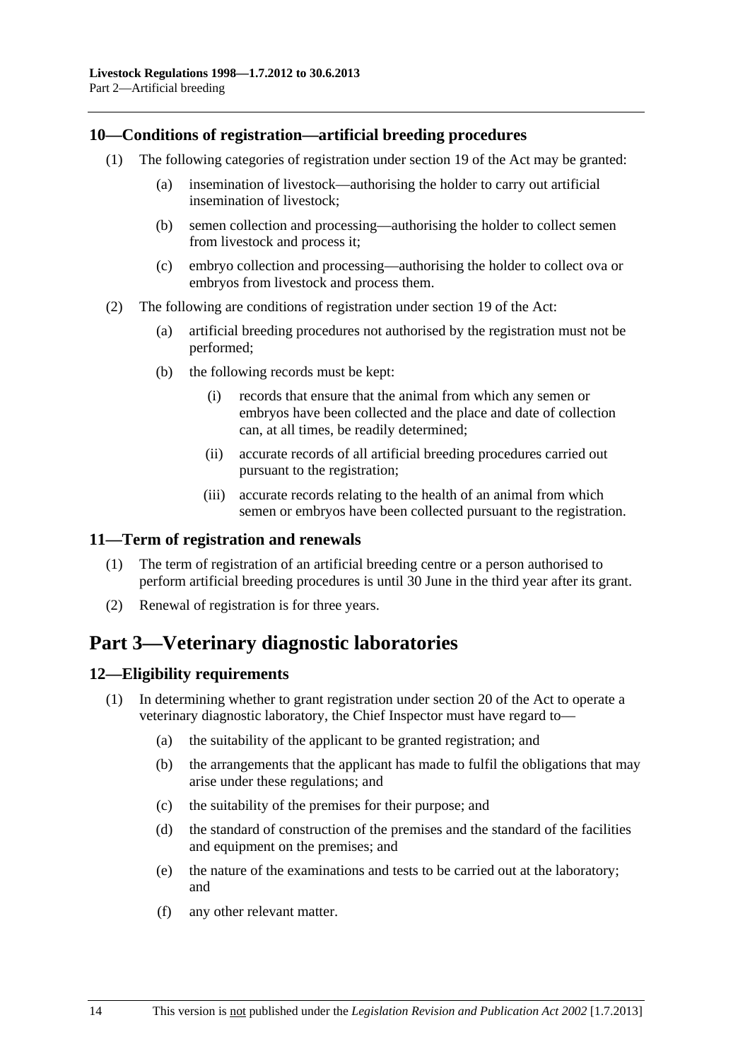## 10—Conditions of registration—artificial breeding procedures

(1) The following categories of registration under section 19 of the Act may be granted:

(a) insemination of livestock—authorising the holder to carry out artificial insemination of livestock;

(b) semen collection and processing—authorising the holder to collect semen from livestock and process it;

(c) embryo collection and processing—authorising the holder to collect ova or embryos from livestock and process them.

(2) The following are conditions of registration under section 19 of the Act:

(a) artificial breeding procedures not authorised by the registration must not be performed;

(b) the following records must be kept:

(i) records that ensure that the animal from which any semen or embryos have been collected and the place and date of collection can, at all times, be readily determined;

(ii) accurate records of all artificial breeding procedures carried out pursuant to the registration;

(iii) accurate records relating to the health of an animal from which semen or embryos have been collected pursuant to the registration.

## 11—Term of registration and renewals

(1) The term of registration of an artificial breeding centre or a person authorised to perform artificial breeding procedures is until 30 June in the third year after its grant.

(2) Renewal of registration is for three years.

# Part 3—Veterinary diagnostic laboratories

## 12—Eligibility requirements

(1) In determining whether to grant registration under section 20 of the Act to operate a veterinary diagnostic laboratory, the Chief Inspector must have regard to—

(a) the suitability of the applicant to be granted registration; and

(b) the arrangements that the applicant has made to fulfil the obligations that may arise under these regulations; and

(c) the suitability of the premises for their purpose; and

(d) the standard of construction of the premises and the standard of the facilities and equipment on the premises; and

(e) the nature of the examinations and tests to be carried out at the laboratory; and

(f) any other relevant matter.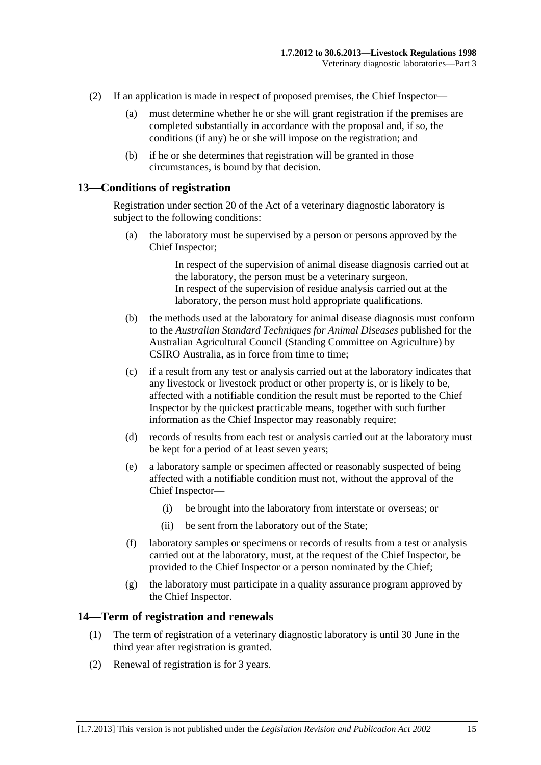(2) If an application is made in respect of proposed premises, the Chief Inspector—

(a) must determine whether he or she will grant registration if the premises are completed substantially in accordance with the proposal and, if so, the conditions (if any) he or she will impose on the registration; and

(b) if he or she determines that registration will be granted in those circumstances, is bound by that decision.

## 13—Conditions of registration

Registration under section 20 of the Act of a veterinary diagnostic laboratory is subject to the following conditions:

(a) the laboratory must be supervised by a person or persons approved by the Chief Inspector;

> In respect of the supervision of animal disease diagnosis carried out at the laboratory, the person must be a veterinary surgeon.
> In respect of the supervision of residue analysis carried out at the laboratory, the person must hold appropriate qualifications.

(b) the methods used at the laboratory for animal disease diagnosis must conform to the *Australian Standard Techniques for Animal Diseases* published for the Australian Agricultural Council (Standing Committee on Agriculture) by CSIRO Australia, as in force from time to time;

(c) if a result from any test or analysis carried out at the laboratory indicates that any livestock or livestock product or other property is, or is likely to be, affected with a notifiable condition the result must be reported to the Chief Inspector by the quickest practicable means, together with such further information as the Chief Inspector may reasonably require;

(d) records of results from each test or analysis carried out at the laboratory must be kept for a period of at least seven years;

(e) a laboratory sample or specimen affected or reasonably suspected of being affected with a notifiable condition must not, without the approval of the Chief Inspector—

(i) be brought into the laboratory from interstate or overseas; or

(ii) be sent from the laboratory out of the State;

(f) laboratory samples or specimens or records of results from a test or analysis carried out at the laboratory, must, at the request of the Chief Inspector, be provided to the Chief Inspector or a person nominated by the Chief;

(g) the laboratory must participate in a quality assurance program approved by the Chief Inspector.

## 14—Term of registration and renewals

(1) The term of registration of a veterinary diagnostic laboratory is until 30 June in the third year after registration is granted.

(2) Renewal of registration is for 3 years.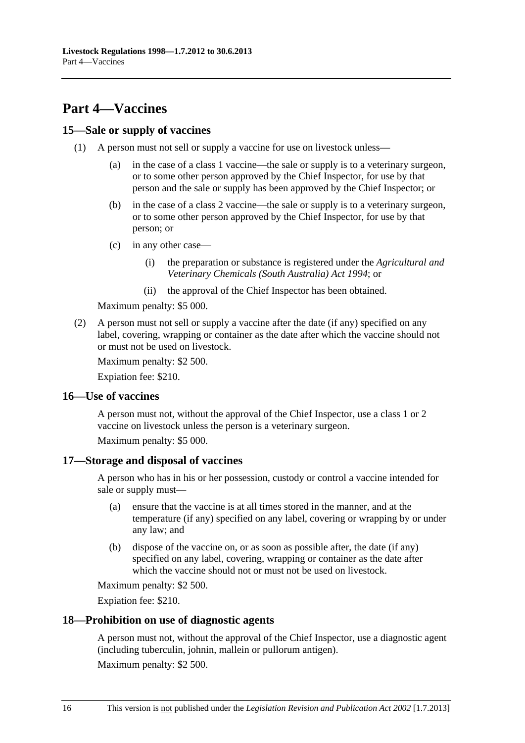# Part 4—Vaccines

## 15—Sale or supply of vaccines

(1) A person must not sell or supply a vaccine for use on livestock unless—

(a) in the case of a class 1 vaccine—the sale or supply is to a veterinary surgeon, or to some other person approved by the Chief Inspector, for use by that person and the sale or supply has been approved by the Chief Inspector; or

(b) in the case of a class 2 vaccine—the sale or supply is to a veterinary surgeon, or to some other person approved by the Chief Inspector, for use by that person; or

(c) in any other case—

(i) the preparation or substance is registered under the *Agricultural and Veterinary Chemicals (South Australia) Act 1994*; or

(ii) the approval of the Chief Inspector has been obtained.

Maximum penalty: $5 000.

(2) A person must not sell or supply a vaccine after the date (if any) specified on any label, covering, wrapping or container as the date after which the vaccine should not or must not be used on livestock.

Maximum penalty: $2 500.

Expiation fee: $210.

## 16—Use of vaccines

A person must not, without the approval of the Chief Inspector, use a class 1 or 2 vaccine on livestock unless the person is a veterinary surgeon.

Maximum penalty: $5 000.

## 17—Storage and disposal of vaccines

A person who has in his or her possession, custody or control a vaccine intended for sale or supply must—

(a) ensure that the vaccine is at all times stored in the manner, and at the temperature (if any) specified on any label, covering or wrapping by or under any law; and

(b) dispose of the vaccine on, or as soon as possible after, the date (if any) specified on any label, covering, wrapping or container as the date after which the vaccine should not or must not be used on livestock.

Maximum penalty: $2 500.

Expiation fee: $210.

## 18—Prohibition on use of diagnostic agents

A person must not, without the approval of the Chief Inspector, use a diagnostic agent (including tuberculin, johnin, mallein or pullorum antigen).

Maximum penalty: $2 500.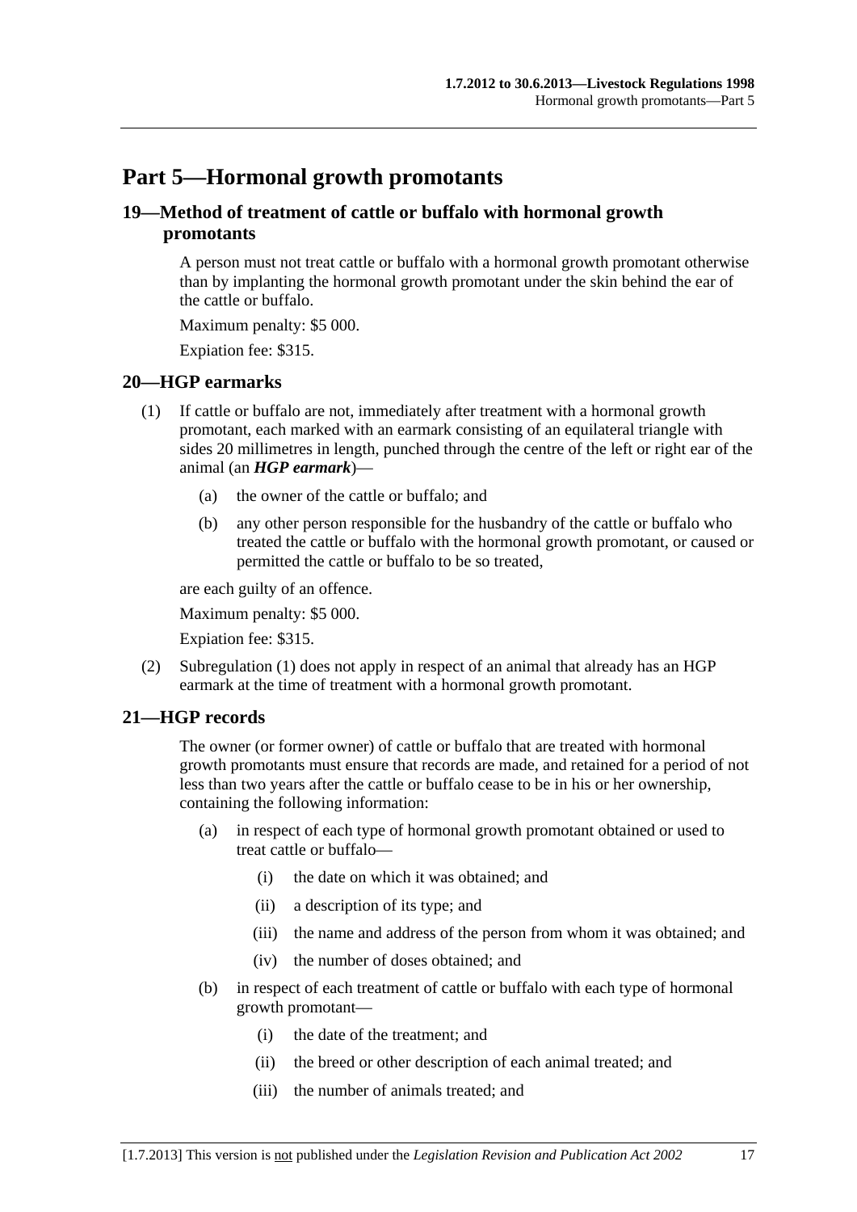# Part 5—Hormonal growth promotants

## 19—Method of treatment of cattle or buffalo with hormonal growth promotants

A person must not treat cattle or buffalo with a hormonal growth promotant otherwise than by implanting the hormonal growth promotant under the skin behind the ear of the cattle or buffalo.

Maximum penalty: $5 000.

Expiation fee: $315.

## 20—HGP earmarks

(1) If cattle or buffalo are not, immediately after treatment with a hormonal growth promotant, each marked with an earmark consisting of an equilateral triangle with sides 20 millimetres in length, punched through the centre of the left or right ear of the animal (an ***HGP earmark***)—

- (a) the owner of the cattle or buffalo; and
- (b) any other person responsible for the husbandry of the cattle or buffalo who treated the cattle or buffalo with the hormonal growth promotant, or caused or permitted the cattle or buffalo to be so treated,

are each guilty of an offence.

Maximum penalty: $5 000.

Expiation fee: $315.

(2) Subregulation (1) does not apply in respect of an animal that already has an HGP earmark at the time of treatment with a hormonal growth promotant.

## 21—HGP records

The owner (or former owner) of cattle or buffalo that are treated with hormonal growth promotants must ensure that records are made, and retained for a period of not less than two years after the cattle or buffalo cease to be in his or her ownership, containing the following information:

- (a) in respect of each type of hormonal growth promotant obtained or used to treat cattle or buffalo—
  - (i) the date on which it was obtained; and
  - (ii) a description of its type; and
  - (iii) the name and address of the person from whom it was obtained; and
  - (iv) the number of doses obtained; and
- (b) in respect of each treatment of cattle or buffalo with each type of hormonal growth promotant—
  - (i) the date of the treatment; and
  - (ii) the breed or other description of each animal treated; and
  - (iii) the number of animals treated; and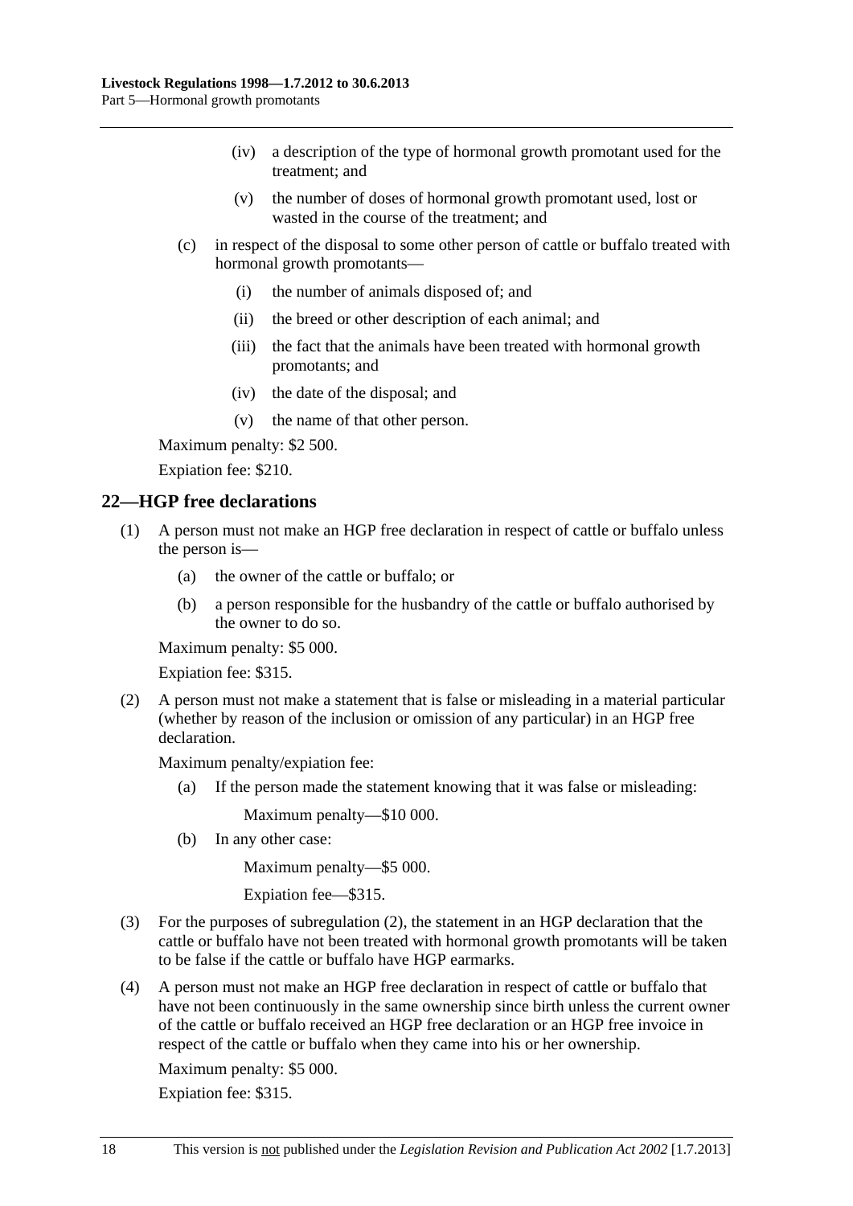(iv) a description of the type of hormonal growth promotant used for the treatment; and

(v) the number of doses of hormonal growth promotant used, lost or wasted in the course of the treatment; and

(c) in respect of the disposal to some other person of cattle or buffalo treated with hormonal growth promotants—

(i) the number of animals disposed of; and

(ii) the breed or other description of each animal; and

(iii) the fact that the animals have been treated with hormonal growth promotants; and

(iv) the date of the disposal; and

(v) the name of that other person.

Maximum penalty: $2 500.

Expiation fee: $210.

## 22—HGP free declarations

(1) A person must not make an HGP free declaration in respect of cattle or buffalo unless the person is—

(a) the owner of the cattle or buffalo; or

(b) a person responsible for the husbandry of the cattle or buffalo authorised by the owner to do so.

Maximum penalty: $5 000.

Expiation fee: $315.

(2) A person must not make a statement that is false or misleading in a material particular (whether by reason of the inclusion or omission of any particular) in an HGP free declaration.

Maximum penalty/expiation fee:

(a) If the person made the statement knowing that it was false or misleading:

Maximum penalty—$10 000.

(b) In any other case:

Maximum penalty—$5 000.

Expiation fee—$315.

(3) For the purposes of subregulation (2), the statement in an HGP declaration that the cattle or buffalo have not been treated with hormonal growth promotants will be taken to be false if the cattle or buffalo have HGP earmarks.

(4) A person must not make an HGP free declaration in respect of cattle or buffalo that have not been continuously in the same ownership since birth unless the current owner of the cattle or buffalo received an HGP free declaration or an HGP free invoice in respect of the cattle or buffalo when they came into his or her ownership.

Maximum penalty: $5 000.

Expiation fee: $315.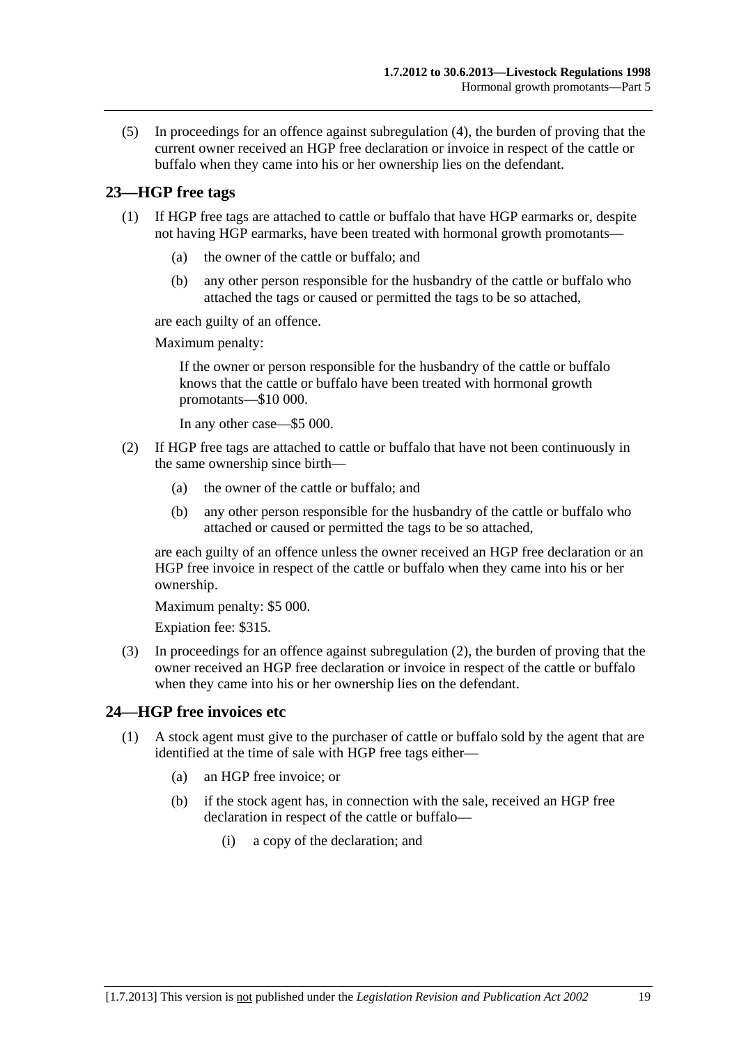(5) In proceedings for an offence against subregulation (4), the burden of proving that the current owner received an HGP free declaration or invoice in respect of the cattle or buffalo when they came into his or her ownership lies on the defendant.

## 23—HGP free tags

(1) If HGP free tags are attached to cattle or buffalo that have HGP earmarks or, despite not having HGP earmarks, have been treated with hormonal growth promotants—

(a) the owner of the cattle or buffalo; and

(b) any other person responsible for the husbandry of the cattle or buffalo who attached the tags or caused or permitted the tags to be so attached,

are each guilty of an offence.

Maximum penalty:

If the owner or person responsible for the husbandry of the cattle or buffalo knows that the cattle or buffalo have been treated with hormonal growth promotants—$10 000.

In any other case—$5 000.

(2) If HGP free tags are attached to cattle or buffalo that have not been continuously in the same ownership since birth—

(a) the owner of the cattle or buffalo; and

(b) any other person responsible for the husbandry of the cattle or buffalo who attached or caused or permitted the tags to be so attached,

are each guilty of an offence unless the owner received an HGP free declaration or an HGP free invoice in respect of the cattle or buffalo when they came into his or her ownership.

Maximum penalty: $5 000.

Expiation fee: $315.

(3) In proceedings for an offence against subregulation (2), the burden of proving that the owner received an HGP free declaration or invoice in respect of the cattle or buffalo when they came into his or her ownership lies on the defendant.

## 24—HGP free invoices etc

(1) A stock agent must give to the purchaser of cattle or buffalo sold by the agent that are identified at the time of sale with HGP free tags either—

(a) an HGP free invoice; or

(b) if the stock agent has, in connection with the sale, received an HGP free declaration in respect of the cattle or buffalo—

(i) a copy of the declaration; and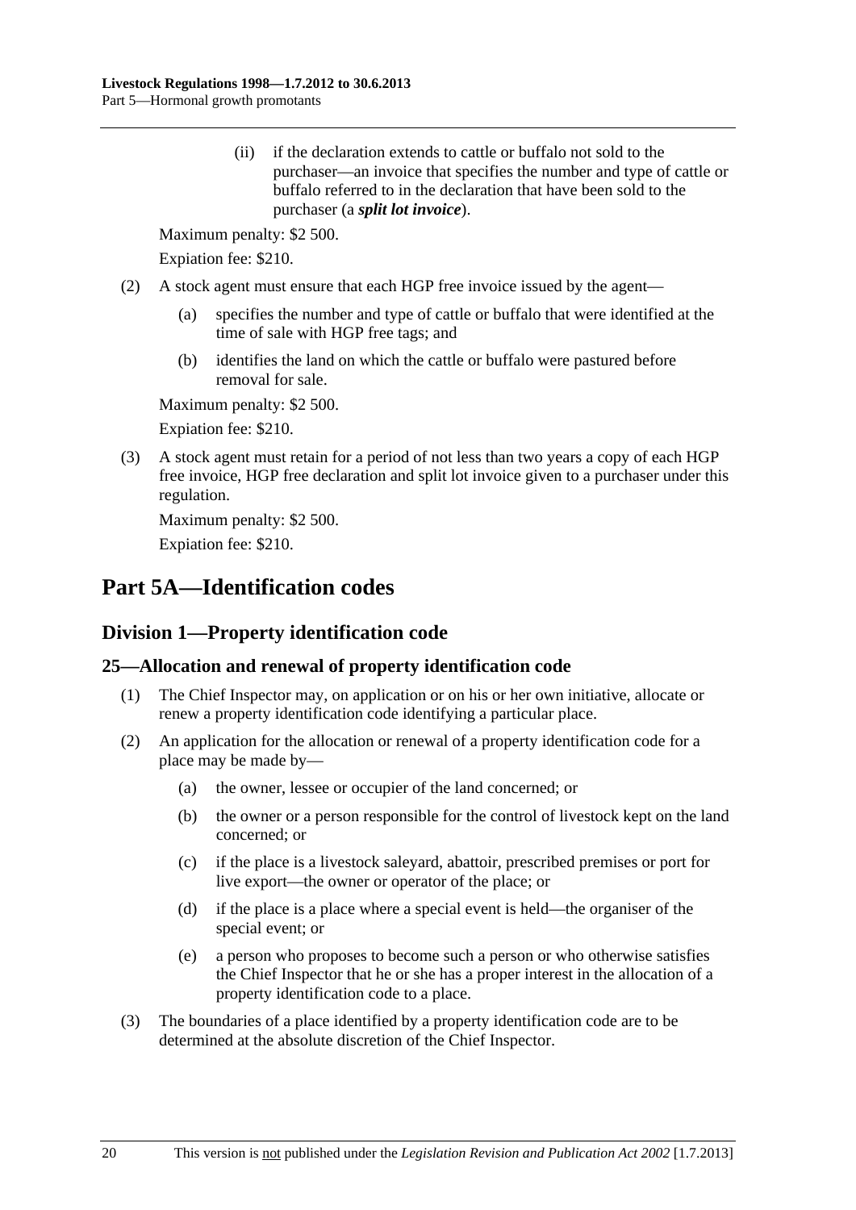(ii) if the declaration extends to cattle or buffalo not sold to the purchaser—an invoice that specifies the number and type of cattle or buffalo referred to in the declaration that have been sold to the purchaser (a ***split lot invoice***).

Maximum penalty: $2 500.

Expiation fee: $210.

(2) A stock agent must ensure that each HGP free invoice issued by the agent—

(a) specifies the number and type of cattle or buffalo that were identified at the time of sale with HGP free tags; and

(b) identifies the land on which the cattle or buffalo were pastured before removal for sale.

Maximum penalty: $2 500.

Expiation fee: $210.

(3) A stock agent must retain for a period of not less than two years a copy of each HGP free invoice, HGP free declaration and split lot invoice given to a purchaser under this regulation.

Maximum penalty: $2 500.

Expiation fee: $210.

# Part 5A—Identification codes

## Division 1—Property identification code

### 25—Allocation and renewal of property identification code

(1) The Chief Inspector may, on application or on his or her own initiative, allocate or renew a property identification code identifying a particular place.

(2) An application for the allocation or renewal of a property identification code for a place may be made by—

(a) the owner, lessee or occupier of the land concerned; or

(b) the owner or a person responsible for the control of livestock kept on the land concerned; or

(c) if the place is a livestock saleyard, abattoir, prescribed premises or port for live export—the owner or operator of the place; or

(d) if the place is a place where a special event is held—the organiser of the special event; or

(e) a person who proposes to become such a person or who otherwise satisfies the Chief Inspector that he or she has a proper interest in the allocation of a property identification code to a place.

(3) The boundaries of a place identified by a property identification code are to be determined at the absolute discretion of the Chief Inspector.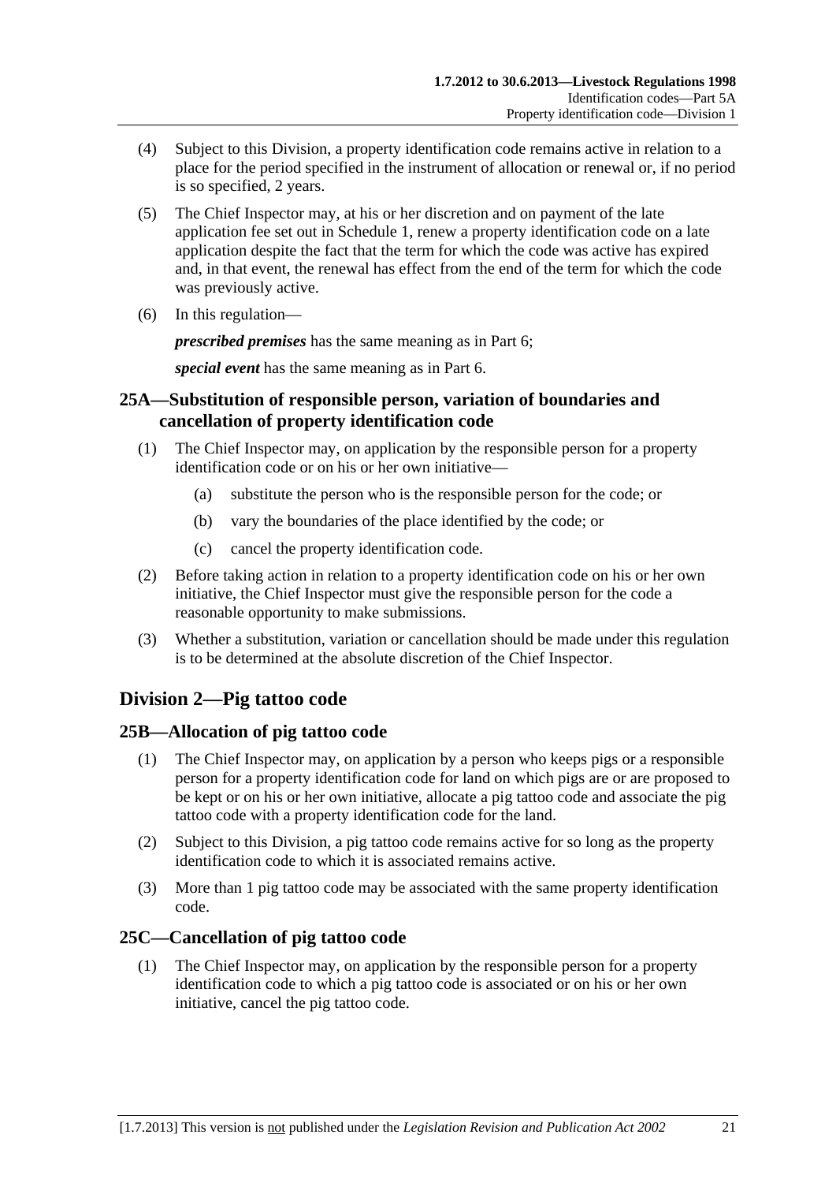(4) Subject to this Division, a property identification code remains active in relation to a place for the period specified in the instrument of allocation or renewal or, if no period is so specified, 2 years.

(5) The Chief Inspector may, at his or her discretion and on payment of the late application fee set out in Schedule 1, renew a property identification code on a late application despite the fact that the term for which the code was active has expired and, in that event, the renewal has effect from the end of the term for which the code was previously active.

(6) In this regulation—

***prescribed premises*** has the same meaning as in Part 6;

***special event*** has the same meaning as in Part 6.

## 25A—Substitution of responsible person, variation of boundaries and cancellation of property identification code

(1) The Chief Inspector may, on application by the responsible person for a property identification code or on his or her own initiative—

(a) substitute the person who is the responsible person for the code; or

(b) vary the boundaries of the place identified by the code; or

(c) cancel the property identification code.

(2) Before taking action in relation to a property identification code on his or her own initiative, the Chief Inspector must give the responsible person for the code a reasonable opportunity to make submissions.

(3) Whether a substitution, variation or cancellation should be made under this regulation is to be determined at the absolute discretion of the Chief Inspector.

# Division 2—Pig tattoo code

## 25B—Allocation of pig tattoo code

(1) The Chief Inspector may, on application by a person who keeps pigs or a responsible person for a property identification code for land on which pigs are or are proposed to be kept or on his or her own initiative, allocate a pig tattoo code and associate the pig tattoo code with a property identification code for the land.

(2) Subject to this Division, a pig tattoo code remains active for so long as the property identification code to which it is associated remains active.

(3) More than 1 pig tattoo code may be associated with the same property identification code.

## 25C—Cancellation of pig tattoo code

(1) The Chief Inspector may, on application by the responsible person for a property identification code to which a pig tattoo code is associated or on his or her own initiative, cancel the pig tattoo code.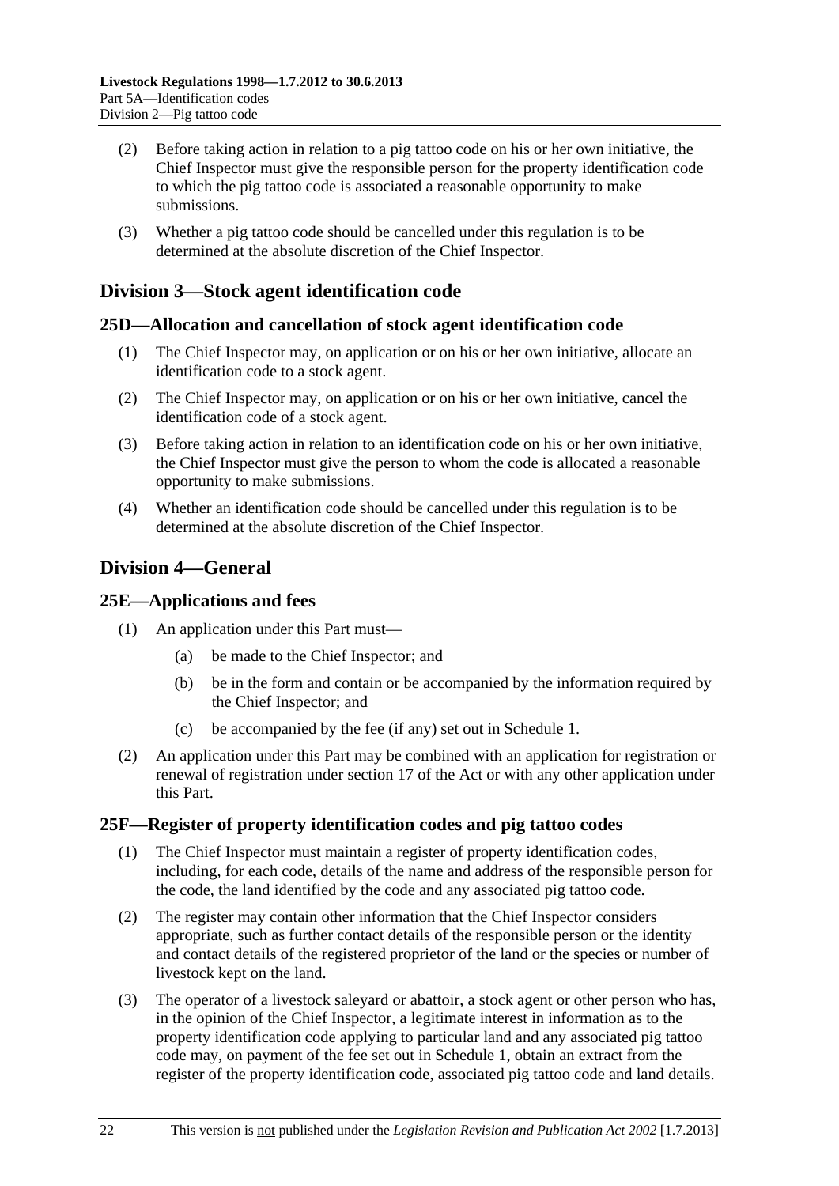(2) Before taking action in relation to a pig tattoo code on his or her own initiative, the Chief Inspector must give the responsible person for the property identification code to which the pig tattoo code is associated a reasonable opportunity to make submissions.

(3) Whether a pig tattoo code should be cancelled under this regulation is to be determined at the absolute discretion of the Chief Inspector.

## Division 3—Stock agent identification code

### 25D—Allocation and cancellation of stock agent identification code

(1) The Chief Inspector may, on application or on his or her own initiative, allocate an identification code to a stock agent.

(2) The Chief Inspector may, on application or on his or her own initiative, cancel the identification code of a stock agent.

(3) Before taking action in relation to an identification code on his or her own initiative, the Chief Inspector must give the person to whom the code is allocated a reasonable opportunity to make submissions.

(4) Whether an identification code should be cancelled under this regulation is to be determined at the absolute discretion of the Chief Inspector.

## Division 4—General

### 25E—Applications and fees

(1) An application under this Part must—

- (a) be made to the Chief Inspector; and
- (b) be in the form and contain or be accompanied by the information required by the Chief Inspector; and
- (c) be accompanied by the fee (if any) set out in Schedule 1.

(2) An application under this Part may be combined with an application for registration or renewal of registration under section 17 of the Act or with any other application under this Part.

### 25F—Register of property identification codes and pig tattoo codes

(1) The Chief Inspector must maintain a register of property identification codes, including, for each code, details of the name and address of the responsible person for the code, the land identified by the code and any associated pig tattoo code.

(2) The register may contain other information that the Chief Inspector considers appropriate, such as further contact details of the responsible person or the identity and contact details of the registered proprietor of the land or the species or number of livestock kept on the land.

(3) The operator of a livestock saleyard or abattoir, a stock agent or other person who has, in the opinion of the Chief Inspector, a legitimate interest in information as to the property identification code applying to particular land and any associated pig tattoo code may, on payment of the fee set out in Schedule 1, obtain an extract from the register of the property identification code, associated pig tattoo code and land details.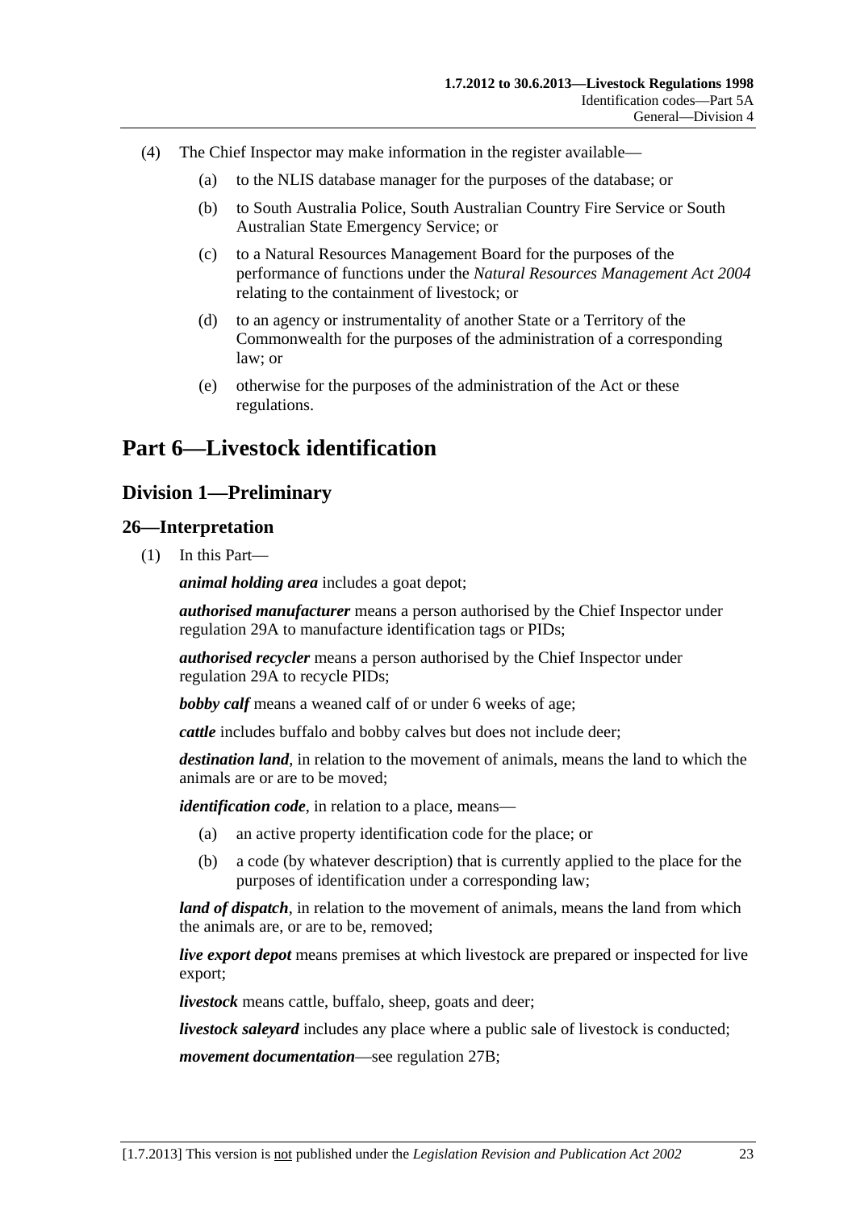(4) The Chief Inspector may make information in the register available—

(a) to the NLIS database manager for the purposes of the database; or

(b) to South Australia Police, South Australian Country Fire Service or South Australian State Emergency Service; or

(c) to a Natural Resources Management Board for the purposes of the performance of functions under the *Natural Resources Management Act 2004* relating to the containment of livestock; or

(d) to an agency or instrumentality of another State or a Territory of the Commonwealth for the purposes of the administration of a corresponding law; or

(e) otherwise for the purposes of the administration of the Act or these regulations.

# Part 6—Livestock identification

## Division 1—Preliminary

### 26—Interpretation

(1) In this Part—

***animal holding area*** includes a goat depot;

***authorised manufacturer*** means a person authorised by the Chief Inspector under regulation 29A to manufacture identification tags or PIDs;

***authorised recycler*** means a person authorised by the Chief Inspector under regulation 29A to recycle PIDs;

***bobby calf*** means a weaned calf of or under 6 weeks of age;

***cattle*** includes buffalo and bobby calves but does not include deer;

***destination land***, in relation to the movement of animals, means the land to which the animals are or are to be moved;

***identification code***, in relation to a place, means—

(a) an active property identification code for the place; or

(b) a code (by whatever description) that is currently applied to the place for the purposes of identification under a corresponding law;

***land of dispatch***, in relation to the movement of animals, means the land from which the animals are, or are to be, removed;

***live export depot*** means premises at which livestock are prepared or inspected for live export;

***livestock*** means cattle, buffalo, sheep, goats and deer;

***livestock saleyard*** includes any place where a public sale of livestock is conducted;

***movement documentation***—see regulation 27B;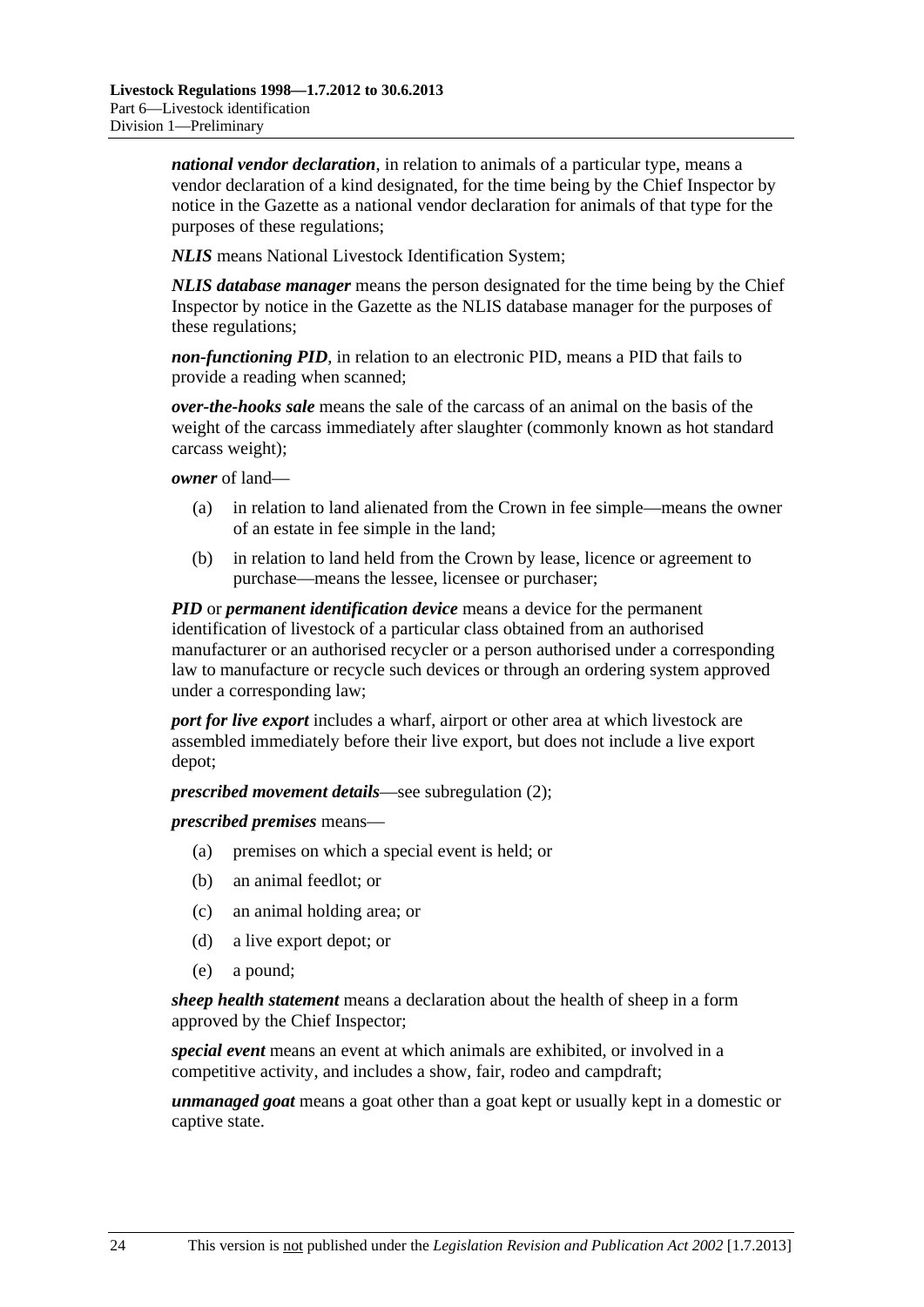***national vendor declaration***, in relation to animals of a particular type, means a vendor declaration of a kind designated, for the time being by the Chief Inspector by notice in the Gazette as a national vendor declaration for animals of that type for the purposes of these regulations;

***NLIS*** means National Livestock Identification System;

***NLIS database manager*** means the person designated for the time being by the Chief Inspector by notice in the Gazette as the NLIS database manager for the purposes of these regulations;

***non-functioning PID***, in relation to an electronic PID, means a PID that fails to provide a reading when scanned;

***over-the-hooks sale*** means the sale of the carcass of an animal on the basis of the weight of the carcass immediately after slaughter (commonly known as hot standard carcass weight);

***owner*** of land—

- (a) in relation to land alienated from the Crown in fee simple—means the owner of an estate in fee simple in the land;
- (b) in relation to land held from the Crown by lease, licence or agreement to purchase—means the lessee, licensee or purchaser;

***PID*** or ***permanent identification device*** means a device for the permanent identification of livestock of a particular class obtained from an authorised manufacturer or an authorised recycler or a person authorised under a corresponding law to manufacture or recycle such devices or through an ordering system approved under a corresponding law;

***port for live export*** includes a wharf, airport or other area at which livestock are assembled immediately before their live export, but does not include a live export depot;

***prescribed movement details***—see subregulation (2);

***prescribed premises*** means—

- (a) premises on which a special event is held; or
- (b) an animal feedlot; or
- (c) an animal holding area; or
- (d) a live export depot; or
- (e) a pound;

***sheep health statement*** means a declaration about the health of sheep in a form approved by the Chief Inspector;

***special event*** means an event at which animals are exhibited, or involved in a competitive activity, and includes a show, fair, rodeo and campdraft;

***unmanaged goat*** means a goat other than a goat kept or usually kept in a domestic or captive state.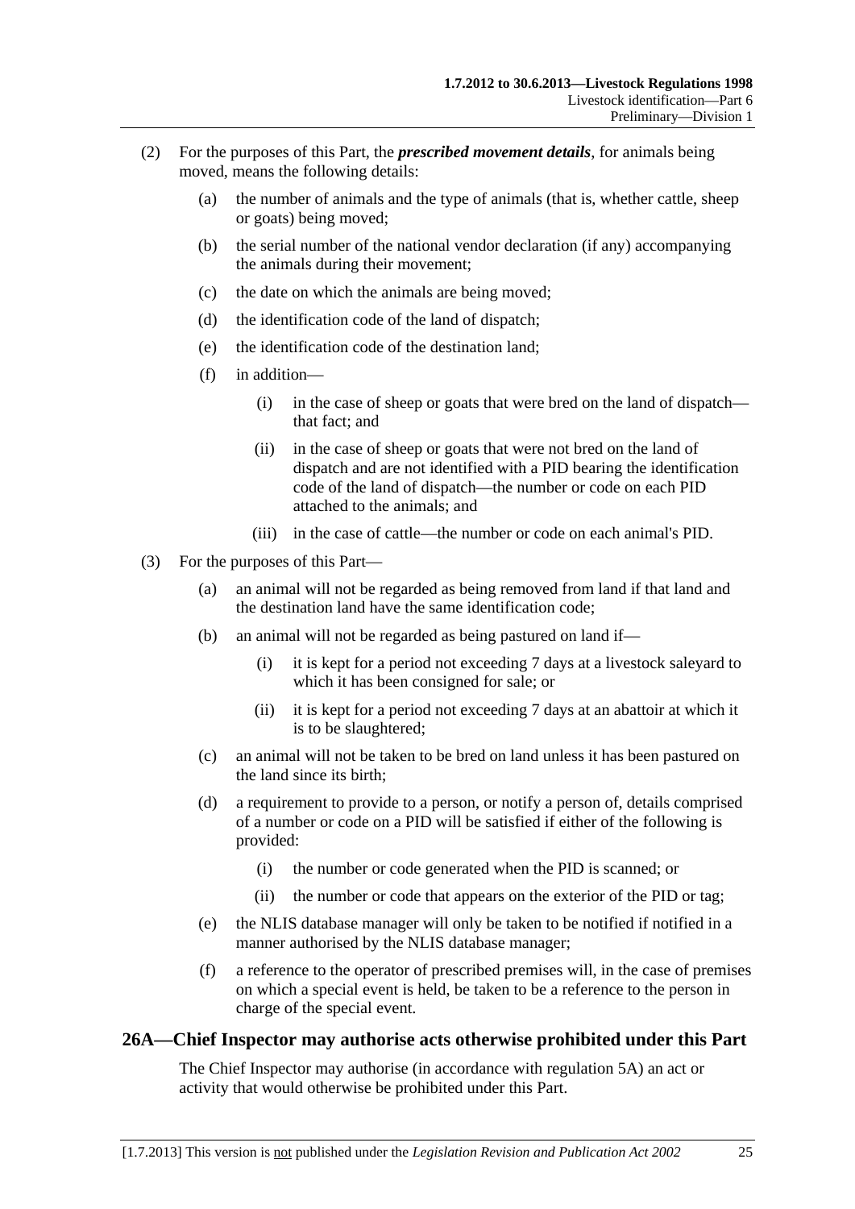(2) For the purposes of this Part, the ***prescribed movement details***, for animals being moved, means the following details:

(a) the number of animals and the type of animals (that is, whether cattle, sheep or goats) being moved;

(b) the serial number of the national vendor declaration (if any) accompanying the animals during their movement;

(c) the date on which the animals are being moved;

(d) the identification code of the land of dispatch;

(e) the identification code of the destination land;

(f) in addition—

(i) in the case of sheep or goats that were bred on the land of dispatch—that fact; and

(ii) in the case of sheep or goats that were not bred on the land of dispatch and are not identified with a PID bearing the identification code of the land of dispatch—the number or code on each PID attached to the animals; and

(iii) in the case of cattle—the number or code on each animal's PID.

(3) For the purposes of this Part—

(a) an animal will not be regarded as being removed from land if that land and the destination land have the same identification code;

(b) an animal will not be regarded as being pastured on land if—

(i) it is kept for a period not exceeding 7 days at a livestock saleyard to which it has been consigned for sale; or

(ii) it is kept for a period not exceeding 7 days at an abattoir at which it is to be slaughtered;

(c) an animal will not be taken to be bred on land unless it has been pastured on the land since its birth;

(d) a requirement to provide to a person, or notify a person of, details comprised of a number or code on a PID will be satisfied if either of the following is provided:

(i) the number or code generated when the PID is scanned; or

(ii) the number or code that appears on the exterior of the PID or tag;

(e) the NLIS database manager will only be taken to be notified if notified in a manner authorised by the NLIS database manager;

(f) a reference to the operator of prescribed premises will, in the case of premises on which a special event is held, be taken to be a reference to the person in charge of the special event.

## 26A—Chief Inspector may authorise acts otherwise prohibited under this Part

The Chief Inspector may authorise (in accordance with regulation 5A) an act or activity that would otherwise be prohibited under this Part.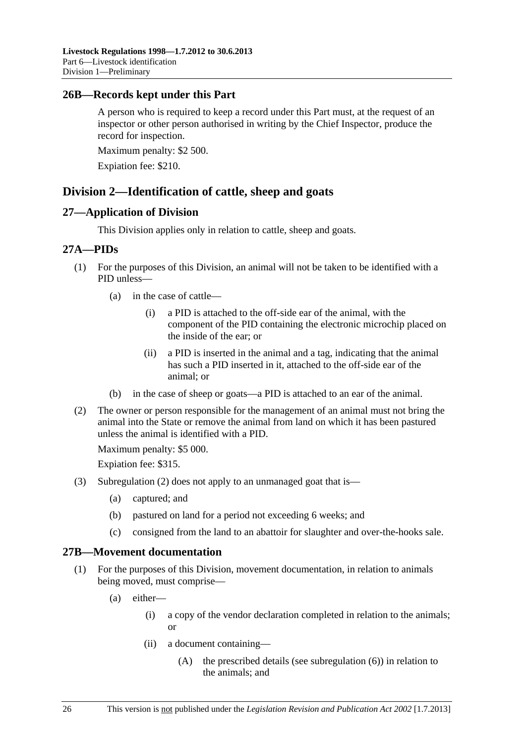## 26B—Records kept under this Part

A person who is required to keep a record under this Part must, at the request of an inspector or other person authorised in writing by the Chief Inspector, produce the record for inspection.

Maximum penalty: $2 500.

Expiation fee: $210.

# Division 2—Identification of cattle, sheep and goats

## 27—Application of Division

This Division applies only in relation to cattle, sheep and goats.

## 27A—PIDs

(1) For the purposes of this Division, an animal will not be taken to be identified with a PID unless—

(a) in the case of cattle—

(i) a PID is attached to the off-side ear of the animal, with the component of the PID containing the electronic microchip placed on the inside of the ear; or

(ii) a PID is inserted in the animal and a tag, indicating that the animal has such a PID inserted in it, attached to the off-side ear of the animal; or

(b) in the case of sheep or goats—a PID is attached to an ear of the animal.

(2) The owner or person responsible for the management of an animal must not bring the animal into the State or remove the animal from land on which it has been pastured unless the animal is identified with a PID.

Maximum penalty: $5 000.

Expiation fee: $315.

(3) Subregulation (2) does not apply to an unmanaged goat that is—

(a) captured; and

(b) pastured on land for a period not exceeding 6 weeks; and

(c) consigned from the land to an abattoir for slaughter and over-the-hooks sale.

## 27B—Movement documentation

(1) For the purposes of this Division, movement documentation, in relation to animals being moved, must comprise—

(a) either—

(i) a copy of the vendor declaration completed in relation to the animals; or

(ii) a document containing—

(A) the prescribed details (see subregulation (6)) in relation to the animals; and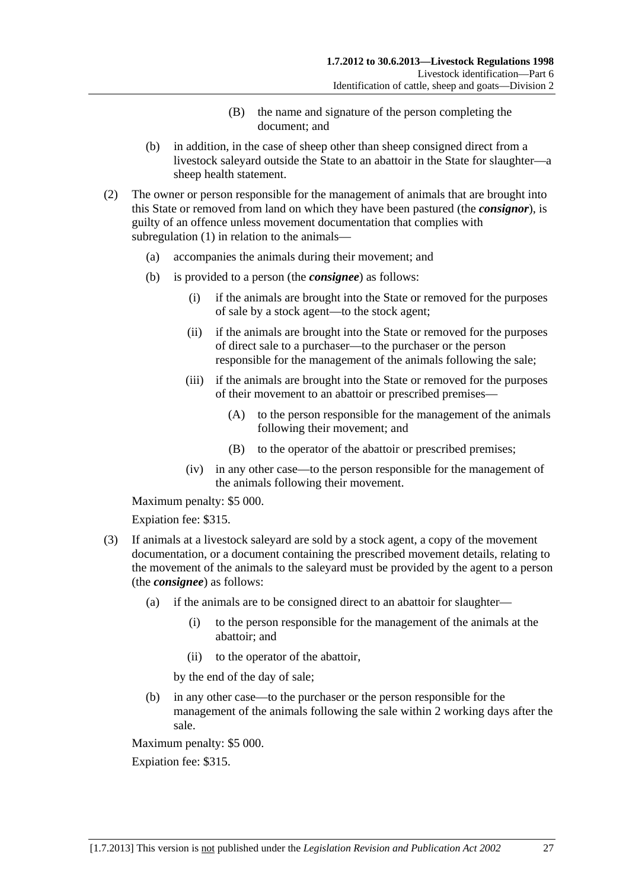(B) the name and signature of the person completing the document; and

(b) in addition, in the case of sheep other than sheep consigned direct from a livestock saleyard outside the State to an abattoir in the State for slaughter—a sheep health statement.

(2) The owner or person responsible for the management of animals that are brought into this State or removed from land on which they have been pastured (the ***consignor***), is guilty of an offence unless movement documentation that complies with subregulation (1) in relation to the animals—

(a) accompanies the animals during their movement; and

(b) is provided to a person (the ***consignee***) as follows:

(i) if the animals are brought into the State or removed for the purposes of sale by a stock agent—to the stock agent;

(ii) if the animals are brought into the State or removed for the purposes of direct sale to a purchaser—to the purchaser or the person responsible for the management of the animals following the sale;

(iii) if the animals are brought into the State or removed for the purposes of their movement to an abattoir or prescribed premises—

(A) to the person responsible for the management of the animals following their movement; and

(B) to the operator of the abattoir or prescribed premises;

(iv) in any other case—to the person responsible for the management of the animals following their movement.

Maximum penalty: $5 000.

Expiation fee: $315.

(3) If animals at a livestock saleyard are sold by a stock agent, a copy of the movement documentation, or a document containing the prescribed movement details, relating to the movement of the animals to the saleyard must be provided by the agent to a person (the ***consignee***) as follows:

(a) if the animals are to be consigned direct to an abattoir for slaughter—

(i) to the person responsible for the management of the animals at the abattoir; and

(ii) to the operator of the abattoir,

by the end of the day of sale;

(b) in any other case—to the purchaser or the person responsible for the management of the animals following the sale within 2 working days after the sale.

Maximum penalty: $5 000.

Expiation fee: $315.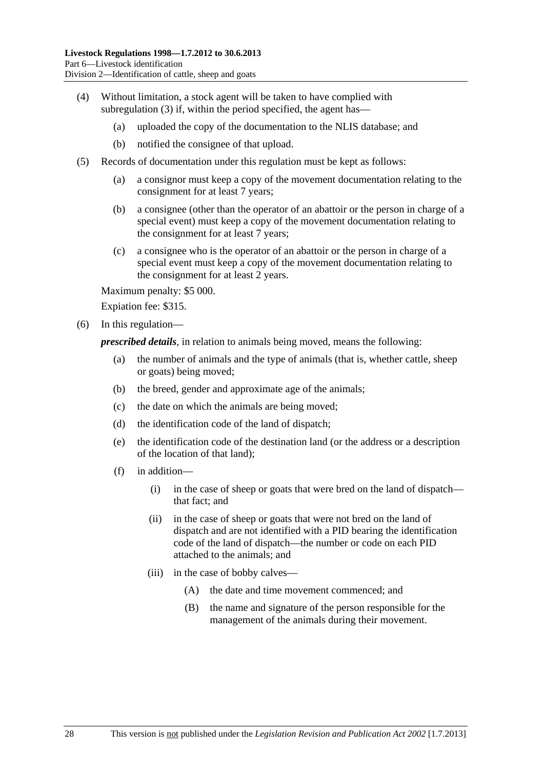(4) Without limitation, a stock agent will be taken to have complied with subregulation (3) if, within the period specified, the agent has—

  (a) uploaded the copy of the documentation to the NLIS database; and

  (b) notified the consignee of that upload.

(5) Records of documentation under this regulation must be kept as follows:

  (a) a consignor must keep a copy of the movement documentation relating to the consignment for at least 7 years;

  (b) a consignee (other than the operator of an abattoir or the person in charge of a special event) must keep a copy of the movement documentation relating to the consignment for at least 7 years;

  (c) a consignee who is the operator of an abattoir or the person in charge of a special event must keep a copy of the movement documentation relating to the consignment for at least 2 years.

Maximum penalty: $5 000.

Expiation fee: $315.

(6) In this regulation—

***prescribed details***, in relation to animals being moved, means the following:

  (a) the number of animals and the type of animals (that is, whether cattle, sheep or goats) being moved;

  (b) the breed, gender and approximate age of the animals;

  (c) the date on which the animals are being moved;

  (d) the identification code of the land of dispatch;

  (e) the identification code of the destination land (or the address or a description of the location of that land);

  (f) in addition—

    (i) in the case of sheep or goats that were bred on the land of dispatch—that fact; and

    (ii) in the case of sheep or goats that were not bred on the land of dispatch and are not identified with a PID bearing the identification code of the land of dispatch—the number or code on each PID attached to the animals; and

    (iii) in the case of bobby calves—

      (A) the date and time movement commenced; and

      (B) the name and signature of the person responsible for the management of the animals during their movement.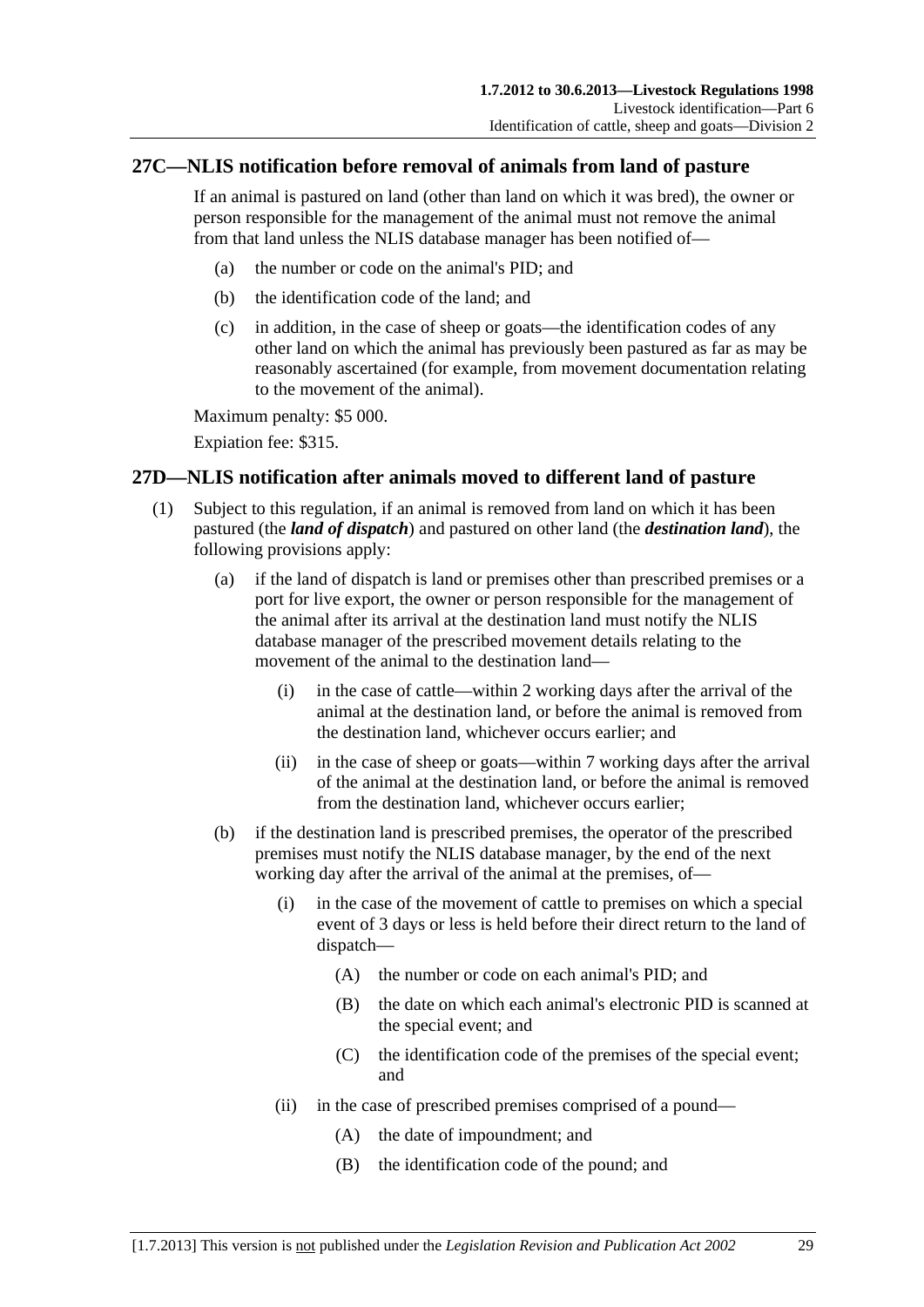## 27C—NLIS notification before removal of animals from land of pasture

If an animal is pastured on land (other than land on which it was bred), the owner or person responsible for the management of the animal must not remove the animal from that land unless the NLIS database manager has been notified of—

(a) the number or code on the animal's PID; and

(b) the identification code of the land; and

(c) in addition, in the case of sheep or goats—the identification codes of any other land on which the animal has previously been pastured as far as may be reasonably ascertained (for example, from movement documentation relating to the movement of the animal).

Maximum penalty: $5 000.

Expiation fee: $315.

## 27D—NLIS notification after animals moved to different land of pasture

(1) Subject to this regulation, if an animal is removed from land on which it has been pastured (the ***land of dispatch***) and pastured on other land (the ***destination land***), the following provisions apply:

(a) if the land of dispatch is land or premises other than prescribed premises or a port for live export, the owner or person responsible for the management of the animal after its arrival at the destination land must notify the NLIS database manager of the prescribed movement details relating to the movement of the animal to the destination land—

(i) in the case of cattle—within 2 working days after the arrival of the animal at the destination land, or before the animal is removed from the destination land, whichever occurs earlier; and

(ii) in the case of sheep or goats—within 7 working days after the arrival of the animal at the destination land, or before the animal is removed from the destination land, whichever occurs earlier;

(b) if the destination land is prescribed premises, the operator of the prescribed premises must notify the NLIS database manager, by the end of the next working day after the arrival of the animal at the premises, of—

(i) in the case of the movement of cattle to premises on which a special event of 3 days or less is held before their direct return to the land of dispatch—

(A) the number or code on each animal's PID; and

(B) the date on which each animal's electronic PID is scanned at the special event; and

(C) the identification code of the premises of the special event; and

(ii) in the case of prescribed premises comprised of a pound—

(A) the date of impoundment; and

(B) the identification code of the pound; and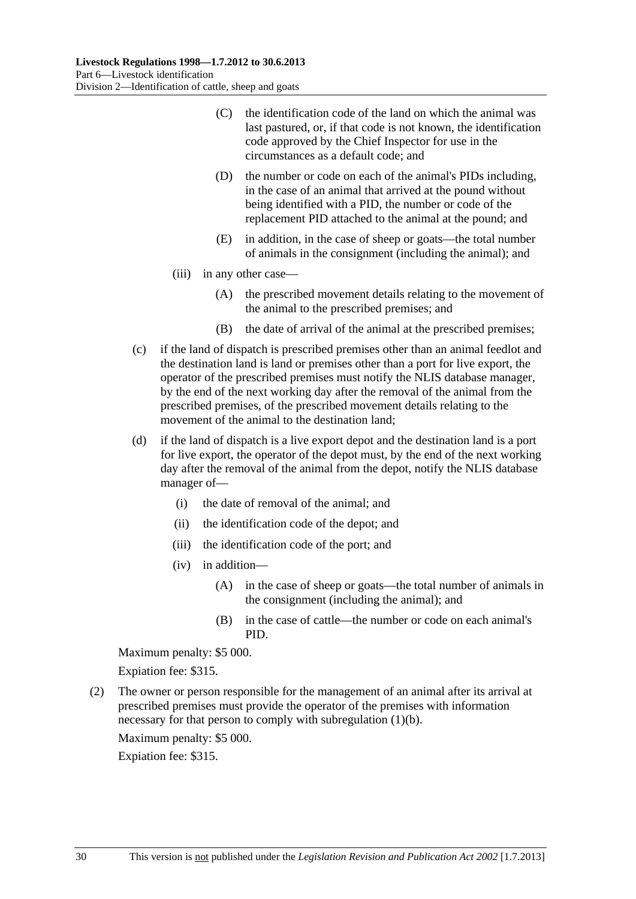(C) the identification code of the land on which the animal was last pastured, or, if that code is not known, the identification code approved by the Chief Inspector for use in the circumstances as a default code; and

(D) the number or code on each of the animal's PIDs including, in the case of an animal that arrived at the pound without being identified with a PID, the number or code of the replacement PID attached to the animal at the pound; and

(E) in addition, in the case of sheep or goats—the total number of animals in the consignment (including the animal); and

(iii) in any other case—

(A) the prescribed movement details relating to the movement of the animal to the prescribed premises; and

(B) the date of arrival of the animal at the prescribed premises;

(c) if the land of dispatch is prescribed premises other than an animal feedlot and the destination land is land or premises other than a port for live export, the operator of the prescribed premises must notify the NLIS database manager, by the end of the next working day after the removal of the animal from the prescribed premises, of the prescribed movement details relating to the movement of the animal to the destination land;

(d) if the land of dispatch is a live export depot and the destination land is a port for live export, the operator of the depot must, by the end of the next working day after the removal of the animal from the depot, notify the NLIS database manager of—

(i) the date of removal of the animal; and

(ii) the identification code of the depot; and

(iii) the identification code of the port; and

(iv) in addition—

(A) in the case of sheep or goats—the total number of animals in the consignment (including the animal); and

(B) in the case of cattle—the number or code on each animal's PID.

Maximum penalty: $5 000.

Expiation fee: $315.

(2) The owner or person responsible for the management of an animal after its arrival at prescribed premises must provide the operator of the premises with information necessary for that person to comply with subregulation (1)(b).

Maximum penalty: $5 000.

Expiation fee: $315.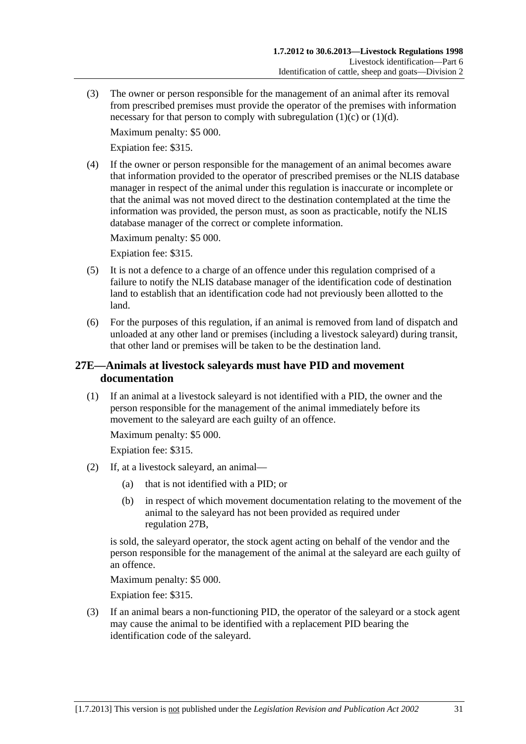(3) The owner or person responsible for the management of an animal after its removal from prescribed premises must provide the operator of the premises with information necessary for that person to comply with subregulation (1)(c) or (1)(d).

Maximum penalty: $5 000.

Expiation fee: $315.

(4) If the owner or person responsible for the management of an animal becomes aware that information provided to the operator of prescribed premises or the NLIS database manager in respect of the animal under this regulation is inaccurate or incomplete or that the animal was not moved direct to the destination contemplated at the time the information was provided, the person must, as soon as practicable, notify the NLIS database manager of the correct or complete information.

Maximum penalty: $5 000.

Expiation fee: $315.

(5) It is not a defence to a charge of an offence under this regulation comprised of a failure to notify the NLIS database manager of the identification code of destination land to establish that an identification code had not previously been allotted to the land.

(6) For the purposes of this regulation, if an animal is removed from land of dispatch and unloaded at any other land or premises (including a livestock saleyard) during transit, that other land or premises will be taken to be the destination land.

## 27E—Animals at livestock saleyards must have PID and movement documentation

(1) If an animal at a livestock saleyard is not identified with a PID, the owner and the person responsible for the management of the animal immediately before its movement to the saleyard are each guilty of an offence.

Maximum penalty: $5 000.

Expiation fee: $315.

(2) If, at a livestock saleyard, an animal—

(a) that is not identified with a PID; or

(b) in respect of which movement documentation relating to the movement of the animal to the saleyard has not been provided as required under regulation 27B,

is sold, the saleyard operator, the stock agent acting on behalf of the vendor and the person responsible for the management of the animal at the saleyard are each guilty of an offence.

Maximum penalty: $5 000.

Expiation fee: $315.

(3) If an animal bears a non-functioning PID, the operator of the saleyard or a stock agent may cause the animal to be identified with a replacement PID bearing the identification code of the saleyard.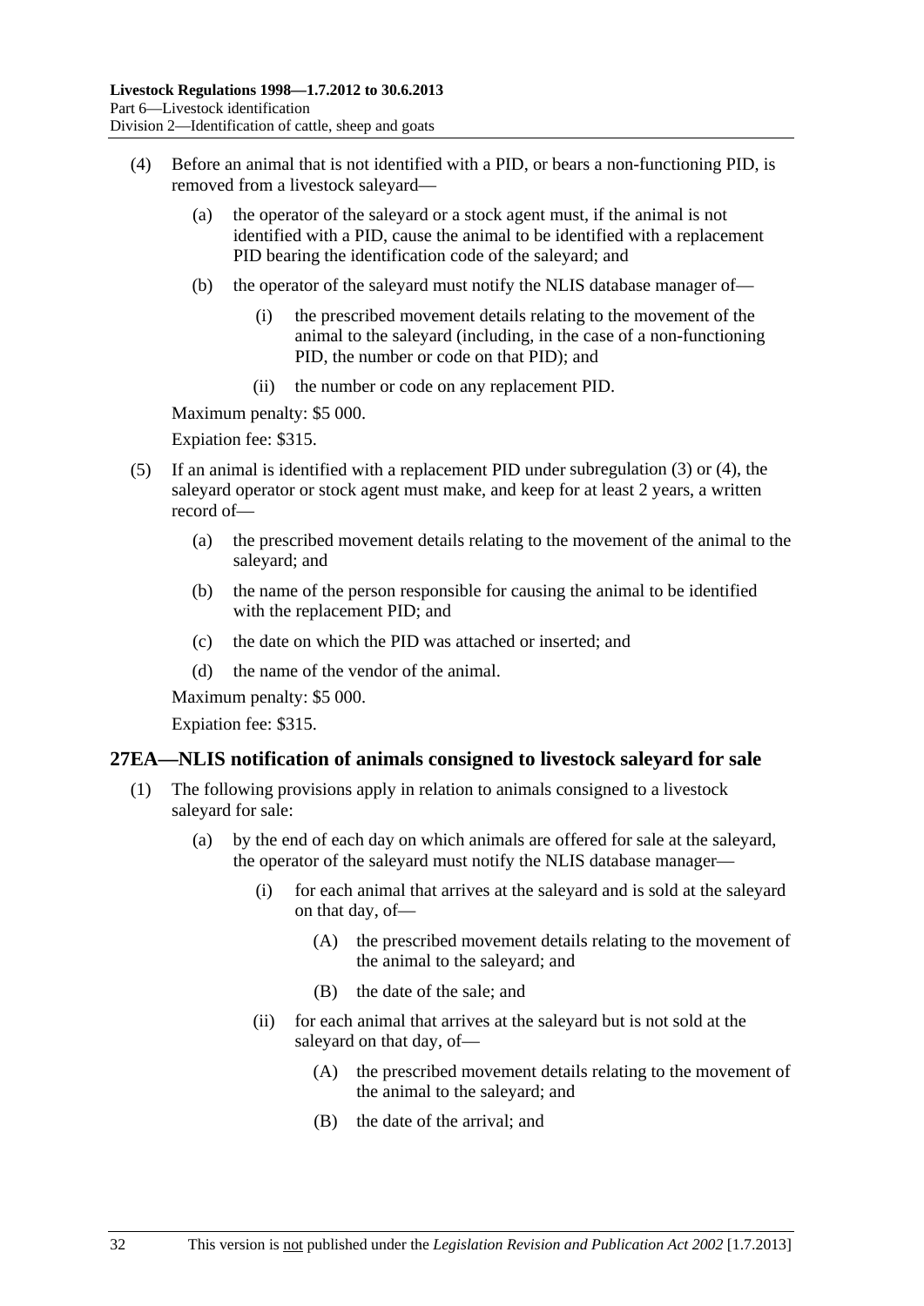(4) Before an animal that is not identified with a PID, or bears a non-functioning PID, is removed from a livestock saleyard—

(a) the operator of the saleyard or a stock agent must, if the animal is not identified with a PID, cause the animal to be identified with a replacement PID bearing the identification code of the saleyard; and

(b) the operator of the saleyard must notify the NLIS database manager of—

(i) the prescribed movement details relating to the movement of the animal to the saleyard (including, in the case of a non-functioning PID, the number or code on that PID); and

(ii) the number or code on any replacement PID.

Maximum penalty: $5 000.

Expiation fee: $315.

(5) If an animal is identified with a replacement PID under subregulation (3) or (4), the saleyard operator or stock agent must make, and keep for at least 2 years, a written record of—

(a) the prescribed movement details relating to the movement of the animal to the saleyard; and

(b) the name of the person responsible for causing the animal to be identified with the replacement PID; and

(c) the date on which the PID was attached or inserted; and

(d) the name of the vendor of the animal.

Maximum penalty: $5 000.

Expiation fee: $315.

## 27EA—NLIS notification of animals consigned to livestock saleyard for sale

(1) The following provisions apply in relation to animals consigned to a livestock saleyard for sale:

(a) by the end of each day on which animals are offered for sale at the saleyard, the operator of the saleyard must notify the NLIS database manager—

(i) for each animal that arrives at the saleyard and is sold at the saleyard on that day, of—

(A) the prescribed movement details relating to the movement of the animal to the saleyard; and

(B) the date of the sale; and

(ii) for each animal that arrives at the saleyard but is not sold at the saleyard on that day, of—

(A) the prescribed movement details relating to the movement of the animal to the saleyard; and

(B) the date of the arrival; and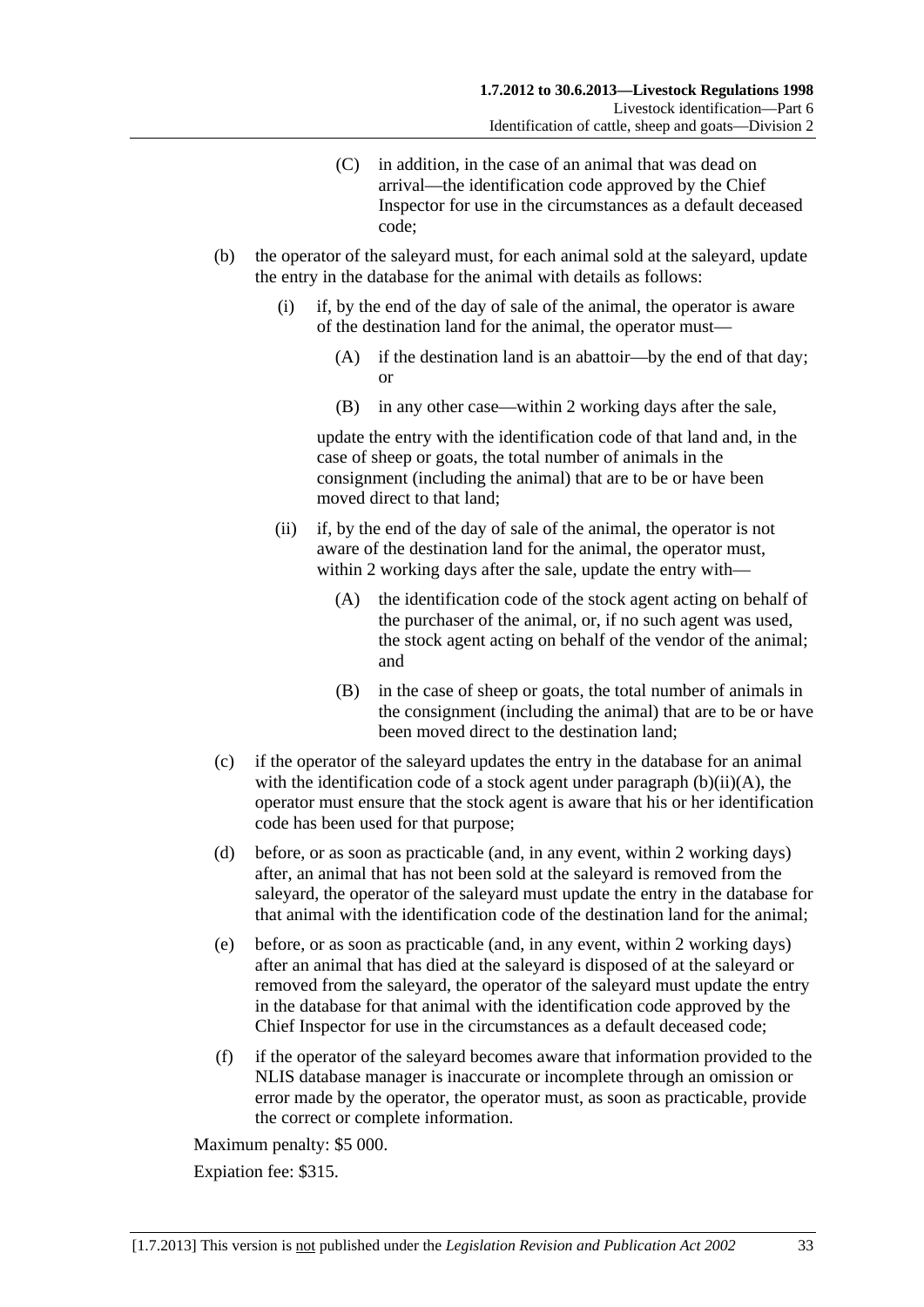(C) in addition, in the case of an animal that was dead on arrival—the identification code approved by the Chief Inspector for use in the circumstances as a default deceased code;

(b) the operator of the saleyard must, for each animal sold at the saleyard, update the entry in the database for the animal with details as follows:

(i) if, by the end of the day of sale of the animal, the operator is aware of the destination land for the animal, the operator must—

(A) if the destination land is an abattoir—by the end of that day; or

(B) in any other case—within 2 working days after the sale,

update the entry with the identification code of that land and, in the case of sheep or goats, the total number of animals in the consignment (including the animal) that are to be or have been moved direct to that land;

(ii) if, by the end of the day of sale of the animal, the operator is not aware of the destination land for the animal, the operator must, within 2 working days after the sale, update the entry with—

(A) the identification code of the stock agent acting on behalf of the purchaser of the animal, or, if no such agent was used, the stock agent acting on behalf of the vendor of the animal; and

(B) in the case of sheep or goats, the total number of animals in the consignment (including the animal) that are to be or have been moved direct to the destination land;

(c) if the operator of the saleyard updates the entry in the database for an animal with the identification code of a stock agent under paragraph (b)(ii)(A), the operator must ensure that the stock agent is aware that his or her identification code has been used for that purpose;

(d) before, or as soon as practicable (and, in any event, within 2 working days) after, an animal that has not been sold at the saleyard is removed from the saleyard, the operator of the saleyard must update the entry in the database for that animal with the identification code of the destination land for the animal;

(e) before, or as soon as practicable (and, in any event, within 2 working days) after an animal that has died at the saleyard is disposed of at the saleyard or removed from the saleyard, the operator of the saleyard must update the entry in the database for that animal with the identification code approved by the Chief Inspector for use in the circumstances as a default deceased code;

(f) if the operator of the saleyard becomes aware that information provided to the NLIS database manager is inaccurate or incomplete through an omission or error made by the operator, the operator must, as soon as practicable, provide the correct or complete information.

Maximum penalty: $5 000.

Expiation fee: $315.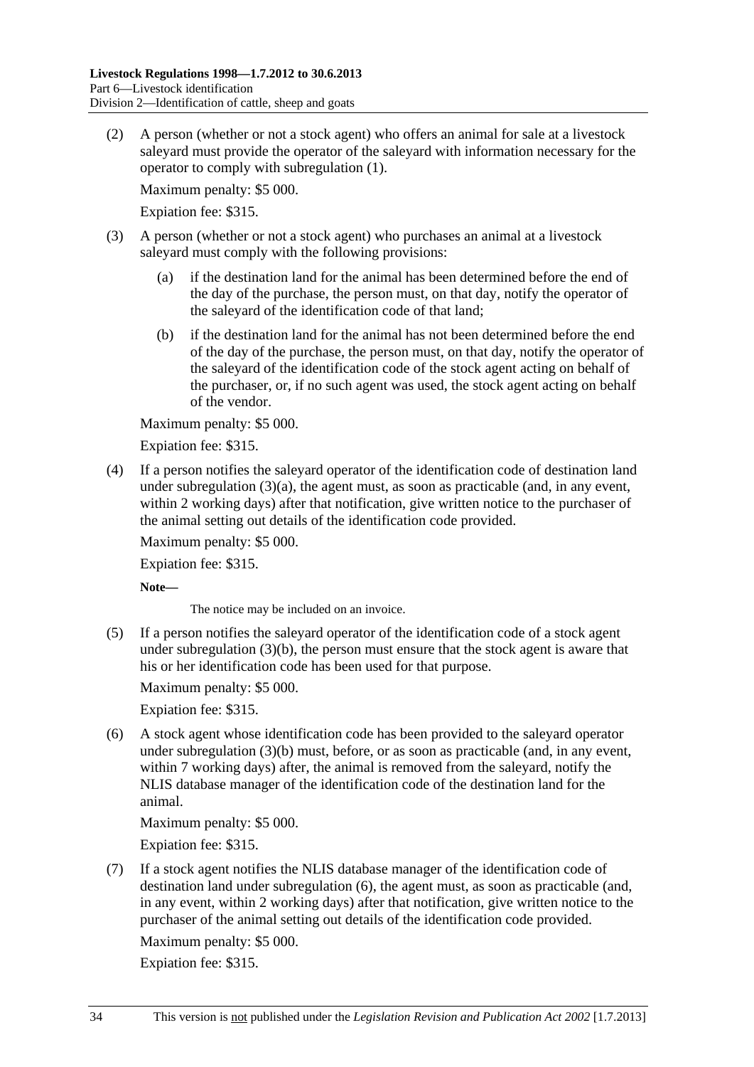(2) A person (whether or not a stock agent) who offers an animal for sale at a livestock saleyard must provide the operator of the saleyard with information necessary for the operator to comply with subregulation (1).

Maximum penalty: $5 000.

Expiation fee: $315.

(3) A person (whether or not a stock agent) who purchases an animal at a livestock saleyard must comply with the following provisions:

(a) if the destination land for the animal has been determined before the end of the day of the purchase, the person must, on that day, notify the operator of the saleyard of the identification code of that land;

(b) if the destination land for the animal has not been determined before the end of the day of the purchase, the person must, on that day, notify the operator of the saleyard of the identification code of the stock agent acting on behalf of the purchaser, or, if no such agent was used, the stock agent acting on behalf of the vendor.

Maximum penalty: $5 000.

Expiation fee: $315.

(4) If a person notifies the saleyard operator of the identification code of destination land under subregulation (3)(a), the agent must, as soon as practicable (and, in any event, within 2 working days) after that notification, give written notice to the purchaser of the animal setting out details of the identification code provided.

Maximum penalty: $5 000.

Expiation fee: $315.

**Note—**

The notice may be included on an invoice.

(5) If a person notifies the saleyard operator of the identification code of a stock agent under subregulation (3)(b), the person must ensure that the stock agent is aware that his or her identification code has been used for that purpose.

Maximum penalty: $5 000.

Expiation fee: $315.

(6) A stock agent whose identification code has been provided to the saleyard operator under subregulation (3)(b) must, before, or as soon as practicable (and, in any event, within 7 working days) after, the animal is removed from the saleyard, notify the NLIS database manager of the identification code of the destination land for the animal.

Maximum penalty: $5 000.

Expiation fee: $315.

(7) If a stock agent notifies the NLIS database manager of the identification code of destination land under subregulation (6), the agent must, as soon as practicable (and, in any event, within 2 working days) after that notification, give written notice to the purchaser of the animal setting out details of the identification code provided.

Maximum penalty: $5 000.

Expiation fee: $315.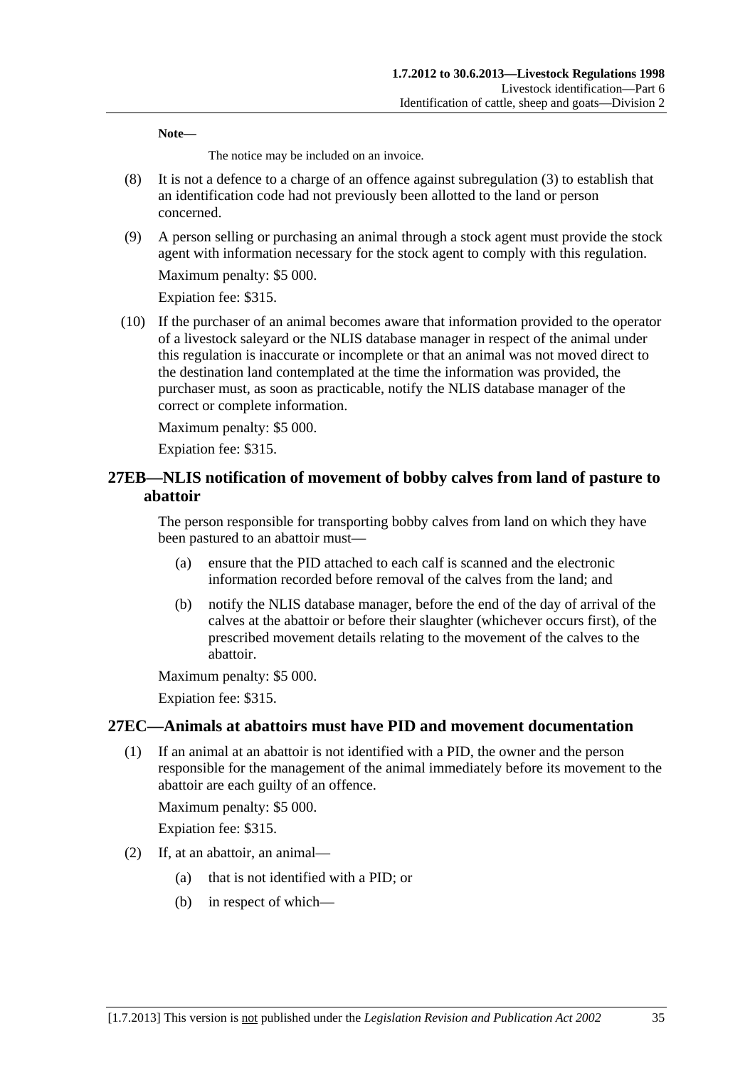**Note—**

The notice may be included on an invoice.

(8) It is not a defence to a charge of an offence against subregulation (3) to establish that an identification code had not previously been allotted to the land or person concerned.

(9) A person selling or purchasing an animal through a stock agent must provide the stock agent with information necessary for the stock agent to comply with this regulation.

Maximum penalty: $5 000.

Expiation fee: $315.

(10) If the purchaser of an animal becomes aware that information provided to the operator of a livestock saleyard or the NLIS database manager in respect of the animal under this regulation is inaccurate or incomplete or that an animal was not moved direct to the destination land contemplated at the time the information was provided, the purchaser must, as soon as practicable, notify the NLIS database manager of the correct or complete information.

Maximum penalty: $5 000.

Expiation fee: $315.

## 27EB—NLIS notification of movement of bobby calves from land of pasture to abattoir

The person responsible for transporting bobby calves from land on which they have been pastured to an abattoir must—

(a) ensure that the PID attached to each calf is scanned and the electronic information recorded before removal of the calves from the land; and

(b) notify the NLIS database manager, before the end of the day of arrival of the calves at the abattoir or before their slaughter (whichever occurs first), of the prescribed movement details relating to the movement of the calves to the abattoir.

Maximum penalty: $5 000.

Expiation fee: $315.

## 27EC—Animals at abattoirs must have PID and movement documentation

(1) If an animal at an abattoir is not identified with a PID, the owner and the person responsible for the management of the animal immediately before its movement to the abattoir are each guilty of an offence.

Maximum penalty: $5 000.

Expiation fee: $315.

(2) If, at an abattoir, an animal—

(a) that is not identified with a PID; or

(b) in respect of which—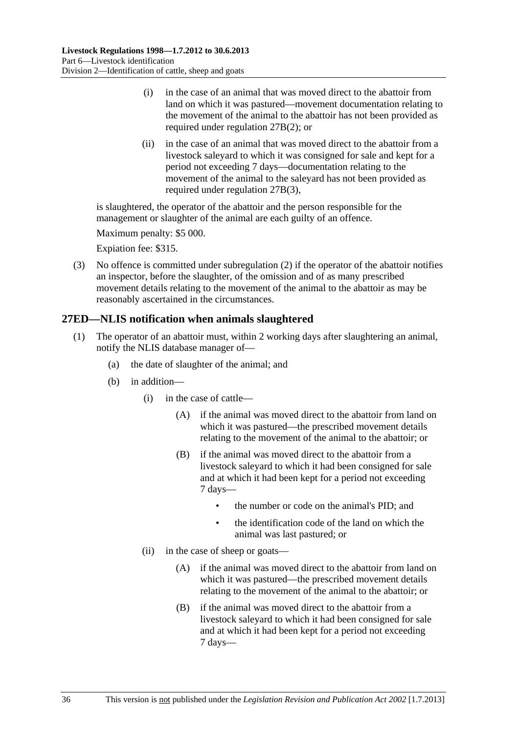(i) in the case of an animal that was moved direct to the abattoir from land on which it was pastured—movement documentation relating to the movement of the animal to the abattoir has not been provided as required under regulation 27B(2); or

(ii) in the case of an animal that was moved direct to the abattoir from a livestock saleyard to which it was consigned for sale and kept for a period not exceeding 7 days—documentation relating to the movement of the animal to the saleyard has not been provided as required under regulation 27B(3),

is slaughtered, the operator of the abattoir and the person responsible for the management or slaughter of the animal are each guilty of an offence.

Maximum penalty: $5 000.

Expiation fee: $315.

(3) No offence is committed under subregulation (2) if the operator of the abattoir notifies an inspector, before the slaughter, of the omission and of as many prescribed movement details relating to the movement of the animal to the abattoir as may be reasonably ascertained in the circumstances.

## 27ED—NLIS notification when animals slaughtered

(1) The operator of an abattoir must, within 2 working days after slaughtering an animal, notify the NLIS database manager of—

(a) the date of slaughter of the animal; and

(b) in addition—

(i) in the case of cattle—

(A) if the animal was moved direct to the abattoir from land on which it was pastured—the prescribed movement details relating to the movement of the animal to the abattoir; or

(B) if the animal was moved direct to the abattoir from a livestock saleyard to which it had been consigned for sale and at which it had been kept for a period not exceeding 7 days—

- the number or code on the animal's PID; and
- the identification code of the land on which the animal was last pastured; or

(ii) in the case of sheep or goats—

(A) if the animal was moved direct to the abattoir from land on which it was pastured—the prescribed movement details relating to the movement of the animal to the abattoir; or

(B) if the animal was moved direct to the abattoir from a livestock saleyard to which it had been consigned for sale and at which it had been kept for a period not exceeding 7 days—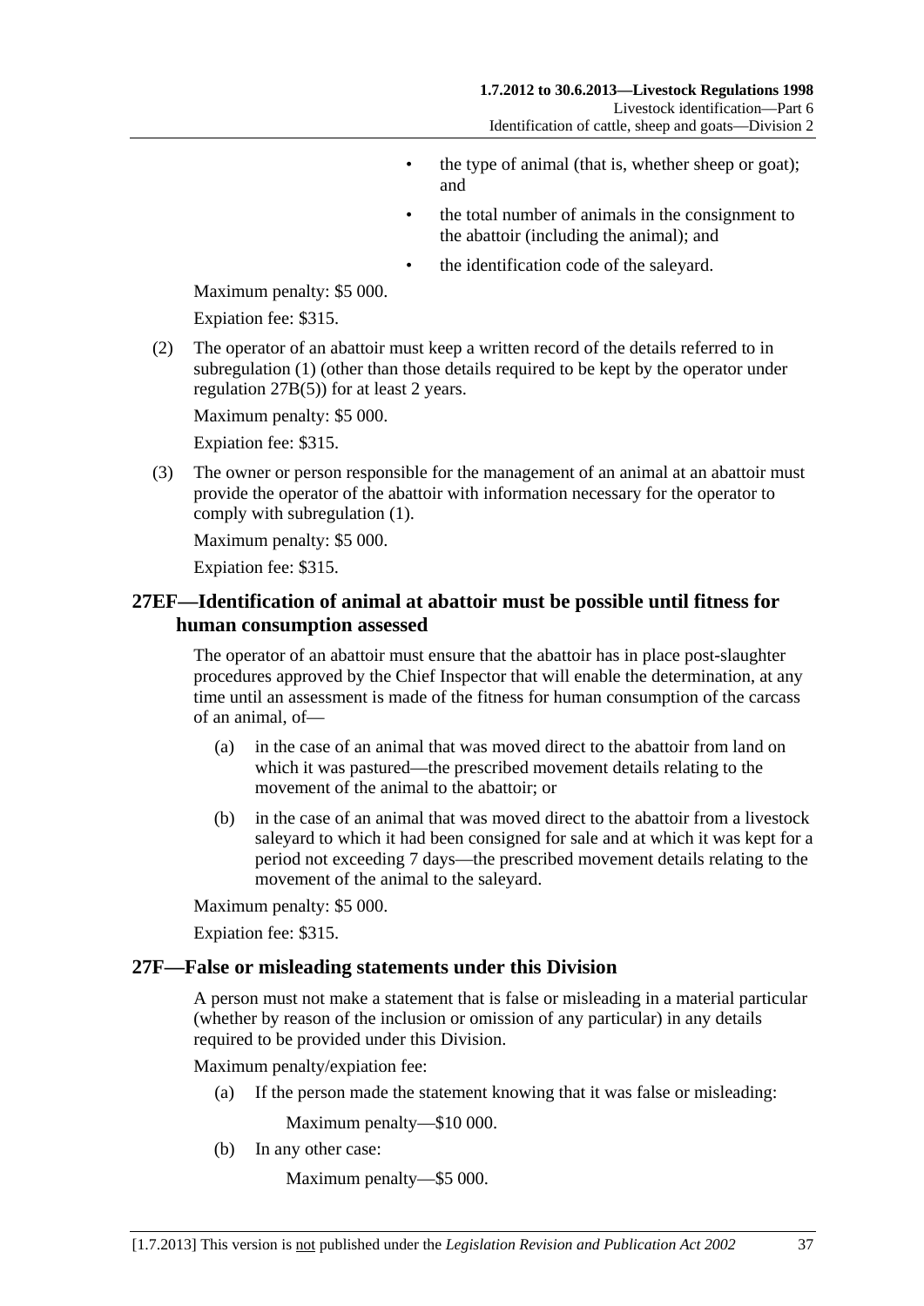- the type of animal (that is, whether sheep or goat); and
- the total number of animals in the consignment to the abattoir (including the animal); and
- the identification code of the saleyard.

Maximum penalty: $5 000.

Expiation fee: $315.

(2) The operator of an abattoir must keep a written record of the details referred to in subregulation (1) (other than those details required to be kept by the operator under regulation 27B(5)) for at least 2 years.

Maximum penalty: $5 000.

Expiation fee: $315.

(3) The owner or person responsible for the management of an animal at an abattoir must provide the operator of the abattoir with information necessary for the operator to comply with subregulation (1).

Maximum penalty: $5 000.

Expiation fee: $315.

## 27EF—Identification of animal at abattoir must be possible until fitness for human consumption assessed

The operator of an abattoir must ensure that the abattoir has in place post-slaughter procedures approved by the Chief Inspector that will enable the determination, at any time until an assessment is made of the fitness for human consumption of the carcass of an animal, of—

(a) in the case of an animal that was moved direct to the abattoir from land on which it was pastured—the prescribed movement details relating to the movement of the animal to the abattoir; or

(b) in the case of an animal that was moved direct to the abattoir from a livestock saleyard to which it had been consigned for sale and at which it was kept for a period not exceeding 7 days—the prescribed movement details relating to the movement of the animal to the saleyard.

Maximum penalty: $5 000.

Expiation fee: $315.

## 27F—False or misleading statements under this Division

A person must not make a statement that is false or misleading in a material particular (whether by reason of the inclusion or omission of any particular) in any details required to be provided under this Division.

Maximum penalty/expiation fee:

(a) If the person made the statement knowing that it was false or misleading:

Maximum penalty—$10 000.

(b) In any other case:

Maximum penalty—$5 000.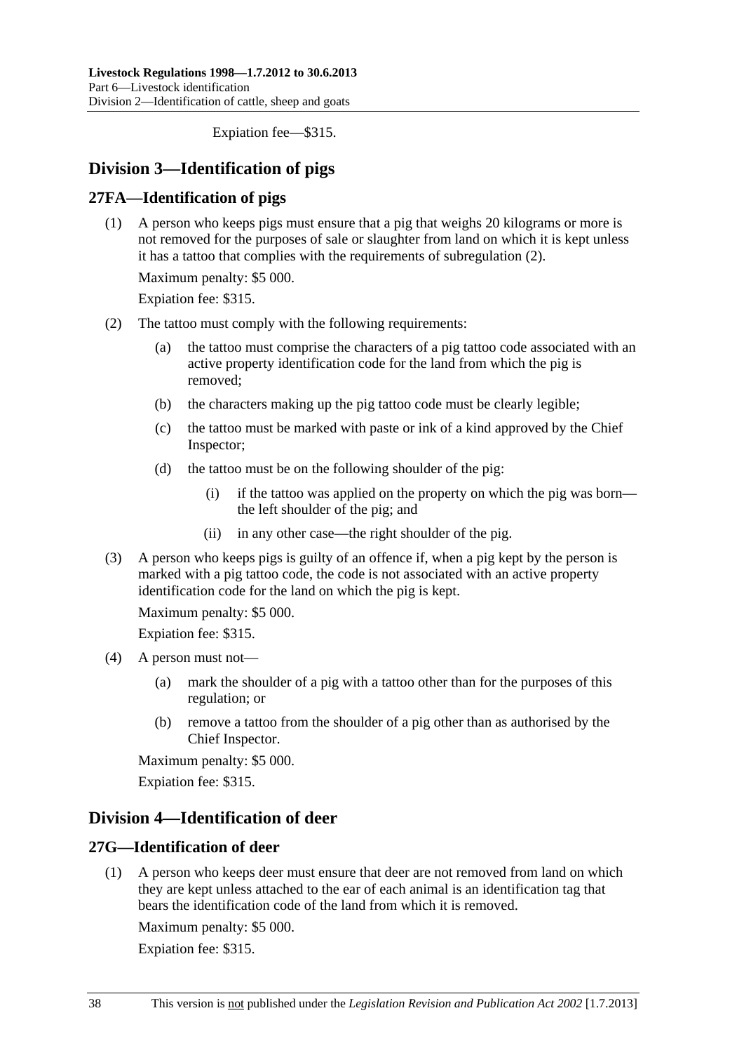Expiation fee—$315.

## Division 3—Identification of pigs

### 27FA—Identification of pigs

(1) A person who keeps pigs must ensure that a pig that weighs 20 kilograms or more is not removed for the purposes of sale or slaughter from land on which it is kept unless it has a tattoo that complies with the requirements of subregulation (2).

Maximum penalty: $5 000.

Expiation fee: $315.

(2) The tattoo must comply with the following requirements:

(a) the tattoo must comprise the characters of a pig tattoo code associated with an active property identification code for the land from which the pig is removed;

(b) the characters making up the pig tattoo code must be clearly legible;

(c) the tattoo must be marked with paste or ink of a kind approved by the Chief Inspector;

(d) the tattoo must be on the following shoulder of the pig:

(i) if the tattoo was applied on the property on which the pig was born—the left shoulder of the pig; and

(ii) in any other case—the right shoulder of the pig.

(3) A person who keeps pigs is guilty of an offence if, when a pig kept by the person is marked with a pig tattoo code, the code is not associated with an active property identification code for the land on which the pig is kept.

Maximum penalty: $5 000.

Expiation fee: $315.

(4) A person must not—

(a) mark the shoulder of a pig with a tattoo other than for the purposes of this regulation; or

(b) remove a tattoo from the shoulder of a pig other than as authorised by the Chief Inspector.

Maximum penalty: $5 000.

Expiation fee: $315.

## Division 4—Identification of deer

### 27G—Identification of deer

(1) A person who keeps deer must ensure that deer are not removed from land on which they are kept unless attached to the ear of each animal is an identification tag that bears the identification code of the land from which it is removed.

Maximum penalty: $5 000.

Expiation fee: $315.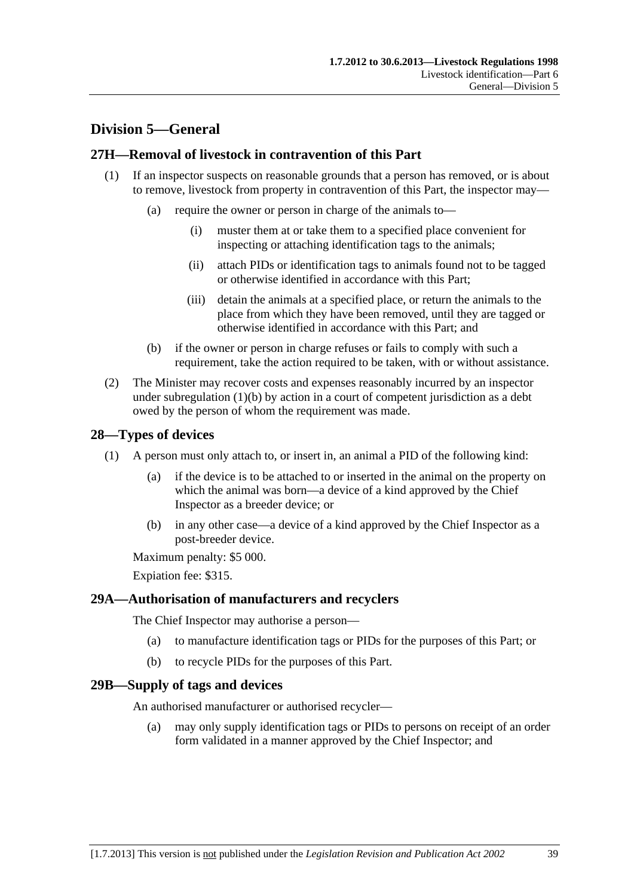## Division 5—General

### 27H—Removal of livestock in contravention of this Part

(1) If an inspector suspects on reasonable grounds that a person has removed, or is about to remove, livestock from property in contravention of this Part, the inspector may—

(a) require the owner or person in charge of the animals to—

(i) muster them at or take them to a specified place convenient for inspecting or attaching identification tags to the animals;

(ii) attach PIDs or identification tags to animals found not to be tagged or otherwise identified in accordance with this Part;

(iii) detain the animals at a specified place, or return the animals to the place from which they have been removed, until they are tagged or otherwise identified in accordance with this Part; and

(b) if the owner or person in charge refuses or fails to comply with such a requirement, take the action required to be taken, with or without assistance.

(2) The Minister may recover costs and expenses reasonably incurred by an inspector under subregulation (1)(b) by action in a court of competent jurisdiction as a debt owed by the person of whom the requirement was made.

### 28—Types of devices

(1) A person must only attach to, or insert in, an animal a PID of the following kind:

(a) if the device is to be attached to or inserted in the animal on the property on which the animal was born—a device of a kind approved by the Chief Inspector as a breeder device; or

(b) in any other case—a device of a kind approved by the Chief Inspector as a post-breeder device.

Maximum penalty: $5 000.

Expiation fee: $315.

### 29A—Authorisation of manufacturers and recyclers

The Chief Inspector may authorise a person—

(a) to manufacture identification tags or PIDs for the purposes of this Part; or

(b) to recycle PIDs for the purposes of this Part.

### 29B—Supply of tags and devices

An authorised manufacturer or authorised recycler—

(a) may only supply identification tags or PIDs to persons on receipt of an order form validated in a manner approved by the Chief Inspector; and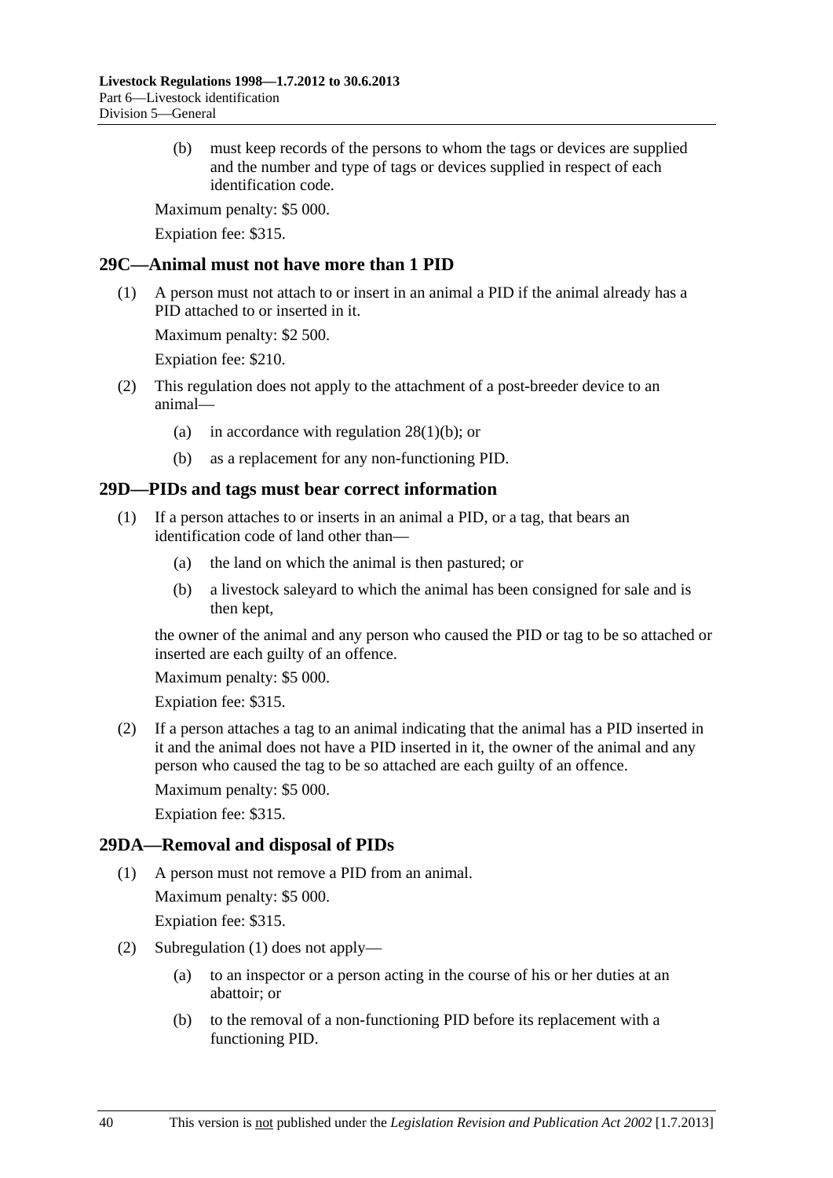(b) must keep records of the persons to whom the tags or devices are supplied and the number and type of tags or devices supplied in respect of each identification code.

Maximum penalty: $5 000.

Expiation fee: $315.

## 29C—Animal must not have more than 1 PID

(1) A person must not attach to or insert in an animal a PID if the animal already has a PID attached to or inserted in it.

Maximum penalty: $2 500.

Expiation fee: $210.

(2) This regulation does not apply to the attachment of a post-breeder device to an animal—

(a) in accordance with regulation 28(1)(b); or

(b) as a replacement for any non-functioning PID.

## 29D—PIDs and tags must bear correct information

(1) If a person attaches to or inserts in an animal a PID, or a tag, that bears an identification code of land other than—

(a) the land on which the animal is then pastured; or

(b) a livestock saleyard to which the animal has been consigned for sale and is then kept,

the owner of the animal and any person who caused the PID or tag to be so attached or inserted are each guilty of an offence.

Maximum penalty: $5 000.

Expiation fee: $315.

(2) If a person attaches a tag to an animal indicating that the animal has a PID inserted in it and the animal does not have a PID inserted in it, the owner of the animal and any person who caused the tag to be so attached are each guilty of an offence.

Maximum penalty: $5 000.

Expiation fee: $315.

## 29DA—Removal and disposal of PIDs

(1) A person must not remove a PID from an animal.

Maximum penalty: $5 000.

Expiation fee: $315.

(2) Subregulation (1) does not apply—

(a) to an inspector or a person acting in the course of his or her duties at an abattoir; or

(b) to the removal of a non-functioning PID before its replacement with a functioning PID.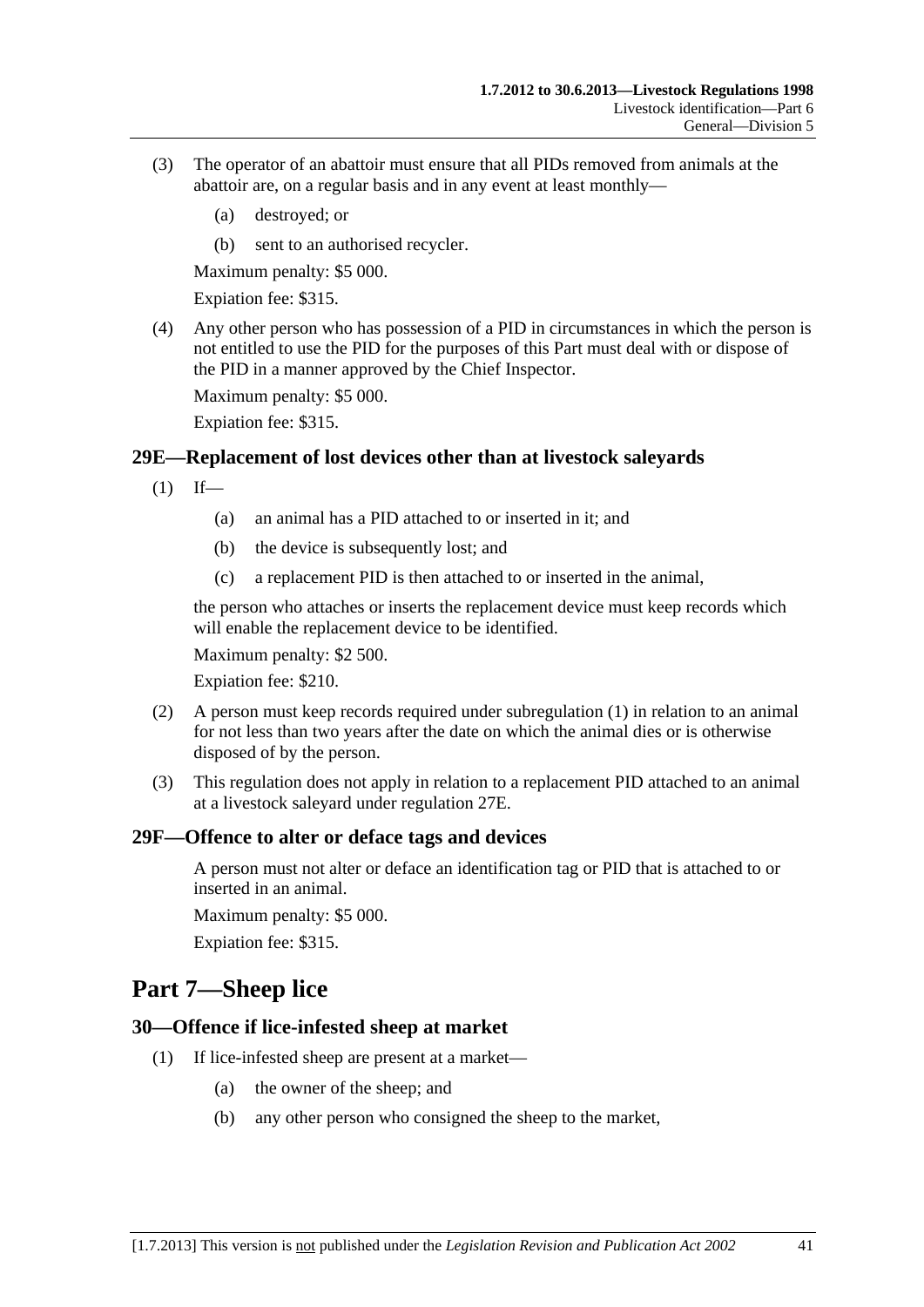(3) The operator of an abattoir must ensure that all PIDs removed from animals at the abattoir are, on a regular basis and in any event at least monthly—

(a) destroyed; or

(b) sent to an authorised recycler.

Maximum penalty: $5 000.

Expiation fee: $315.

(4) Any other person who has possession of a PID in circumstances in which the person is not entitled to use the PID for the purposes of this Part must deal with or dispose of the PID in a manner approved by the Chief Inspector.

Maximum penalty: $5 000.

Expiation fee: $315.

### 29E—Replacement of lost devices other than at livestock saleyards

(1) If—

(a) an animal has a PID attached to or inserted in it; and

(b) the device is subsequently lost; and

(c) a replacement PID is then attached to or inserted in the animal,

the person who attaches or inserts the replacement device must keep records which will enable the replacement device to be identified.

Maximum penalty: $2 500.

Expiation fee: $210.

(2) A person must keep records required under subregulation (1) in relation to an animal for not less than two years after the date on which the animal dies or is otherwise disposed of by the person.

(3) This regulation does not apply in relation to a replacement PID attached to an animal at a livestock saleyard under regulation 27E.

### 29F—Offence to alter or deface tags and devices

A person must not alter or deface an identification tag or PID that is attached to or inserted in an animal.

Maximum penalty: $5 000.

Expiation fee: $315.

## Part 7—Sheep lice

### 30—Offence if lice-infested sheep at market

(1) If lice-infested sheep are present at a market—

(a) the owner of the sheep; and

(b) any other person who consigned the sheep to the market,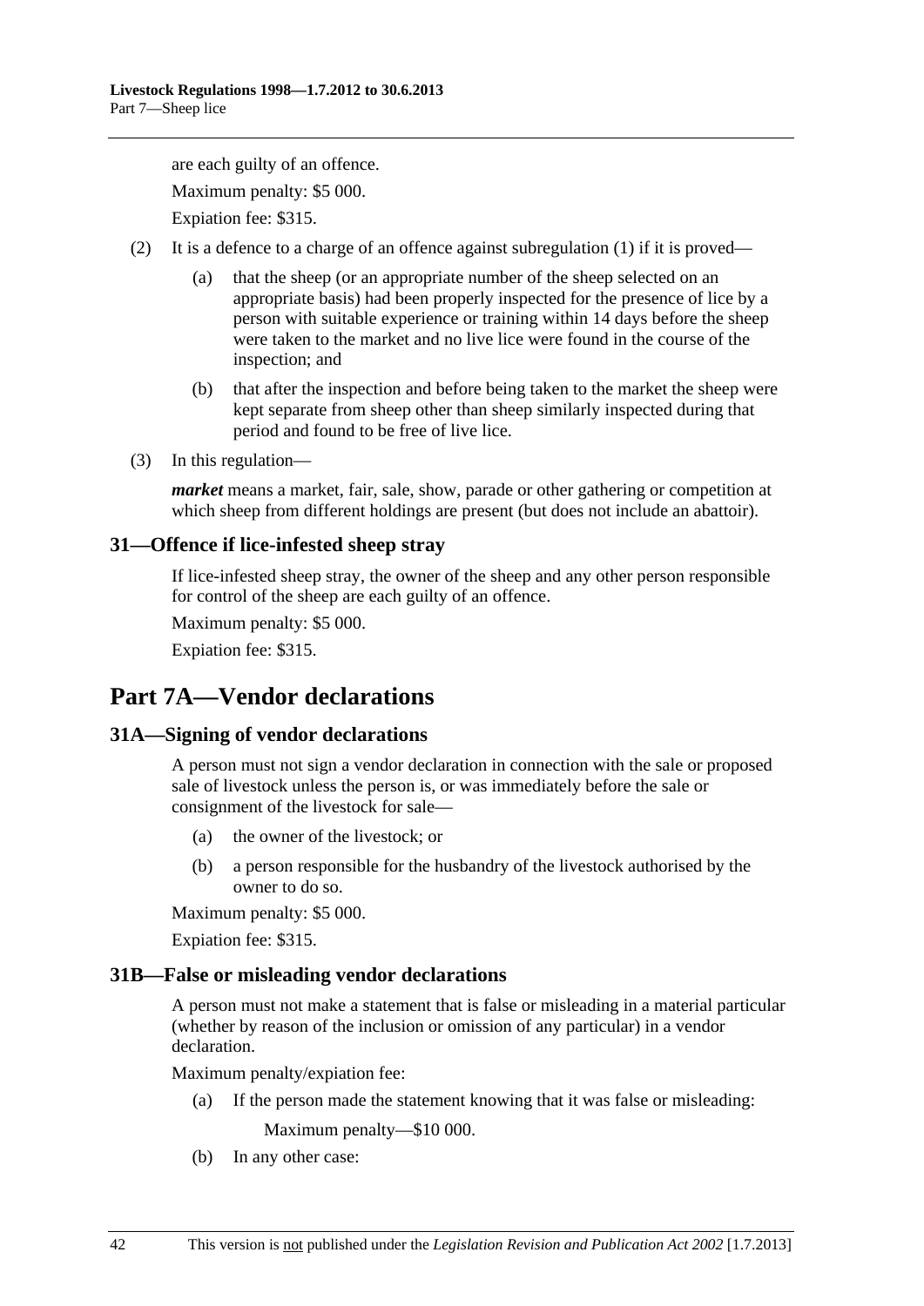are each guilty of an offence.

Maximum penalty: $5 000.

Expiation fee: $315.

(2) It is a defence to a charge of an offence against subregulation (1) if it is proved—

(a) that the sheep (or an appropriate number of the sheep selected on an appropriate basis) had been properly inspected for the presence of lice by a person with suitable experience or training within 14 days before the sheep were taken to the market and no live lice were found in the course of the inspection; and

(b) that after the inspection and before being taken to the market the sheep were kept separate from sheep other than sheep similarly inspected during that period and found to be free of live lice.

(3) In this regulation—

***market*** means a market, fair, sale, show, parade or other gathering or competition at which sheep from different holdings are present (but does not include an abattoir).

### 31—Offence if lice-infested sheep stray

If lice-infested sheep stray, the owner of the sheep and any other person responsible for control of the sheep are each guilty of an offence.

Maximum penalty: $5 000.

Expiation fee: $315.

## Part 7A—Vendor declarations

### 31A—Signing of vendor declarations

A person must not sign a vendor declaration in connection with the sale or proposed sale of livestock unless the person is, or was immediately before the sale or consignment of the livestock for sale—

(a) the owner of the livestock; or

(b) a person responsible for the husbandry of the livestock authorised by the owner to do so.

Maximum penalty: $5 000.

Expiation fee: $315.

### 31B—False or misleading vendor declarations

A person must not make a statement that is false or misleading in a material particular (whether by reason of the inclusion or omission of any particular) in a vendor declaration.

Maximum penalty/expiation fee:

(a) If the person made the statement knowing that it was false or misleading:

Maximum penalty—$10 000.

(b) In any other case: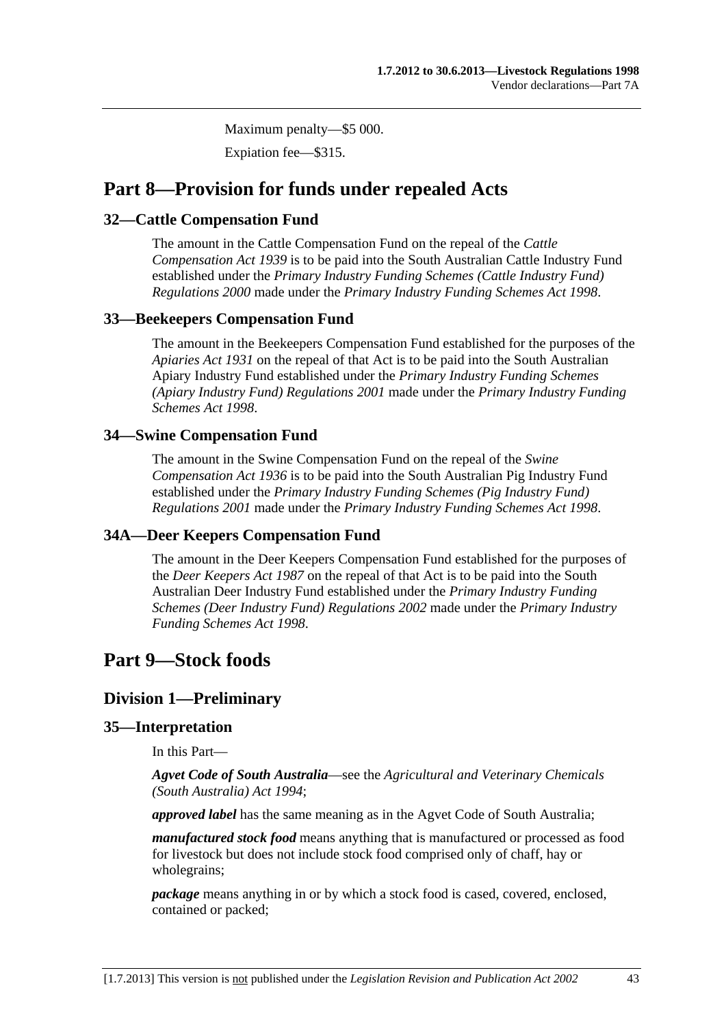Maximum penalty—$5 000.

Expiation fee—$315.

# Part 8—Provision for funds under repealed Acts

## 32—Cattle Compensation Fund

The amount in the Cattle Compensation Fund on the repeal of the *Cattle Compensation Act 1939* is to be paid into the South Australian Cattle Industry Fund established under the *Primary Industry Funding Schemes (Cattle Industry Fund) Regulations 2000* made under the *Primary Industry Funding Schemes Act 1998*.

## 33—Beekeepers Compensation Fund

The amount in the Beekeepers Compensation Fund established for the purposes of the *Apiaries Act 1931* on the repeal of that Act is to be paid into the South Australian Apiary Industry Fund established under the *Primary Industry Funding Schemes (Apiary Industry Fund) Regulations 2001* made under the *Primary Industry Funding Schemes Act 1998*.

## 34—Swine Compensation Fund

The amount in the Swine Compensation Fund on the repeal of the *Swine Compensation Act 1936* is to be paid into the South Australian Pig Industry Fund established under the *Primary Industry Funding Schemes (Pig Industry Fund) Regulations 2001* made under the *Primary Industry Funding Schemes Act 1998*.

## 34A—Deer Keepers Compensation Fund

The amount in the Deer Keepers Compensation Fund established for the purposes of the *Deer Keepers Act 1987* on the repeal of that Act is to be paid into the South Australian Deer Industry Fund established under the *Primary Industry Funding Schemes (Deer Industry Fund) Regulations 2002* made under the *Primary Industry Funding Schemes Act 1998*.

# Part 9—Stock foods

## Division 1—Preliminary

## 35—Interpretation

In this Part—

***Agvet Code of South Australia***—see the *Agricultural and Veterinary Chemicals (South Australia) Act 1994*;

***approved label*** has the same meaning as in the Agvet Code of South Australia;

***manufactured stock food*** means anything that is manufactured or processed as food for livestock but does not include stock food comprised only of chaff, hay or wholegrains;

***package*** means anything in or by which a stock food is cased, covered, enclosed, contained or packed;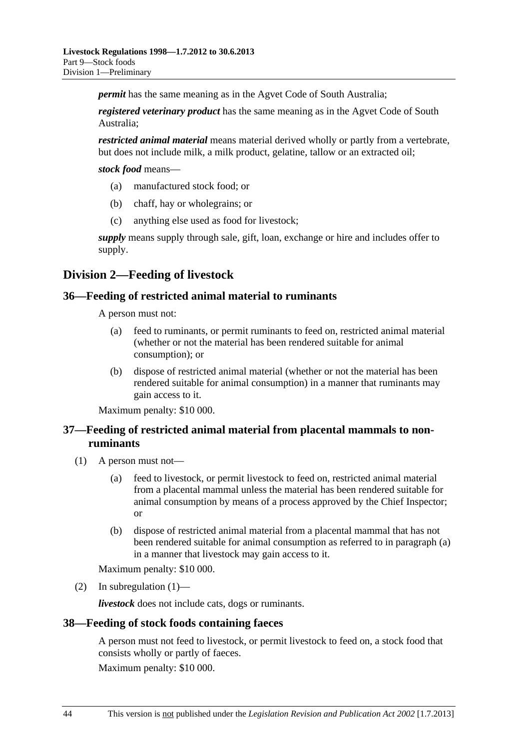***permit*** has the same meaning as in the Agvet Code of South Australia;

***registered veterinary product*** has the same meaning as in the Agvet Code of South Australia;

***restricted animal material*** means material derived wholly or partly from a vertebrate, but does not include milk, a milk product, gelatine, tallow or an extracted oil;

***stock food*** means—

(a) manufactured stock food; or

(b) chaff, hay or wholegrains; or

(c) anything else used as food for livestock;

***supply*** means supply through sale, gift, loan, exchange or hire and includes offer to supply.

## Division 2—Feeding of livestock

### 36—Feeding of restricted animal material to ruminants

A person must not:

(a) feed to ruminants, or permit ruminants to feed on, restricted animal material (whether or not the material has been rendered suitable for animal consumption); or

(b) dispose of restricted animal material (whether or not the material has been rendered suitable for animal consumption) in a manner that ruminants may gain access to it.

Maximum penalty: $10 000.

### 37—Feeding of restricted animal material from placental mammals to non-ruminants

(1) A person must not—

(a) feed to livestock, or permit livestock to feed on, restricted animal material from a placental mammal unless the material has been rendered suitable for animal consumption by means of a process approved by the Chief Inspector; or

(b) dispose of restricted animal material from a placental mammal that has not been rendered suitable for animal consumption as referred to in paragraph (a) in a manner that livestock may gain access to it.

Maximum penalty: $10 000.

(2) In subregulation (1)—

***livestock*** does not include cats, dogs or ruminants.

### 38—Feeding of stock foods containing faeces

A person must not feed to livestock, or permit livestock to feed on, a stock food that consists wholly or partly of faeces.

Maximum penalty: $10 000.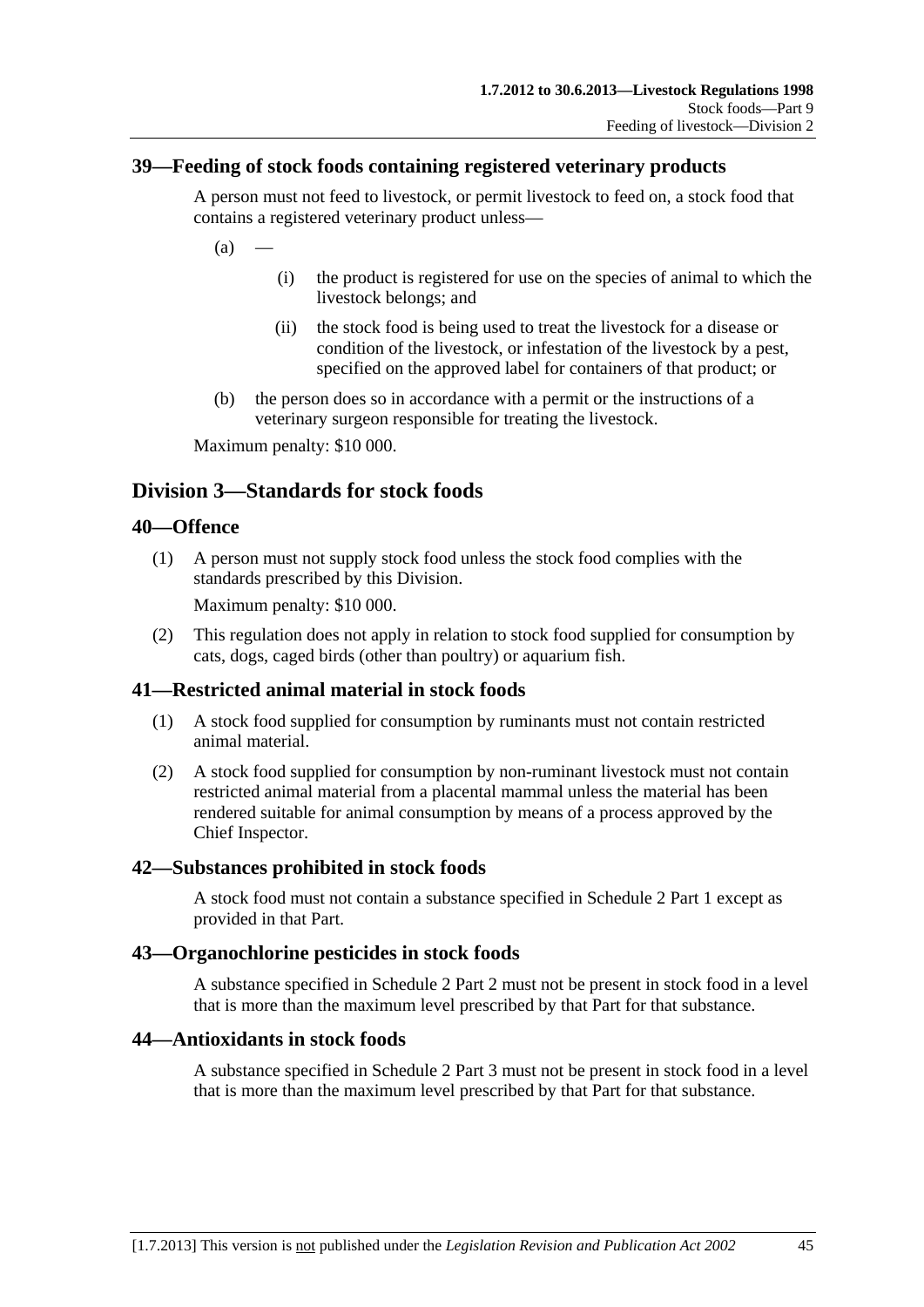## 39—Feeding of stock foods containing registered veterinary products

A person must not feed to livestock, or permit livestock to feed on, a stock food that contains a registered veterinary product unless—

(a) —

(i) the product is registered for use on the species of animal to which the livestock belongs; and

(ii) the stock food is being used to treat the livestock for a disease or condition of the livestock, or infestation of the livestock by a pest, specified on the approved label for containers of that product; or

(b) the person does so in accordance with a permit or the instructions of a veterinary surgeon responsible for treating the livestock.

Maximum penalty: $10 000.

# Division 3—Standards for stock foods

## 40—Offence

(1) A person must not supply stock food unless the stock food complies with the standards prescribed by this Division.

Maximum penalty: $10 000.

(2) This regulation does not apply in relation to stock food supplied for consumption by cats, dogs, caged birds (other than poultry) or aquarium fish.

## 41—Restricted animal material in stock foods

(1) A stock food supplied for consumption by ruminants must not contain restricted animal material.

(2) A stock food supplied for consumption by non-ruminant livestock must not contain restricted animal material from a placental mammal unless the material has been rendered suitable for animal consumption by means of a process approved by the Chief Inspector.

## 42—Substances prohibited in stock foods

A stock food must not contain a substance specified in Schedule 2 Part 1 except as provided in that Part.

## 43—Organochlorine pesticides in stock foods

A substance specified in Schedule 2 Part 2 must not be present in stock food in a level that is more than the maximum level prescribed by that Part for that substance.

## 44—Antioxidants in stock foods

A substance specified in Schedule 2 Part 3 must not be present in stock food in a level that is more than the maximum level prescribed by that Part for that substance.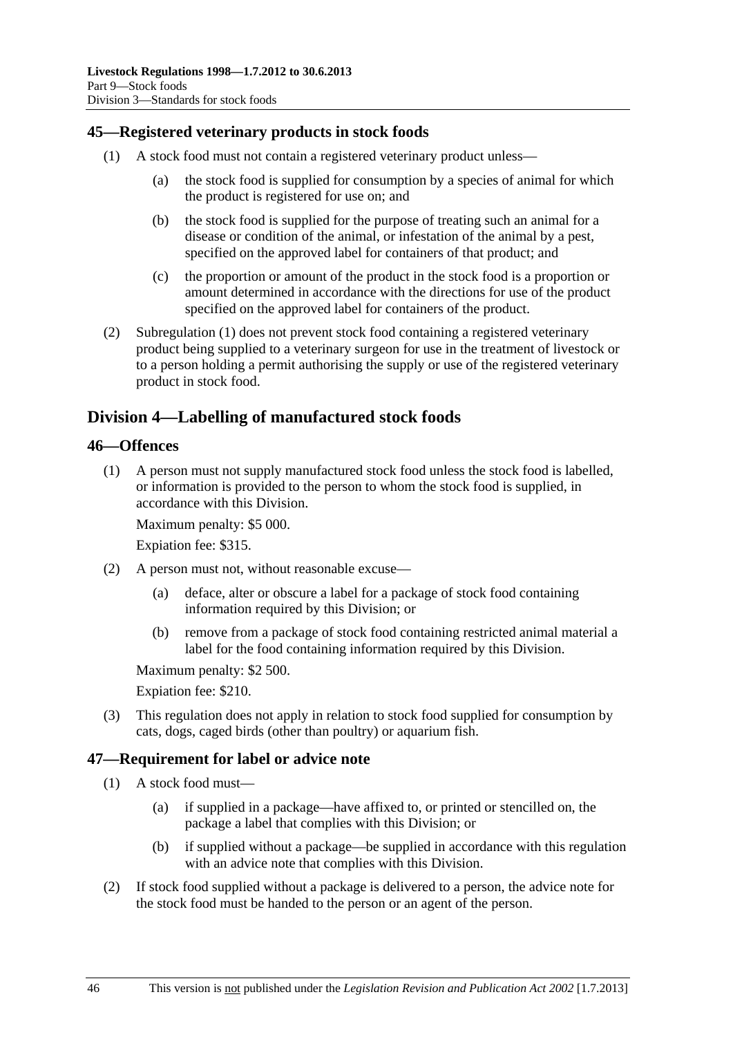### 45—Registered veterinary products in stock foods

(1) A stock food must not contain a registered veterinary product unless—

(a) the stock food is supplied for consumption by a species of animal for which the product is registered for use on; and

(b) the stock food is supplied for the purpose of treating such an animal for a disease or condition of the animal, or infestation of the animal by a pest, specified on the approved label for containers of that product; and

(c) the proportion or amount of the product in the stock food is a proportion or amount determined in accordance with the directions for use of the product specified on the approved label for containers of the product.

(2) Subregulation (1) does not prevent stock food containing a registered veterinary product being supplied to a veterinary surgeon for use in the treatment of livestock or to a person holding a permit authorising the supply or use of the registered veterinary product in stock food.

## Division 4—Labelling of manufactured stock foods

### 46—Offences

(1) A person must not supply manufactured stock food unless the stock food is labelled, or information is provided to the person to whom the stock food is supplied, in accordance with this Division.

Maximum penalty: $5 000.

Expiation fee: $315.

(2) A person must not, without reasonable excuse—

(a) deface, alter or obscure a label for a package of stock food containing information required by this Division; or

(b) remove from a package of stock food containing restricted animal material a label for the food containing information required by this Division.

Maximum penalty: $2 500.

Expiation fee: $210.

(3) This regulation does not apply in relation to stock food supplied for consumption by cats, dogs, caged birds (other than poultry) or aquarium fish.

### 47—Requirement for label or advice note

(1) A stock food must—

(a) if supplied in a package—have affixed to, or printed or stencilled on, the package a label that complies with this Division; or

(b) if supplied without a package—be supplied in accordance with this regulation with an advice note that complies with this Division.

(2) If stock food supplied without a package is delivered to a person, the advice note for the stock food must be handed to the person or an agent of the person.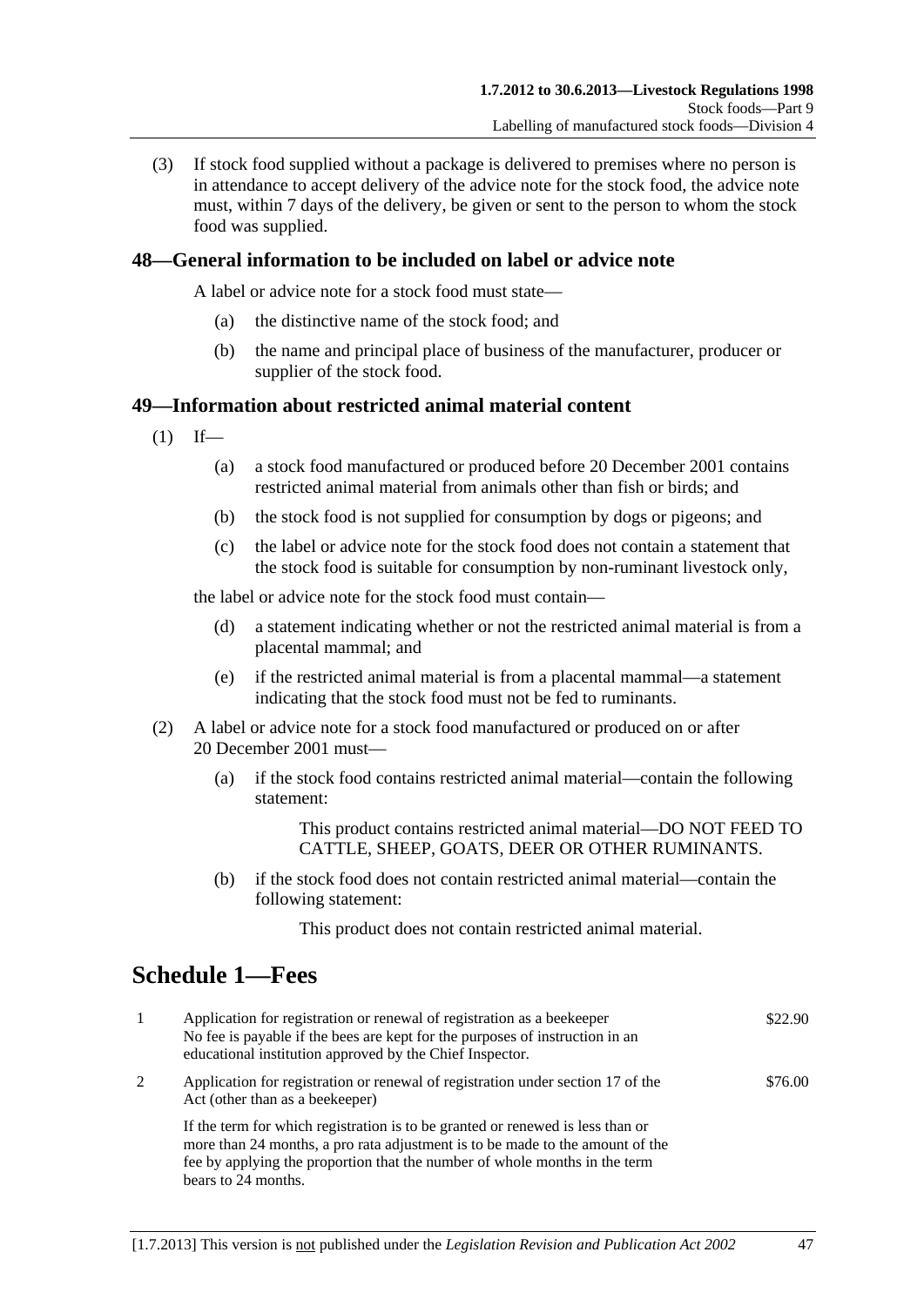(3) If stock food supplied without a package is delivered to premises where no person is in attendance to accept delivery of the advice note for the stock food, the advice note must, within 7 days of the delivery, be given or sent to the person to whom the stock food was supplied.

### 48—General information to be included on label or advice note

A label or advice note for a stock food must state—

(a) the distinctive name of the stock food; and

(b) the name and principal place of business of the manufacturer, producer or supplier of the stock food.

### 49—Information about restricted animal material content

(1) If—

(a) a stock food manufactured or produced before 20 December 2001 contains restricted animal material from animals other than fish or birds; and

(b) the stock food is not supplied for consumption by dogs or pigeons; and

(c) the label or advice note for the stock food does not contain a statement that the stock food is suitable for consumption by non-ruminant livestock only,

the label or advice note for the stock food must contain—

(d) a statement indicating whether or not the restricted animal material is from a placental mammal; and

(e) if the restricted animal material is from a placental mammal—a statement indicating that the stock food must not be fed to ruminants.

(2) A label or advice note for a stock food manufactured or produced on or after 20 December 2001 must—

(a) if the stock food contains restricted animal material—contain the following statement:

This product contains restricted animal material—DO NOT FEED TO CATTLE, SHEEP, GOATS, DEER OR OTHER RUMINANTS.

(b) if the stock food does not contain restricted animal material—contain the following statement:

This product does not contain restricted animal material.

## Schedule 1—Fees

| | | |
|---|---|---|
| 1 | Application for registration or renewal of registration as a beekeeper<br>No fee is payable if the bees are kept for the purposes of instruction in an educational institution approved by the Chief Inspector. | \$22.90 |
| 2 | Application for registration or renewal of registration under section 17 of the Act (other than as a beekeeper)<br><br>If the term for which registration is to be granted or renewed is less than or more than 24 months, a pro rata adjustment is to be made to the amount of the fee by applying the proportion that the number of whole months in the term bears to 24 months. | \$76.00 |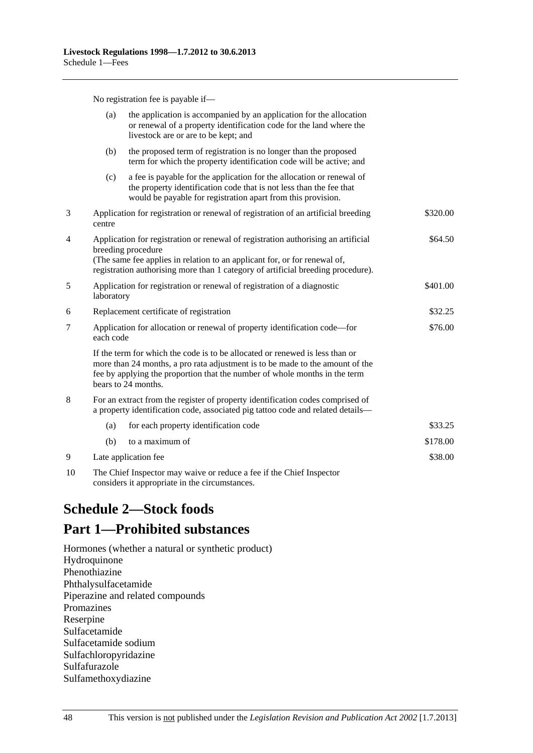No registration fee is payable if—

| | | | |
|---|---|---|---|
| | (a) | the application is accompanied by an application for the allocation or renewal of a property identification code for the land where the livestock are or are to be kept; and | |
| | (b) | the proposed term of registration is no longer than the proposed term for which the property identification code will be active; and | |
| | (c) | a fee is payable for the application for the allocation or renewal of the property identification code that is not less than the fee that would be payable for registration apart from this provision. | |
| 3 | Application for registration or renewal of registration of an artificial breeding centre | | \$320.00 |
| 4 | Application for registration or renewal of registration authorising an artificial breeding procedure (The same fee applies in relation to an applicant for, or for renewal of, registration authorising more than 1 category of artificial breeding procedure). | | \$64.50 |
| 5 | Application for registration or renewal of registration of a diagnostic laboratory | | \$401.00 |
| 6 | Replacement certificate of registration | | \$32.25 |
| 7 | Application for allocation or renewal of property identification code—for each code | | \$76.00 |
| | If the term for which the code is to be allocated or renewed is less than or more than 24 months, a pro rata adjustment is to be made to the amount of the fee by applying the proportion that the number of whole months in the term bears to 24 months. | | |
| 8 | For an extract from the register of property identification codes comprised of a property identification code, associated pig tattoo code and related details— | | |
| | (a) | for each property identification code | \$33.25 |
| | (b) | to a maximum of | \$178.00 |
| 9 | Late application fee | | \$38.00 |
| 10 | The Chief Inspector may waive or reduce a fee if the Chief Inspector considers it appropriate in the circumstances. | | |

# Schedule 2—Stock foods

## Part 1—Prohibited substances

Hormones (whether a natural or synthetic product)
Hydroquinone
Phenothiazine
Phthalysulfacetamide
Piperazine and related compounds
Promazines
Reserpine
Sulfacetamide
Sulfacetamide sodium
Sulfachloropyridazine
Sulfafurazole
Sulfamethoxydiazine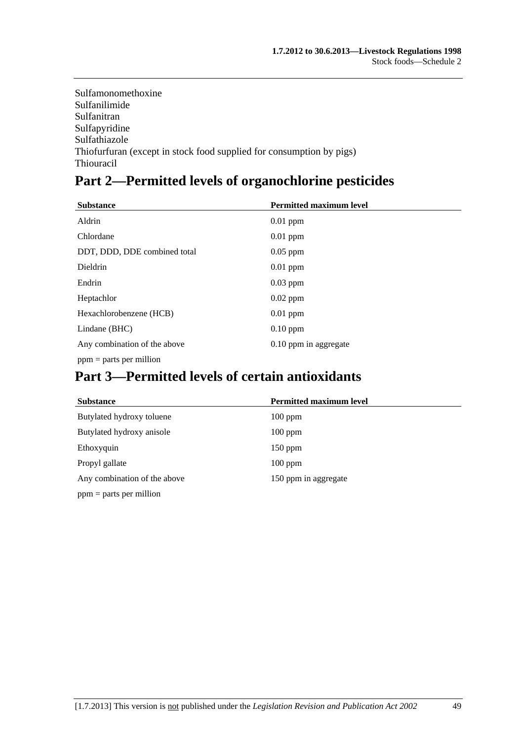Sulfamonomethoxine
Sulfanilimide
Sulfanitran
Sulfapyridine
Sulfathiazole
Thiofurfuran (except in stock food supplied for consumption by pigs)
Thiouracil

## Part 2—Permitted levels of organochlorine pesticides

| Substance | Permitted maximum level |
|---|---|
| Aldrin | 0.01 ppm |
| Chlordane | 0.01 ppm |
| DDT, DDD, DDE combined total | 0.05 ppm |
| Dieldrin | 0.01 ppm |
| Endrin | 0.03 ppm |
| Heptachlor | 0.02 ppm |
| Hexachlorobenzene (HCB) | 0.01 ppm |
| Lindane (BHC) | 0.10 ppm |
| Any combination of the above | 0.10 ppm in aggregate |

ppm = parts per million

## Part 3—Permitted levels of certain antioxidants

| Substance | Permitted maximum level |
|---|---|
| Butylated hydroxy toluene | 100 ppm |
| Butylated hydroxy anisole | 100 ppm |
| Ethoxyquin | 150 ppm |
| Propyl gallate | 100 ppm |
| Any combination of the above | 150 ppm in aggregate |

ppm = parts per million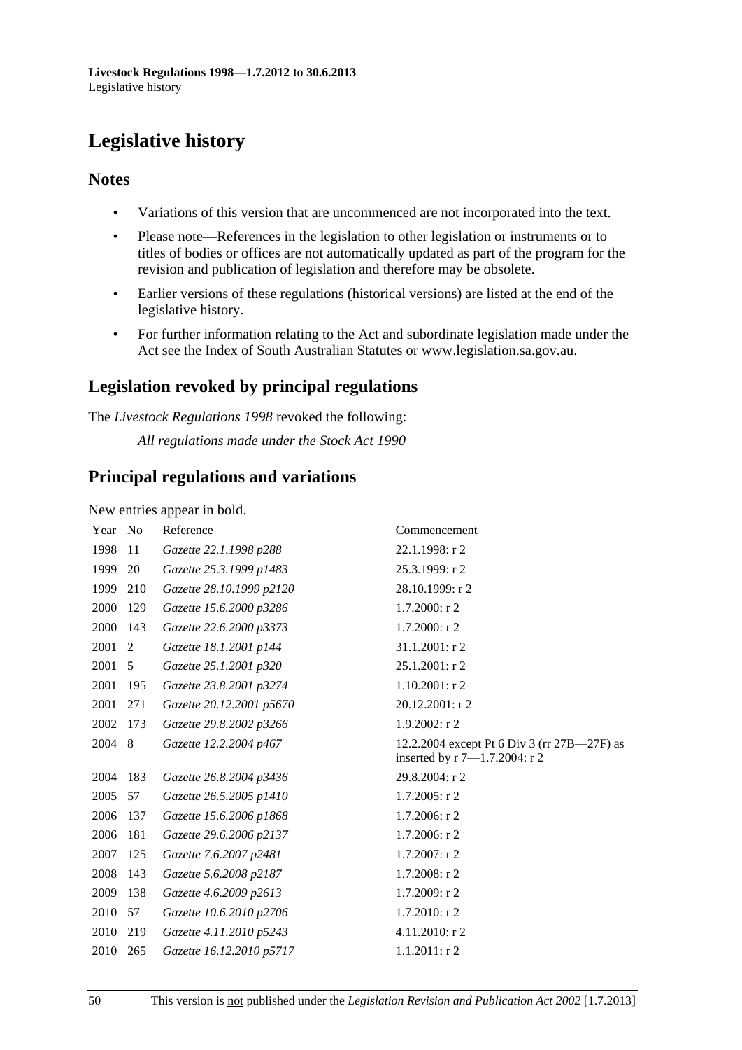# Legislative history

## Notes

- Variations of this version that are uncommenced are not incorporated into the text.
- Please note—References in the legislation to other legislation or instruments or to titles of bodies or offices are not automatically updated as part of the program for the revision and publication of legislation and therefore may be obsolete.
- Earlier versions of these regulations (historical versions) are listed at the end of the legislative history.
- For further information relating to the Act and subordinate legislation made under the Act see the Index of South Australian Statutes or www.legislation.sa.gov.au.

## Legislation revoked by principal regulations

The *Livestock Regulations 1998* revoked the following:

*All regulations made under the Stock Act 1990*

## Principal regulations and variations

New entries appear in bold.

| Year | No | Reference | Commencement |
|---|---|---|---|
| 1998 | 11 | *Gazette 22.1.1998 p288* | 22.1.1998: r 2 |
| 1999 | 20 | *Gazette 25.3.1999 p1483* | 25.3.1999: r 2 |
| 1999 | 210 | *Gazette 28.10.1999 p2120* | 28.10.1999: r 2 |
| 2000 | 129 | *Gazette 15.6.2000 p3286* | 1.7.2000: r 2 |
| 2000 | 143 | *Gazette 22.6.2000 p3373* | 1.7.2000: r 2 |
| 2001 | 2 | *Gazette 18.1.2001 p144* | 31.1.2001: r 2 |
| 2001 | 5 | *Gazette 25.1.2001 p320* | 25.1.2001: r 2 |
| 2001 | 195 | *Gazette 23.8.2001 p3274* | 1.10.2001: r 2 |
| 2001 | 271 | *Gazette 20.12.2001 p5670* | 20.12.2001: r 2 |
| 2002 | 173 | *Gazette 29.8.2002 p3266* | 1.9.2002: r 2 |
| 2004 | 8 | *Gazette 12.2.2004 p467* | 12.2.2004 except Pt 6 Div 3 (rr 27B—27F) as inserted by r 7—1.7.2004: r 2 |
| 2004 | 183 | *Gazette 26.8.2004 p3436* | 29.8.2004: r 2 |
| 2005 | 57 | *Gazette 26.5.2005 p1410* | 1.7.2005: r 2 |
| 2006 | 137 | *Gazette 15.6.2006 p1868* | 1.7.2006: r 2 |
| 2006 | 181 | *Gazette 29.6.2006 p2137* | 1.7.2006: r 2 |
| 2007 | 125 | *Gazette 7.6.2007 p2481* | 1.7.2007: r 2 |
| 2008 | 143 | *Gazette 5.6.2008 p2187* | 1.7.2008: r 2 |
| 2009 | 138 | *Gazette 4.6.2009 p2613* | 1.7.2009: r 2 |
| 2010 | 57 | *Gazette 10.6.2010 p2706* | 1.7.2010: r 2 |
| 2010 | 219 | *Gazette 4.11.2010 p5243* | 4.11.2010: r 2 |
| 2010 | 265 | *Gazette 16.12.2010 p5717* | 1.1.2011: r 2 |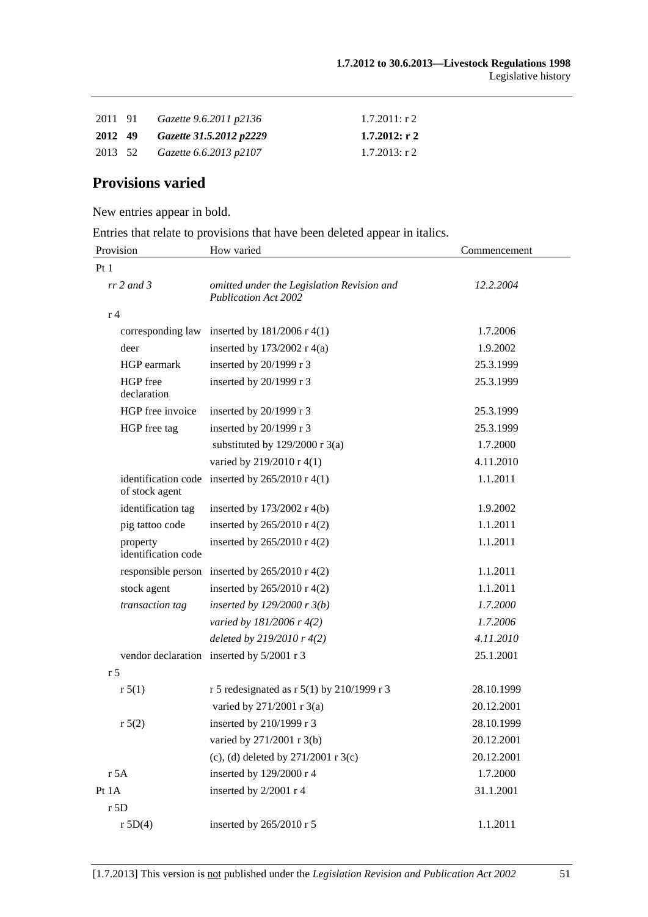| | | | |
|---|---|---|---|
| 2011 | 91 | *Gazette 9.6.2011 p2136* | 1.7.2011: r 2 |
| **2012** | **49** | ***Gazette 31.5.2012 p2229*** | **1.7.2012: r 2** |
| 2013 | 52 | *Gazette 6.6.2013 p2107* | 1.7.2013: r 2 |

## Provisions varied

New entries appear in bold.

Entries that relate to provisions that have been deleted appear in italics.

| Provision | | How varied | Commencement |
|---|---|---|---|
| Pt 1 | | | |
| *rr 2 and 3* | | *omitted under the Legislation Revision and Publication Act 2002* | *12.2.2004* |
| r 4 | | | |
| | corresponding law | inserted by 181/2006 r 4(1) | 1.7.2006 |
| | deer | inserted by 173/2002 r 4(a) | 1.9.2002 |
| | HGP earmark | inserted by 20/1999 r 3 | 25.3.1999 |
| | HGP free declaration | inserted by 20/1999 r 3 | 25.3.1999 |
| | HGP free invoice | inserted by 20/1999 r 3 | 25.3.1999 |
| | HGP free tag | inserted by 20/1999 r 3 | 25.3.1999 |
| | | substituted by 129/2000 r 3(a) | 1.7.2000 |
| | | varied by 219/2010 r 4(1) | 4.11.2010 |
| | identification code of stock agent | inserted by 265/2010 r 4(1) | 1.1.2011 |
| | identification tag | inserted by 173/2002 r 4(b) | 1.9.2002 |
| | pig tattoo code | inserted by 265/2010 r 4(2) | 1.1.2011 |
| | property identification code | inserted by 265/2010 r 4(2) | 1.1.2011 |
| | responsible person | inserted by 265/2010 r 4(2) | 1.1.2011 |
| | stock agent | inserted by 265/2010 r 4(2) | 1.1.2011 |
| | *transaction tag* | *inserted by 129/2000 r 3(b)* | *1.7.2000* |
| | | *varied by 181/2006 r 4(2)* | *1.7.2006* |
| | | *deleted by 219/2010 r 4(2)* | *4.11.2010* |
| | vendor declaration | inserted by 5/2001 r 3 | 25.1.2001 |
| r 5 | | | |
| r 5(1) | | r 5 redesignated as r 5(1) by 210/1999 r 3 | 28.10.1999 |
| | | varied by 271/2001 r 3(a) | 20.12.2001 |
| r 5(2) | | inserted by 210/1999 r 3 | 28.10.1999 |
| | | varied by 271/2001 r 3(b) | 20.12.2001 |
| | | (c), (d) deleted by 271/2001 r 3(c) | 20.12.2001 |
| r 5A | | inserted by 129/2000 r 4 | 1.7.2000 |
| Pt 1A | | inserted by 2/2001 r 4 | 31.1.2001 |
| r 5D | | | |
| r 5D(4) | | inserted by 265/2010 r 5 | 1.1.2011 |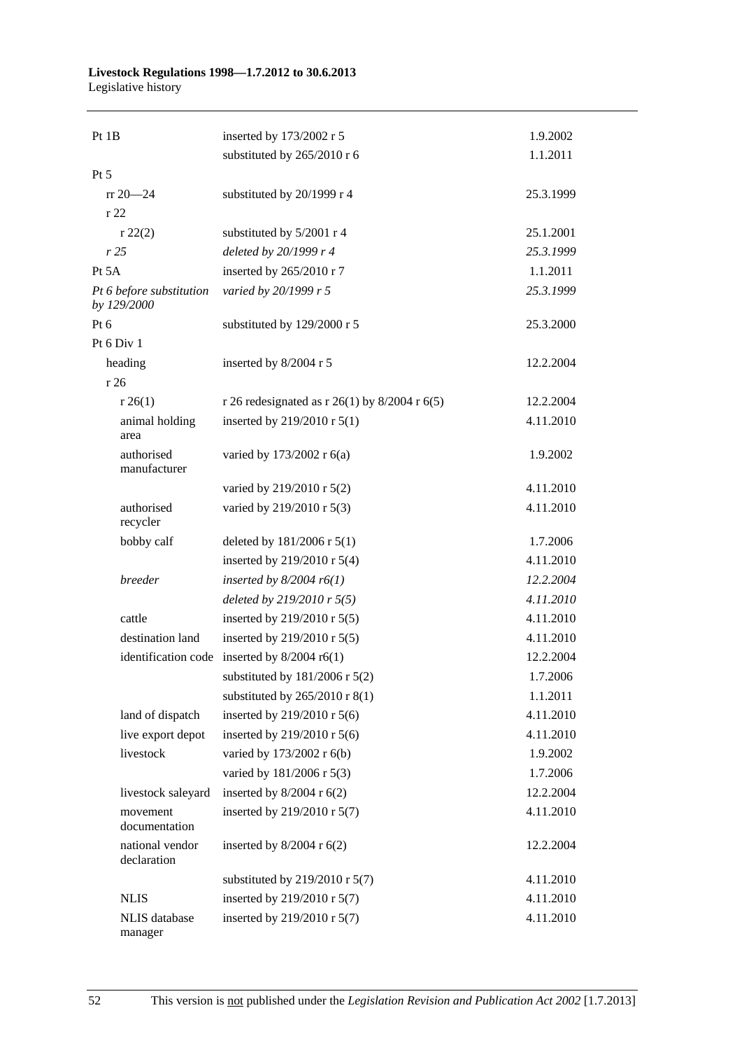| Provision | How varied | Commencement |
|---|---|---|
| Pt 1B | inserted by 173/2002 r 5 | 1.9.2002 |
| | substituted by 265/2010 r 6 | 1.1.2011 |
| Pt 5 | | |
| rr 20—24 | substituted by 20/1999 r 4 | 25.3.1999 |
| r 22 | | |
| r 22(2) | substituted by 5/2001 r 4 | 25.1.2001 |
| *r 25* | *deleted by 20/1999 r 4* | *25.3.1999* |
| Pt 5A | inserted by 265/2010 r 7 | 1.1.2011 |
| *Pt 6 before substitution by 129/2000* | *varied by 20/1999 r 5* | *25.3.1999* |
| Pt 6 | substituted by 129/2000 r 5 | 25.3.2000 |
| Pt 6 Div 1 | | |
| heading | inserted by 8/2004 r 5 | 12.2.2004 |
| r 26 | | |
| r 26(1) | r 26 redesignated as r 26(1) by 8/2004 r 6(5) | 12.2.2004 |
| animal holding area | inserted by 219/2010 r 5(1) | 4.11.2010 |
| authorised manufacturer | varied by 173/2002 r 6(a) | 1.9.2002 |
| | varied by 219/2010 r 5(2) | 4.11.2010 |
| authorised recycler | varied by 219/2010 r 5(3) | 4.11.2010 |
| bobby calf | deleted by 181/2006 r 5(1) | 1.7.2006 |
| | inserted by 219/2010 r 5(4) | 4.11.2010 |
| *breeder* | *inserted by 8/2004 r6(1)* | *12.2.2004* |
| | *deleted by 219/2010 r 5(5)* | *4.11.2010* |
| cattle | inserted by 219/2010 r 5(5) | 4.11.2010 |
| destination land | inserted by 219/2010 r 5(5) | 4.11.2010 |
| identification code | inserted by 8/2004 r6(1) | 12.2.2004 |
| | substituted by 181/2006 r 5(2) | 1.7.2006 |
| | substituted by 265/2010 r 8(1) | 1.1.2011 |
| land of dispatch | inserted by 219/2010 r 5(6) | 4.11.2010 |
| live export depot | inserted by 219/2010 r 5(6) | 4.11.2010 |
| livestock | varied by 173/2002 r 6(b) | 1.9.2002 |
| | varied by 181/2006 r 5(3) | 1.7.2006 |
| livestock saleyard | inserted by 8/2004 r 6(2) | 12.2.2004 |
| movement documentation | inserted by 219/2010 r 5(7) | 4.11.2010 |
| national vendor declaration | inserted by 8/2004 r 6(2) | 12.2.2004 |
| | substituted by 219/2010 r 5(7) | 4.11.2010 |
| NLIS | inserted by 219/2010 r 5(7) | 4.11.2010 |
| NLIS database manager | inserted by 219/2010 r 5(7) | 4.11.2010 |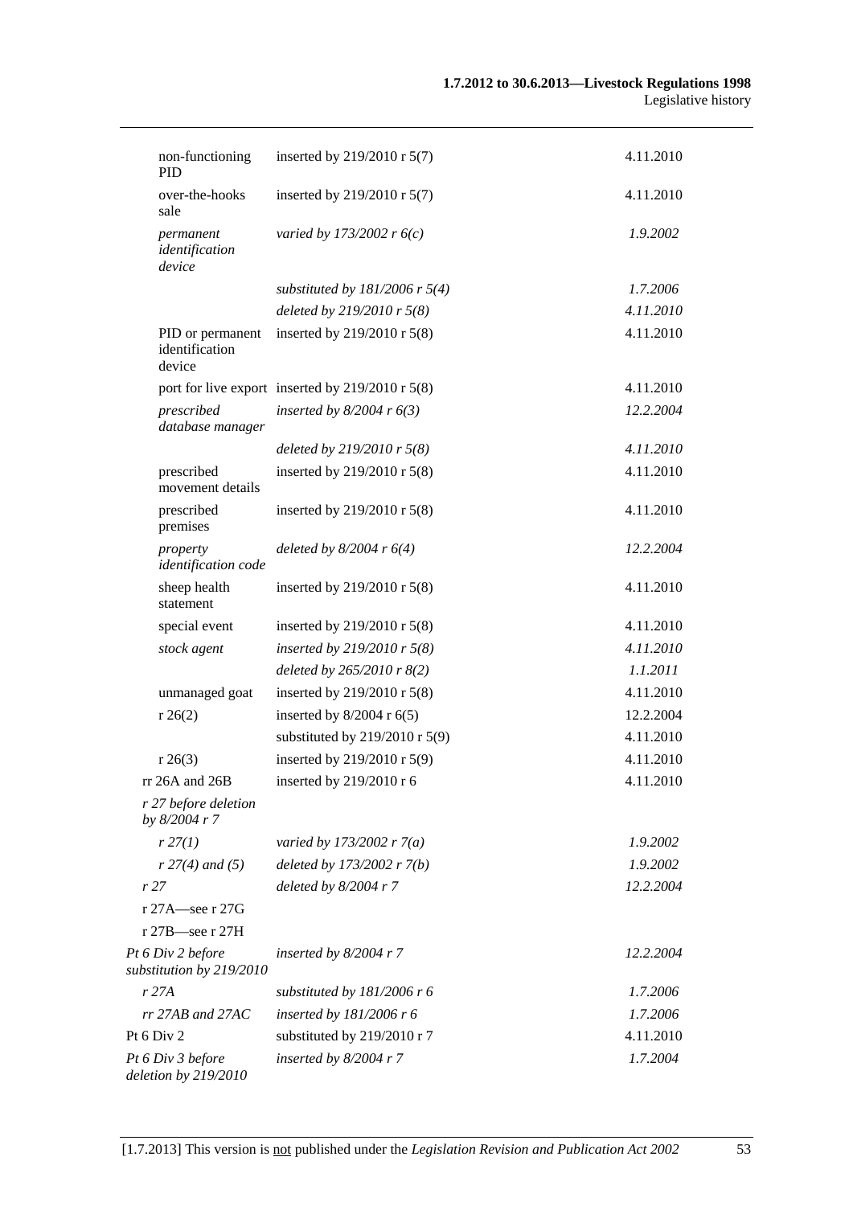| | | |
|---|---|---|
| non-functioning PID | inserted by 219/2010 r 5(7) | 4.11.2010 |
| over-the-hooks sale | inserted by 219/2010 r 5(7) | 4.11.2010 |
| *permanent identification device* | *varied by 173/2002 r 6(c)* | *1.9.2002* |
| | *substituted by 181/2006 r 5(4)* | *1.7.2006* |
| | *deleted by 219/2010 r 5(8)* | *4.11.2010* |
| PID or permanent identification device | inserted by 219/2010 r 5(8) | 4.11.2010 |
| port for live export | inserted by 219/2010 r 5(8) | 4.11.2010 |
| *prescribed database manager* | *inserted by 8/2004 r 6(3)* | *12.2.2004* |
| | *deleted by 219/2010 r 5(8)* | *4.11.2010* |
| prescribed movement details | inserted by 219/2010 r 5(8) | 4.11.2010 |
| prescribed premises | inserted by 219/2010 r 5(8) | 4.11.2010 |
| *property identification code* | *deleted by 8/2004 r 6(4)* | *12.2.2004* |
| sheep health statement | inserted by 219/2010 r 5(8) | 4.11.2010 |
| special event | inserted by 219/2010 r 5(8) | 4.11.2010 |
| *stock agent* | *inserted by 219/2010 r 5(8)* | *4.11.2010* |
| | *deleted by 265/2010 r 8(2)* | *1.1.2011* |
| unmanaged goat | inserted by 219/2010 r 5(8) | 4.11.2010 |
| r 26(2) | inserted by 8/2004 r 6(5) | 12.2.2004 |
| | substituted by 219/2010 r 5(9) | 4.11.2010 |
| r 26(3) | inserted by 219/2010 r 5(9) | 4.11.2010 |
| rr 26A and 26B | inserted by 219/2010 r 6 | 4.11.2010 |
| *r 27 before deletion by 8/2004 r 7* | | |
| *r 27(1)* | *varied by 173/2002 r 7(a)* | *1.9.2002* |
| *r 27(4) and (5)* | *deleted by 173/2002 r 7(b)* | *1.9.2002* |
| *r 27* | *deleted by 8/2004 r 7* | *12.2.2004* |
| r 27A—see r 27G | | |
| r 27B—see r 27H | | |
| *Pt 6 Div 2 before substitution by 219/2010* | *inserted by 8/2004 r 7* | *12.2.2004* |
| *r 27A* | *substituted by 181/2006 r 6* | *1.7.2006* |
| *rr 27AB and 27AC* | *inserted by 181/2006 r 6* | *1.7.2006* |
| Pt 6 Div 2 | substituted by 219/2010 r 7 | 4.11.2010 |
| *Pt 6 Div 3 before deletion by 219/2010* | *inserted by 8/2004 r 7* | *1.7.2004* |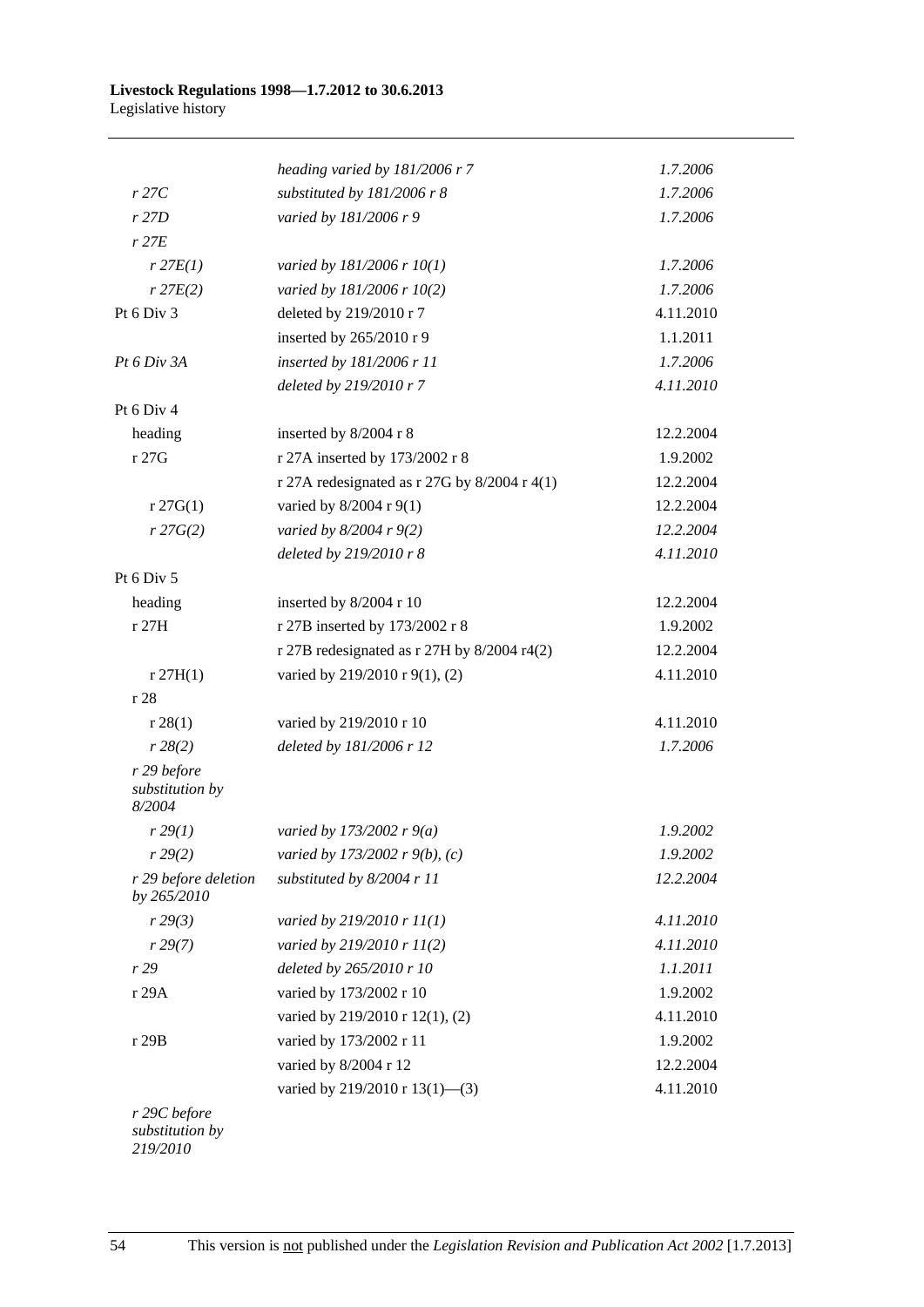| | | |
|---|---|---|
| | *heading varied by 181/2006 r 7* | *1.7.2006* |
| *r 27C* | *substituted by 181/2006 r 8* | *1.7.2006* |
| *r 27D* | *varied by 181/2006 r 9* | *1.7.2006* |
| *r 27E* | | |
| *r 27E(1)* | *varied by 181/2006 r 10(1)* | *1.7.2006* |
| *r 27E(2)* | *varied by 181/2006 r 10(2)* | *1.7.2006* |
| Pt 6 Div 3 | deleted by 219/2010 r 7 | 4.11.2010 |
| | inserted by 265/2010 r 9 | 1.1.2011 |
| *Pt 6 Div 3A* | *inserted by 181/2006 r 11* | *1.7.2006* |
| | *deleted by 219/2010 r 7* | *4.11.2010* |
| Pt 6 Div 4 | | |
| heading | inserted by 8/2004 r 8 | 12.2.2004 |
| r 27G | r 27A inserted by 173/2002 r 8 | 1.9.2002 |
| | r 27A redesignated as r 27G by 8/2004 r 4(1) | 12.2.2004 |
| r 27G(1) | varied by 8/2004 r 9(1) | 12.2.2004 |
| *r 27G(2)* | *varied by 8/2004 r 9(2)* | *12.2.2004* |
| | *deleted by 219/2010 r 8* | *4.11.2010* |
| Pt 6 Div 5 | | |
| heading | inserted by 8/2004 r 10 | 12.2.2004 |
| r 27H | r 27B inserted by 173/2002 r 8 | 1.9.2002 |
| | r 27B redesignated as r 27H by 8/2004 r4(2) | 12.2.2004 |
| r 27H(1) | varied by 219/2010 r 9(1), (2) | 4.11.2010 |
| r 28 | | |
| r 28(1) | varied by 219/2010 r 10 | 4.11.2010 |
| *r 28(2)* | *deleted by 181/2006 r 12* | *1.7.2006* |
| *r 29 before substitution by 8/2004* | | |
| *r 29(1)* | *varied by 173/2002 r 9(a)* | *1.9.2002* |
| *r 29(2)* | *varied by 173/2002 r 9(b), (c)* | *1.9.2002* |
| *r 29 before deletion by 265/2010* | *substituted by 8/2004 r 11* | *12.2.2004* |
| *r 29(3)* | *varied by 219/2010 r 11(1)* | *4.11.2010* |
| *r 29(7)* | *varied by 219/2010 r 11(2)* | *4.11.2010* |
| *r 29* | *deleted by 265/2010 r 10* | *1.1.2011* |
| r 29A | varied by 173/2002 r 10 | 1.9.2002 |
| | varied by 219/2010 r 12(1), (2) | 4.11.2010 |
| r 29B | varied by 173/2002 r 11 | 1.9.2002 |
| | varied by 8/2004 r 12 | 12.2.2004 |
| | varied by 219/2010 r 13(1)—(3) | 4.11.2010 |
| *r 29C before substitution by 219/2010* | | |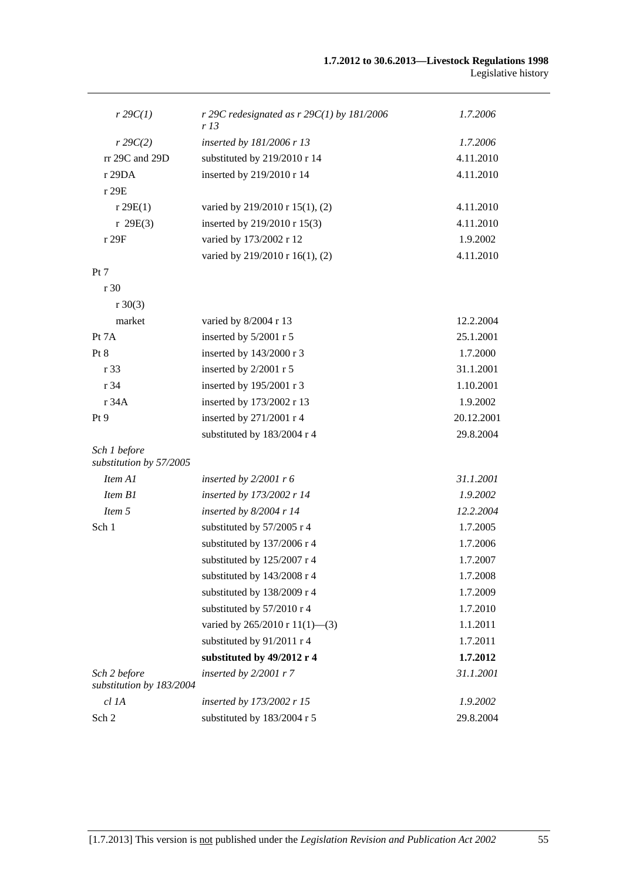| | | |
|---|---|---|
| *r 29C(1)* | *r 29C redesignated as r 29C(1) by 181/2006 r 13* | *1.7.2006* |
| *r 29C(2)* | *inserted by 181/2006 r 13* | *1.7.2006* |
| rr 29C and 29D | substituted by 219/2010 r 14 | 4.11.2010 |
| r 29DA | inserted by 219/2010 r 14 | 4.11.2010 |
| r 29E | | |
| r 29E(1) | varied by 219/2010 r 15(1), (2) | 4.11.2010 |
| r 29E(3) | inserted by 219/2010 r 15(3) | 4.11.2010 |
| r 29F | varied by 173/2002 r 12 | 1.9.2002 |
| | varied by 219/2010 r 16(1), (2) | 4.11.2010 |
| Pt 7 | | |
| r 30 | | |
| r 30(3) | | |
| market | varied by 8/2004 r 13 | 12.2.2004 |
| Pt 7A | inserted by 5/2001 r 5 | 25.1.2001 |
| Pt 8 | inserted by 143/2000 r 3 | 1.7.2000 |
| r 33 | inserted by 2/2001 r 5 | 31.1.2001 |
| r 34 | inserted by 195/2001 r 3 | 1.10.2001 |
| r 34A | inserted by 173/2002 r 13 | 1.9.2002 |
| Pt 9 | inserted by 271/2001 r 4 | 20.12.2001 |
| | substituted by 183/2004 r 4 | 29.8.2004 |
| *Sch 1 before substitution by 57/2005* | | |
| *Item A1* | *inserted by 2/2001 r 6* | *31.1.2001* |
| *Item B1* | *inserted by 173/2002 r 14* | *1.9.2002* |
| *Item 5* | *inserted by 8/2004 r 14* | *12.2.2004* |
| Sch 1 | substituted by 57/2005 r 4 | 1.7.2005 |
| | substituted by 137/2006 r 4 | 1.7.2006 |
| | substituted by 125/2007 r 4 | 1.7.2007 |
| | substituted by 143/2008 r 4 | 1.7.2008 |
| | substituted by 138/2009 r 4 | 1.7.2009 |
| | substituted by 57/2010 r 4 | 1.7.2010 |
| | varied by 265/2010 r 11(1)—(3) | 1.1.2011 |
| | substituted by 91/2011 r 4 | 1.7.2011 |
| | **substituted by 49/2012 r 4** | **1.7.2012** |
| *Sch 2 before substitution by 183/2004* | *inserted by 2/2001 r 7* | *31.1.2001* |
| *cl 1A* | *inserted by 173/2002 r 15* | *1.9.2002* |
| Sch 2 | substituted by 183/2004 r 5 | 29.8.2004 |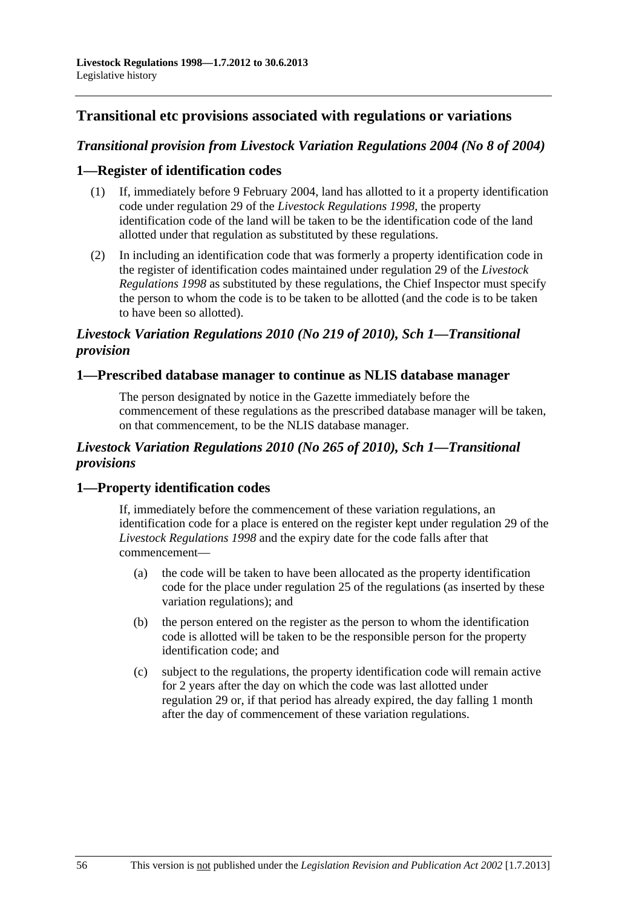## Transitional etc provisions associated with regulations or variations

### *Transitional provision from Livestock Variation Regulations 2004 (No 8 of 2004)*

### 1—Register of identification codes

(1) If, immediately before 9 February 2004, land has allotted to it a property identification code under regulation 29 of the *Livestock Regulations 1998*, the property identification code of the land will be taken to be the identification code of the land allotted under that regulation as substituted by these regulations.

(2) In including an identification code that was formerly a property identification code in the register of identification codes maintained under regulation 29 of the *Livestock Regulations 1998* as substituted by these regulations, the Chief Inspector must specify the person to whom the code is to be taken to be allotted (and the code is to be taken to have been so allotted).

### *Livestock Variation Regulations 2010 (No 219 of 2010), Sch 1—Transitional provision*

### 1—Prescribed database manager to continue as NLIS database manager

The person designated by notice in the Gazette immediately before the commencement of these regulations as the prescribed database manager will be taken, on that commencement, to be the NLIS database manager.

### *Livestock Variation Regulations 2010 (No 265 of 2010), Sch 1—Transitional provisions*

### 1—Property identification codes

If, immediately before the commencement of these variation regulations, an identification code for a place is entered on the register kept under regulation 29 of the *Livestock Regulations 1998* and the expiry date for the code falls after that commencement—

(a) the code will be taken to have been allocated as the property identification code for the place under regulation 25 of the regulations (as inserted by these variation regulations); and

(b) the person entered on the register as the person to whom the identification code is allotted will be taken to be the responsible person for the property identification code; and

(c) subject to the regulations, the property identification code will remain active for 2 years after the day on which the code was last allotted under regulation 29 or, if that period has already expired, the day falling 1 month after the day of commencement of these variation regulations.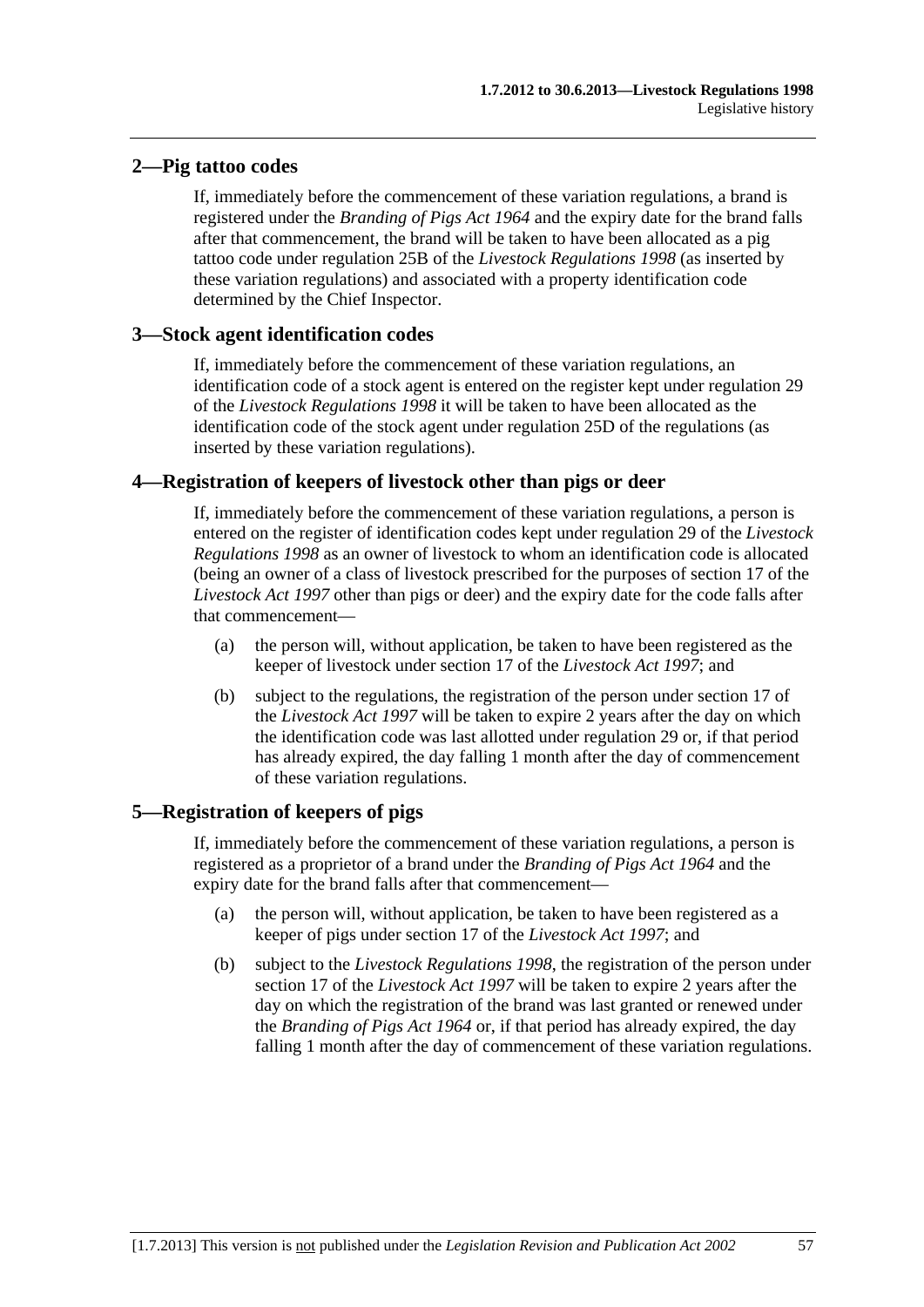## 2—Pig tattoo codes

If, immediately before the commencement of these variation regulations, a brand is registered under the *Branding of Pigs Act 1964* and the expiry date for the brand falls after that commencement, the brand will be taken to have been allocated as a pig tattoo code under regulation 25B of the *Livestock Regulations 1998* (as inserted by these variation regulations) and associated with a property identification code determined by the Chief Inspector.

## 3—Stock agent identification codes

If, immediately before the commencement of these variation regulations, an identification code of a stock agent is entered on the register kept under regulation 29 of the *Livestock Regulations 1998* it will be taken to have been allocated as the identification code of the stock agent under regulation 25D of the regulations (as inserted by these variation regulations).

## 4—Registration of keepers of livestock other than pigs or deer

If, immediately before the commencement of these variation regulations, a person is entered on the register of identification codes kept under regulation 29 of the *Livestock Regulations 1998* as an owner of livestock to whom an identification code is allocated (being an owner of a class of livestock prescribed for the purposes of section 17 of the *Livestock Act 1997* other than pigs or deer) and the expiry date for the code falls after that commencement—

(a) the person will, without application, be taken to have been registered as the keeper of livestock under section 17 of the *Livestock Act 1997*; and

(b) subject to the regulations, the registration of the person under section 17 of the *Livestock Act 1997* will be taken to expire 2 years after the day on which the identification code was last allotted under regulation 29 or, if that period has already expired, the day falling 1 month after the day of commencement of these variation regulations.

## 5—Registration of keepers of pigs

If, immediately before the commencement of these variation regulations, a person is registered as a proprietor of a brand under the *Branding of Pigs Act 1964* and the expiry date for the brand falls after that commencement—

(a) the person will, without application, be taken to have been registered as a keeper of pigs under section 17 of the *Livestock Act 1997*; and

(b) subject to the *Livestock Regulations 1998*, the registration of the person under section 17 of the *Livestock Act 1997* will be taken to expire 2 years after the day on which the registration of the brand was last granted or renewed under the *Branding of Pigs Act 1964* or, if that period has already expired, the day falling 1 month after the day of commencement of these variation regulations.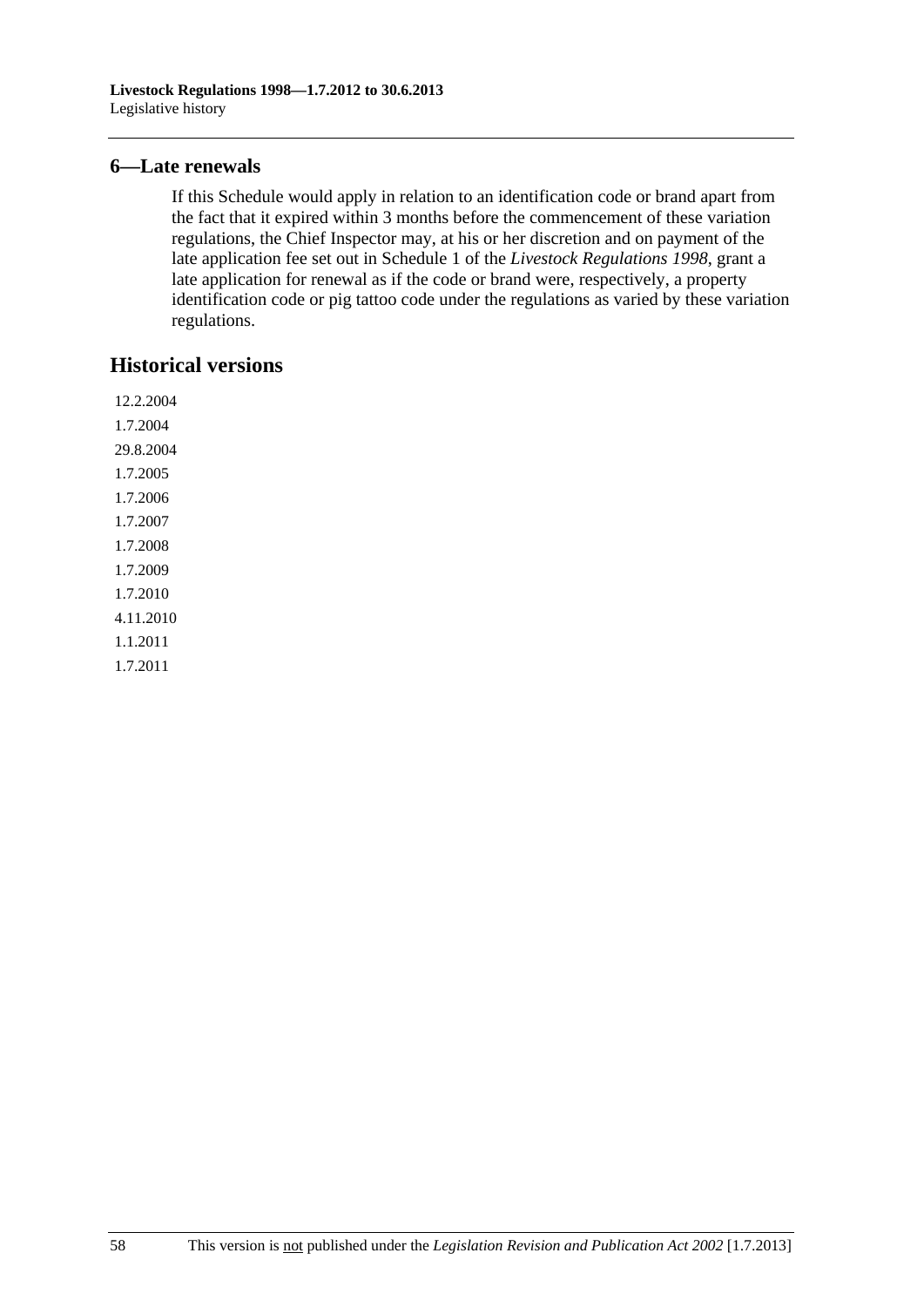## 6—Late renewals

If this Schedule would apply in relation to an identification code or brand apart from the fact that it expired within 3 months before the commencement of these variation regulations, the Chief Inspector may, at his or her discretion and on payment of the late application fee set out in Schedule 1 of the *Livestock Regulations 1998*, grant a late application for renewal as if the code or brand were, respectively, a property identification code or pig tattoo code under the regulations as varied by these variation regulations.

# Historical versions

12.2.2004

1.7.2004

29.8.2004

1.7.2005

1.7.2006

1.7.2007

1.7.2008

1.7.2009

1.7.2010

4.11.2010

1.1.2011

1.7.2011